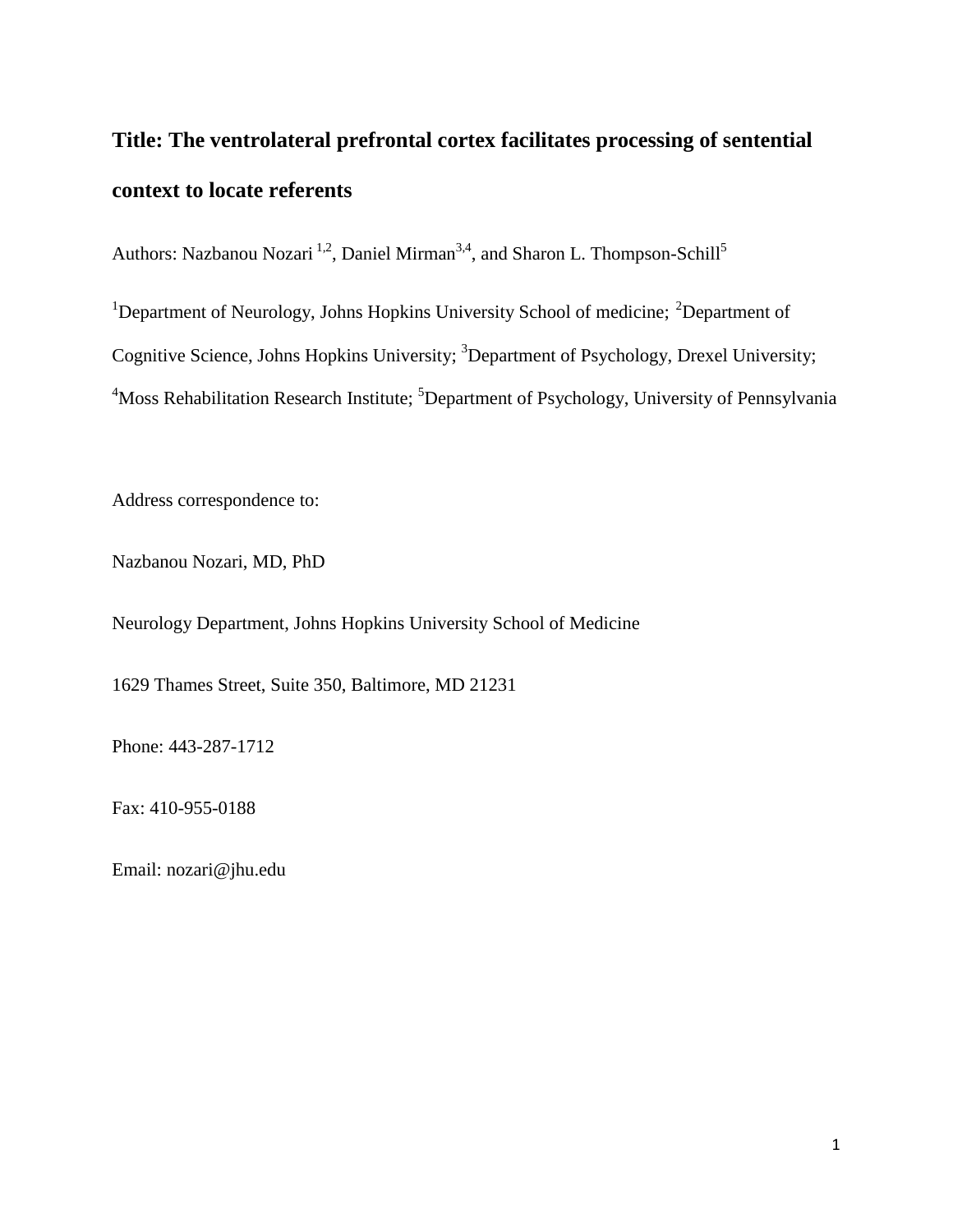# Title: The ventrolateral prefrontal cortex facilitates processing of sentential context to locate referents

Authors: Nazbanou Nozari [1,2], Daniel Mirman[3,4], and Sharon L. Thompson-Schill[5]

[1]Department of Neurology, Johns Hopkins University School of medicine; [2]Department of Cognitive Science, Johns Hopkins University; [3]Department of Psychology, Drexel University; [4]Moss Rehabilitation Research Institute; [5]Department of Psychology, University of Pennsylvania

Address correspondence to:

Nazbanou Nozari, MD, PhD

Neurology Department, Johns Hopkins University School of Medicine

1629 Thames Street, Suite 350, Baltimore, MD 21231

Phone: 443-287-1712

Fax: 410-955-0188

Email: nozari@jhu.edu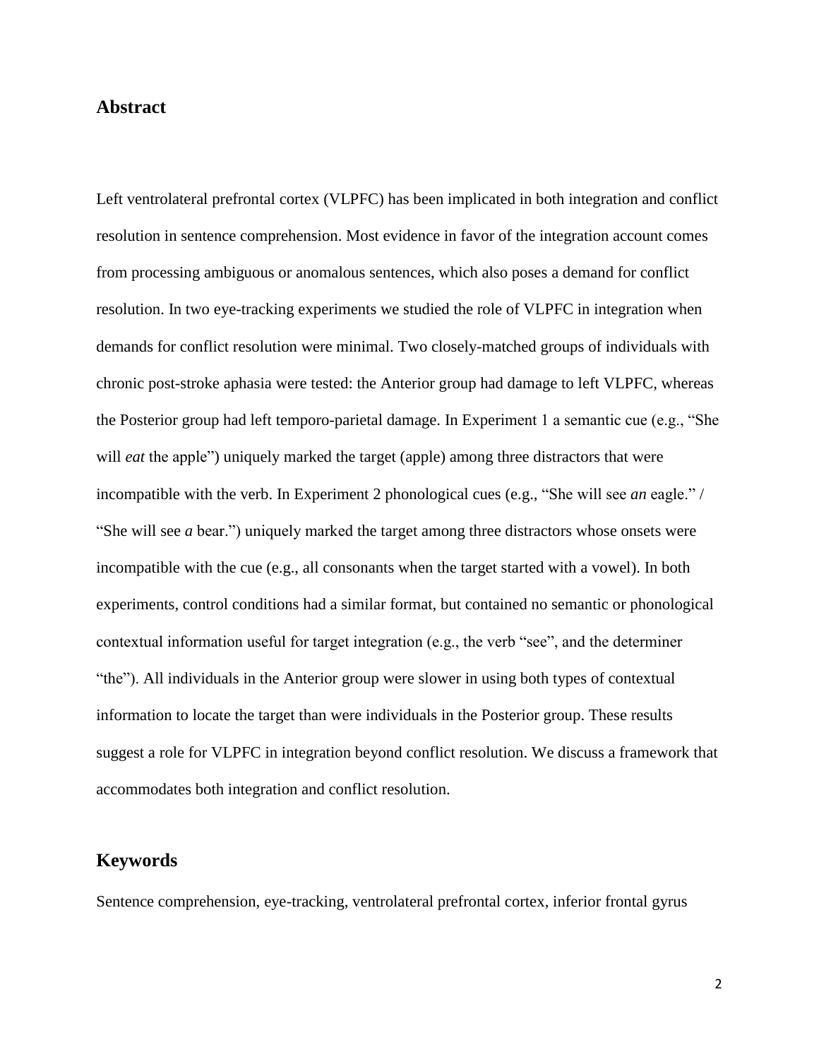## Abstract

Left ventrolateral prefrontal cortex (VLPFC) has been implicated in both integration and conflict resolution in sentence comprehension. Most evidence in favor of the integration account comes from processing ambiguous or anomalous sentences, which also poses a demand for conflict resolution. In two eye-tracking experiments we studied the role of VLPFC in integration when demands for conflict resolution were minimal. Two closely-matched groups of individuals with chronic post-stroke aphasia were tested: the Anterior group had damage to left VLPFC, whereas the Posterior group had left temporo-parietal damage. In Experiment 1 a semantic cue (e.g., "She will *eat* the apple") uniquely marked the target (apple) among three distractors that were incompatible with the verb. In Experiment 2 phonological cues (e.g., "She will see *an* eagle." / "She will see *a* bear.") uniquely marked the target among three distractors whose onsets were incompatible with the cue (e.g., all consonants when the target started with a vowel). In both experiments, control conditions had a similar format, but contained no semantic or phonological contextual information useful for target integration (e.g., the verb "see", and the determiner "the"). All individuals in the Anterior group were slower in using both types of contextual information to locate the target than were individuals in the Posterior group. These results suggest a role for VLPFC in integration beyond conflict resolution. We discuss a framework that accommodates both integration and conflict resolution.

## Keywords

Sentence comprehension, eye-tracking, ventrolateral prefrontal cortex, inferior frontal gyrus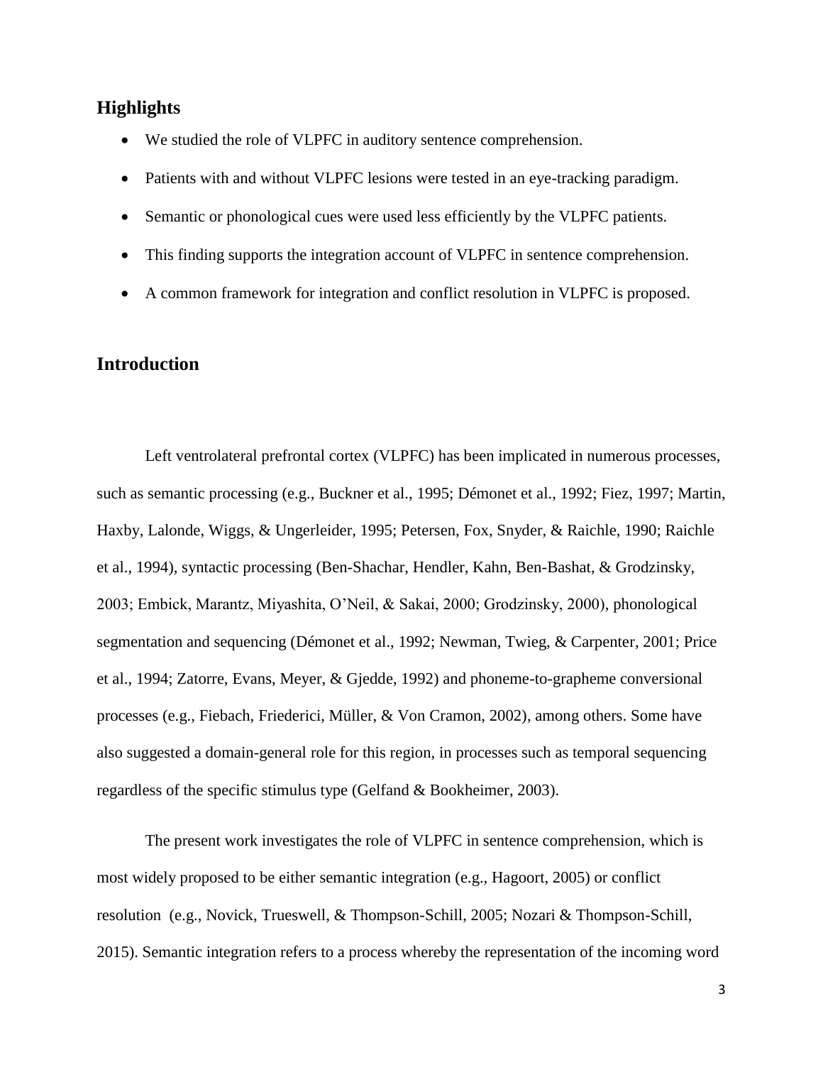## Highlights

- We studied the role of VLPFC in auditory sentence comprehension.
- Patients with and without VLPFC lesions were tested in an eye-tracking paradigm.
- Semantic or phonological cues were used less efficiently by the VLPFC patients.
- This finding supports the integration account of VLPFC in sentence comprehension.
- A common framework for integration and conflict resolution in VLPFC is proposed.

## Introduction

Left ventrolateral prefrontal cortex (VLPFC) has been implicated in numerous processes, such as semantic processing (e.g., Buckner et al., 1995; Démonet et al., 1992; Fiez, 1997; Martin, Haxby, Lalonde, Wiggs, & Ungerleider, 1995; Petersen, Fox, Snyder, & Raichle, 1990; Raichle et al., 1994), syntactic processing (Ben-Shachar, Hendler, Kahn, Ben-Bashat, & Grodzinsky, 2003; Embick, Marantz, Miyashita, O'Neil, & Sakai, 2000; Grodzinsky, 2000), phonological segmentation and sequencing (Démonet et al., 1992; Newman, Twieg, & Carpenter, 2001; Price et al., 1994; Zatorre, Evans, Meyer, & Gjedde, 1992) and phoneme-to-grapheme conversional processes (e.g., Fiebach, Friederici, Müller, & Von Cramon, 2002), among others. Some have also suggested a domain-general role for this region, in processes such as temporal sequencing regardless of the specific stimulus type (Gelfand & Bookheimer, 2003).

The present work investigates the role of VLPFC in sentence comprehension, which is most widely proposed to be either semantic integration (e.g., Hagoort, 2005) or conflict resolution (e.g., Novick, Trueswell, & Thompson-Schill, 2005; Nozari & Thompson-Schill, 2015). Semantic integration refers to a process whereby the representation of the incoming word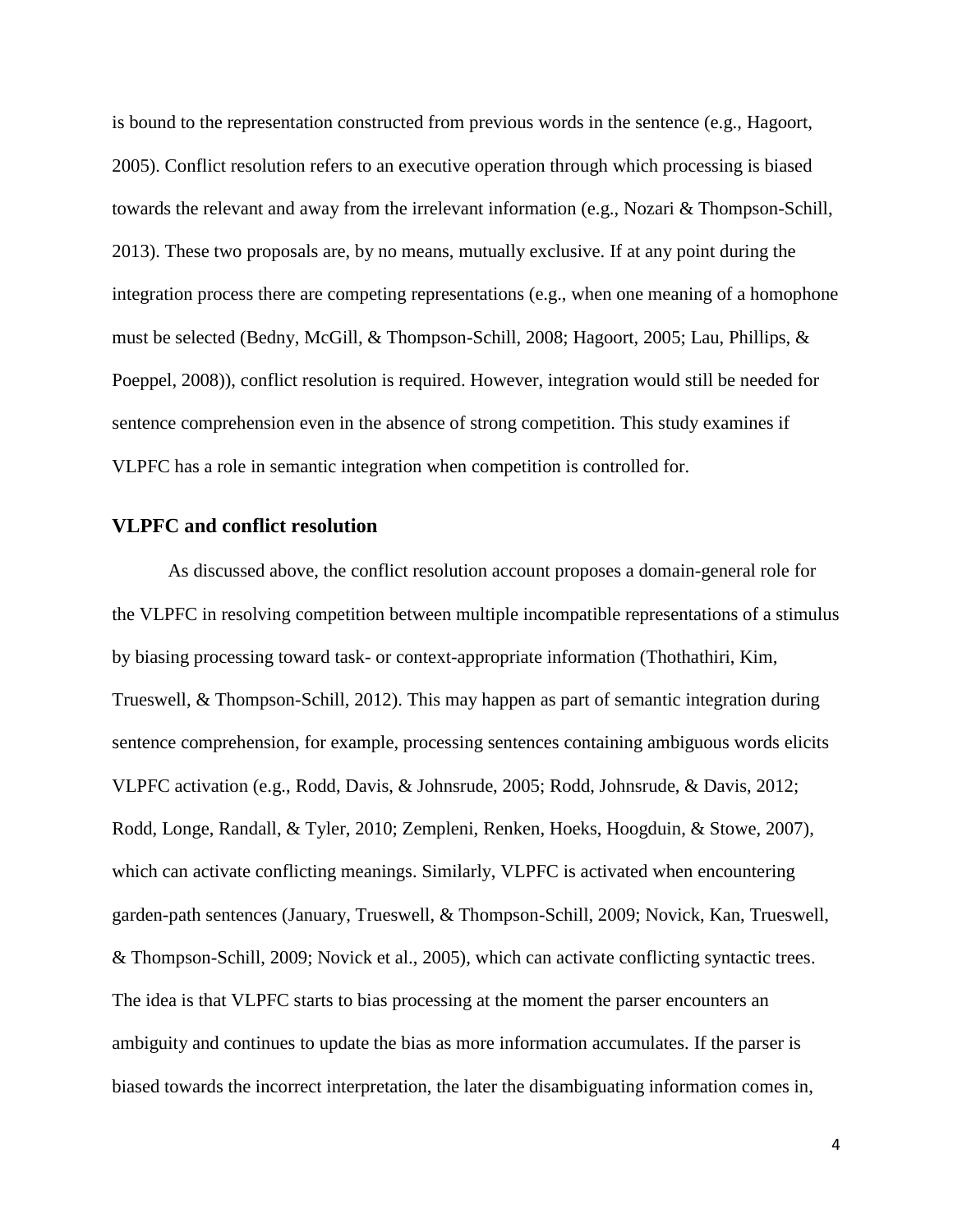is bound to the representation constructed from previous words in the sentence (e.g., Hagoort, 2005). Conflict resolution refers to an executive operation through which processing is biased towards the relevant and away from the irrelevant information (e.g., Nozari & Thompson-Schill, 2013). These two proposals are, by no means, mutually exclusive. If at any point during the integration process there are competing representations (e.g., when one meaning of a homophone must be selected (Bedny, McGill, & Thompson-Schill, 2008; Hagoort, 2005; Lau, Phillips, & Poeppel, 2008)), conflict resolution is required. However, integration would still be needed for sentence comprehension even in the absence of strong competition. This study examines if VLPFC has a role in semantic integration when competition is controlled for.

## VLPFC and conflict resolution

As discussed above, the conflict resolution account proposes a domain-general role for the VLPFC in resolving competition between multiple incompatible representations of a stimulus by biasing processing toward task- or context-appropriate information (Thothathiri, Kim, Trueswell, & Thompson-Schill, 2012). This may happen as part of semantic integration during sentence comprehension, for example, processing sentences containing ambiguous words elicits VLPFC activation (e.g., Rodd, Davis, & Johnsrude, 2005; Rodd, Johnsrude, & Davis, 2012; Rodd, Longe, Randall, & Tyler, 2010; Zempleni, Renken, Hoeks, Hoogduin, & Stowe, 2007), which can activate conflicting meanings. Similarly, VLPFC is activated when encountering garden-path sentences (January, Trueswell, & Thompson-Schill, 2009; Novick, Kan, Trueswell, & Thompson-Schill, 2009; Novick et al., 2005), which can activate conflicting syntactic trees. The idea is that VLPFC starts to bias processing at the moment the parser encounters an ambiguity and continues to update the bias as more information accumulates. If the parser is biased towards the incorrect interpretation, the later the disambiguating information comes in,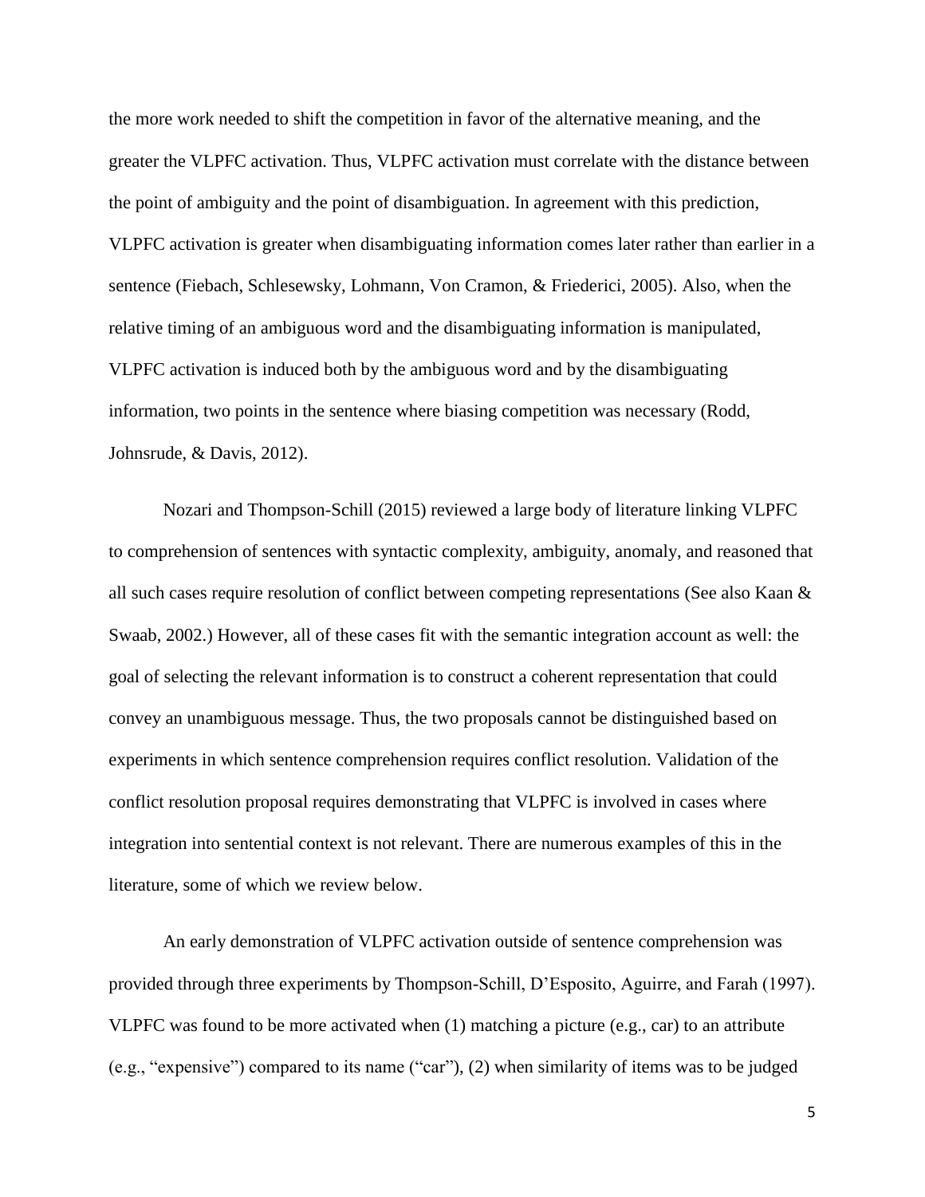the more work needed to shift the competition in favor of the alternative meaning, and the greater the VLPFC activation. Thus, VLPFC activation must correlate with the distance between the point of ambiguity and the point of disambiguation. In agreement with this prediction, VLPFC activation is greater when disambiguating information comes later rather than earlier in a sentence (Fiebach, Schlesewsky, Lohmann, Von Cramon, & Friederici, 2005). Also, when the relative timing of an ambiguous word and the disambiguating information is manipulated, VLPFC activation is induced both by the ambiguous word and by the disambiguating information, two points in the sentence where biasing competition was necessary (Rodd, Johnsrude, & Davis, 2012).

Nozari and Thompson-Schill (2015) reviewed a large body of literature linking VLPFC to comprehension of sentences with syntactic complexity, ambiguity, anomaly, and reasoned that all such cases require resolution of conflict between competing representations (See also Kaan & Swaab, 2002.) However, all of these cases fit with the semantic integration account as well: the goal of selecting the relevant information is to construct a coherent representation that could convey an unambiguous message. Thus, the two proposals cannot be distinguished based on experiments in which sentence comprehension requires conflict resolution. Validation of the conflict resolution proposal requires demonstrating that VLPFC is involved in cases where integration into sentential context is not relevant. There are numerous examples of this in the literature, some of which we review below.

An early demonstration of VLPFC activation outside of sentence comprehension was provided through three experiments by Thompson-Schill, D'Esposito, Aguirre, and Farah (1997). VLPFC was found to be more activated when (1) matching a picture (e.g., car) to an attribute (e.g., "expensive") compared to its name ("car"), (2) when similarity of items was to be judged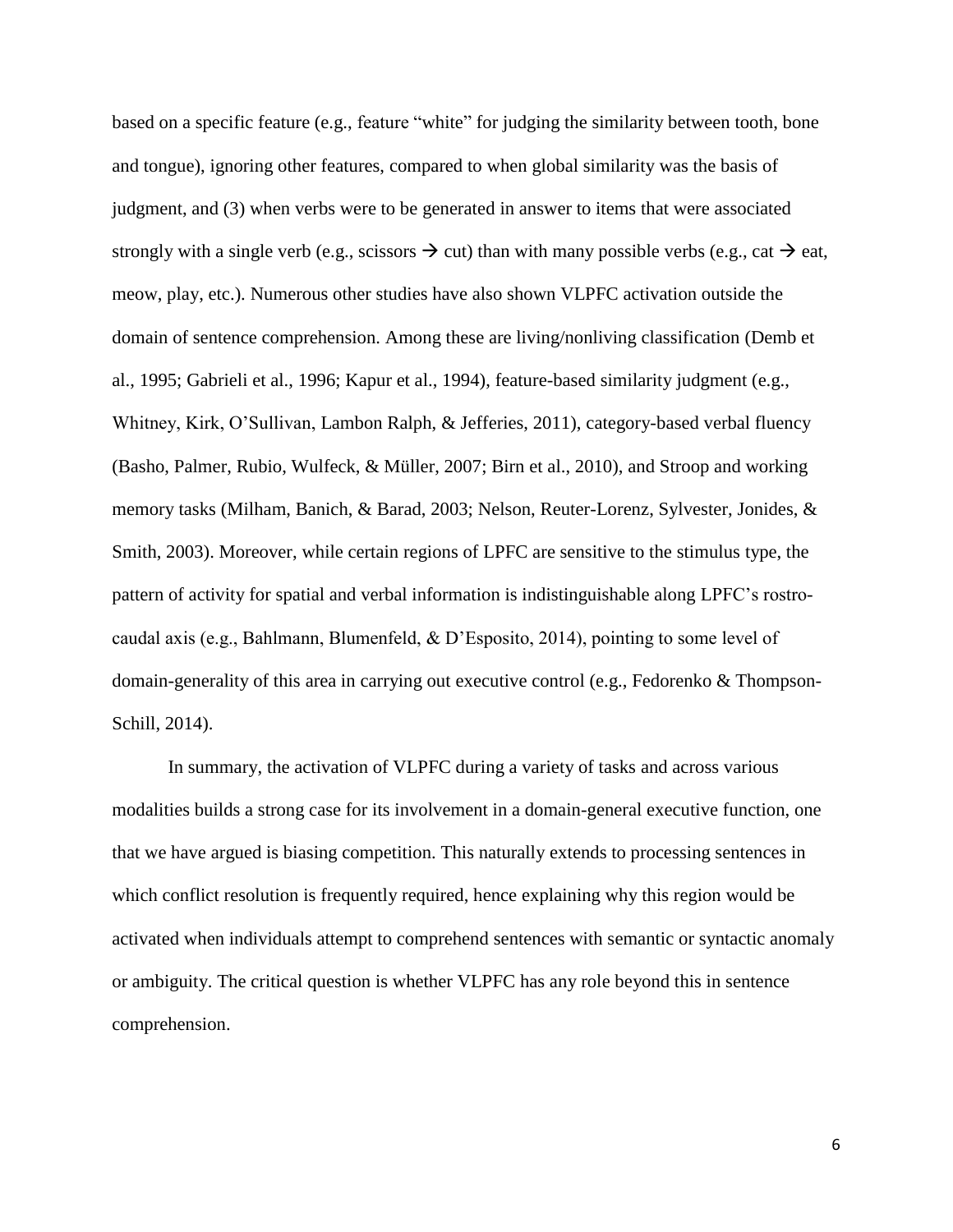based on a specific feature (e.g., feature "white" for judging the similarity between tooth, bone and tongue), ignoring other features, compared to when global similarity was the basis of judgment, and (3) when verbs were to be generated in answer to items that were associated strongly with a single verb (e.g., scissors → cut) than with many possible verbs (e.g., cat → eat, meow, play, etc.). Numerous other studies have also shown VLPFC activation outside the domain of sentence comprehension. Among these are living/nonliving classification (Demb et al., 1995; Gabrieli et al., 1996; Kapur et al., 1994), feature-based similarity judgment (e.g., Whitney, Kirk, O'Sullivan, Lambon Ralph, & Jefferies, 2011), category-based verbal fluency (Basho, Palmer, Rubio, Wulfeck, & Müller, 2007; Birn et al., 2010), and Stroop and working memory tasks (Milham, Banich, & Barad, 2003; Nelson, Reuter-Lorenz, Sylvester, Jonides, & Smith, 2003). Moreover, while certain regions of LPFC are sensitive to the stimulus type, the pattern of activity for spatial and verbal information is indistinguishable along LPFC's rostro-caudal axis (e.g., Bahlmann, Blumenfeld, & D'Esposito, 2014), pointing to some level of domain-generality of this area in carrying out executive control (e.g., Fedorenko & Thompson-Schill, 2014).

In summary, the activation of VLPFC during a variety of tasks and across various modalities builds a strong case for its involvement in a domain-general executive function, one that we have argued is biasing competition. This naturally extends to processing sentences in which conflict resolution is frequently required, hence explaining why this region would be activated when individuals attempt to comprehend sentences with semantic or syntactic anomaly or ambiguity. The critical question is whether VLPFC has any role beyond this in sentence comprehension.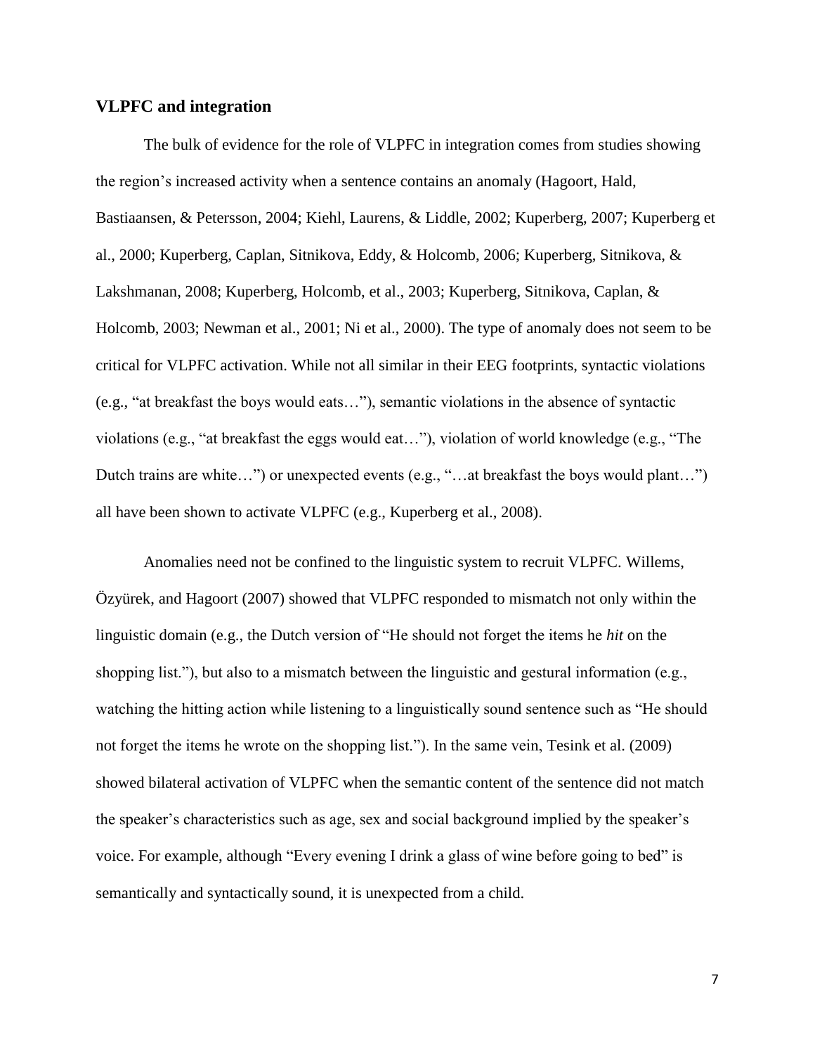## VLPFC and integration

The bulk of evidence for the role of VLPFC in integration comes from studies showing the region's increased activity when a sentence contains an anomaly (Hagoort, Hald, Bastiaansen, & Petersson, 2004; Kiehl, Laurens, & Liddle, 2002; Kuperberg, 2007; Kuperberg et al., 2000; Kuperberg, Caplan, Sitnikova, Eddy, & Holcomb, 2006; Kuperberg, Sitnikova, & Lakshmanan, 2008; Kuperberg, Holcomb, et al., 2003; Kuperberg, Sitnikova, Caplan, & Holcomb, 2003; Newman et al., 2001; Ni et al., 2000). The type of anomaly does not seem to be critical for VLPFC activation. While not all similar in their EEG footprints, syntactic violations (e.g., "at breakfast the boys would eats…"), semantic violations in the absence of syntactic violations (e.g., "at breakfast the eggs would eat…"), violation of world knowledge (e.g., "The Dutch trains are white…") or unexpected events (e.g., "…at breakfast the boys would plant…") all have been shown to activate VLPFC (e.g., Kuperberg et al., 2008).

Anomalies need not be confined to the linguistic system to recruit VLPFC. Willems, Özyürek, and Hagoort (2007) showed that VLPFC responded to mismatch not only within the linguistic domain (e.g., the Dutch version of "He should not forget the items he *hit* on the shopping list."), but also to a mismatch between the linguistic and gestural information (e.g., watching the hitting action while listening to a linguistically sound sentence such as "He should not forget the items he wrote on the shopping list."). In the same vein, Tesink et al. (2009) showed bilateral activation of VLPFC when the semantic content of the sentence did not match the speaker's characteristics such as age, sex and social background implied by the speaker's voice. For example, although "Every evening I drink a glass of wine before going to bed" is semantically and syntactically sound, it is unexpected from a child.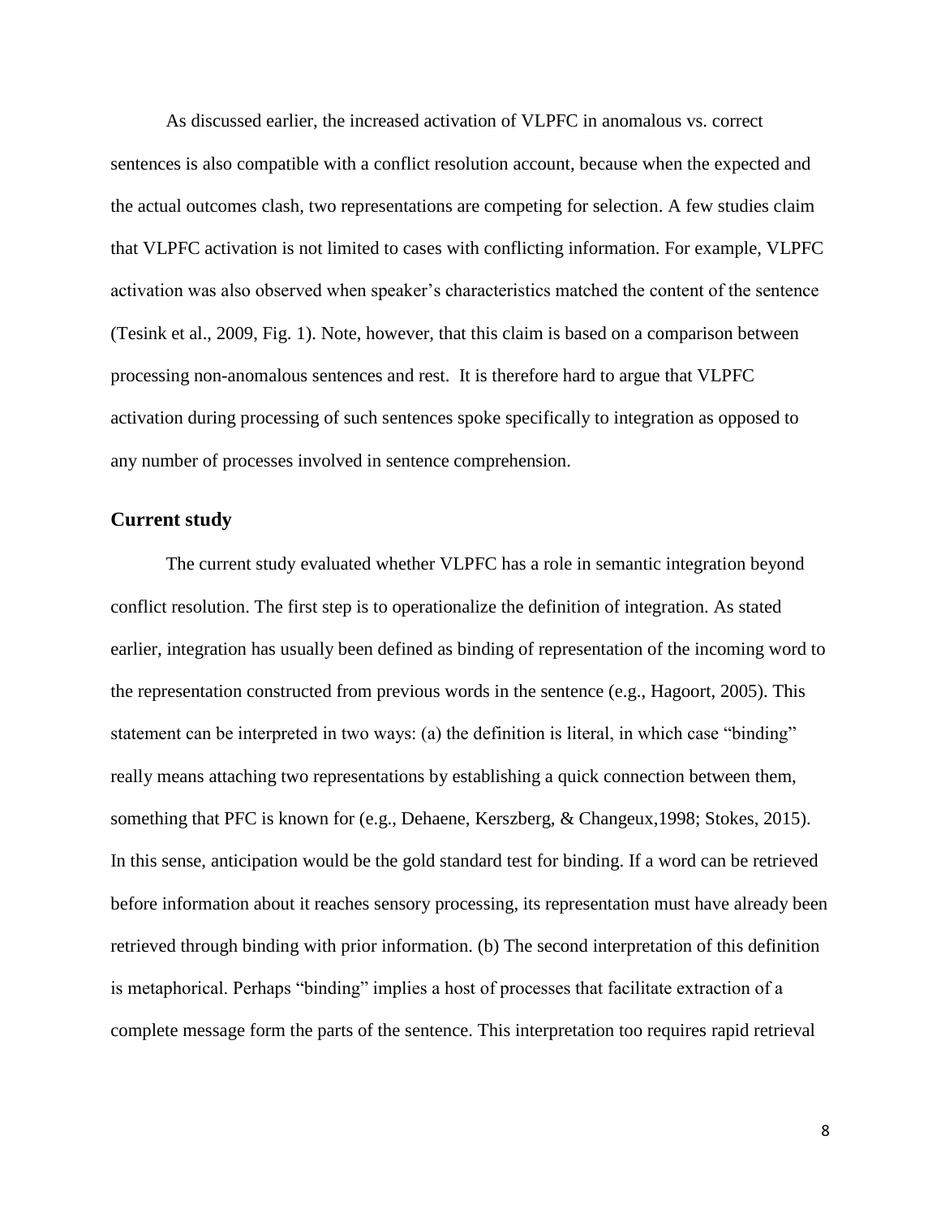As discussed earlier, the increased activation of VLPFC in anomalous vs. correct sentences is also compatible with a conflict resolution account, because when the expected and the actual outcomes clash, two representations are competing for selection. A few studies claim that VLPFC activation is not limited to cases with conflicting information. For example, VLPFC activation was also observed when speaker's characteristics matched the content of the sentence (Tesink et al., 2009, Fig. 1). Note, however, that this claim is based on a comparison between processing non-anomalous sentences and rest. It is therefore hard to argue that VLPFC activation during processing of such sentences spoke specifically to integration as opposed to any number of processes involved in sentence comprehension.

## Current study

The current study evaluated whether VLPFC has a role in semantic integration beyond conflict resolution. The first step is to operationalize the definition of integration. As stated earlier, integration has usually been defined as binding of representation of the incoming word to the representation constructed from previous words in the sentence (e.g., Hagoort, 2005). This statement can be interpreted in two ways: (a) the definition is literal, in which case "binding" really means attaching two representations by establishing a quick connection between them, something that PFC is known for (e.g., Dehaene, Kerszberg, & Changeux,1998; Stokes, 2015). In this sense, anticipation would be the gold standard test for binding. If a word can be retrieved before information about it reaches sensory processing, its representation must have already been retrieved through binding with prior information. (b) The second interpretation of this definition is metaphorical. Perhaps "binding" implies a host of processes that facilitate extraction of a complete message form the parts of the sentence. This interpretation too requires rapid retrieval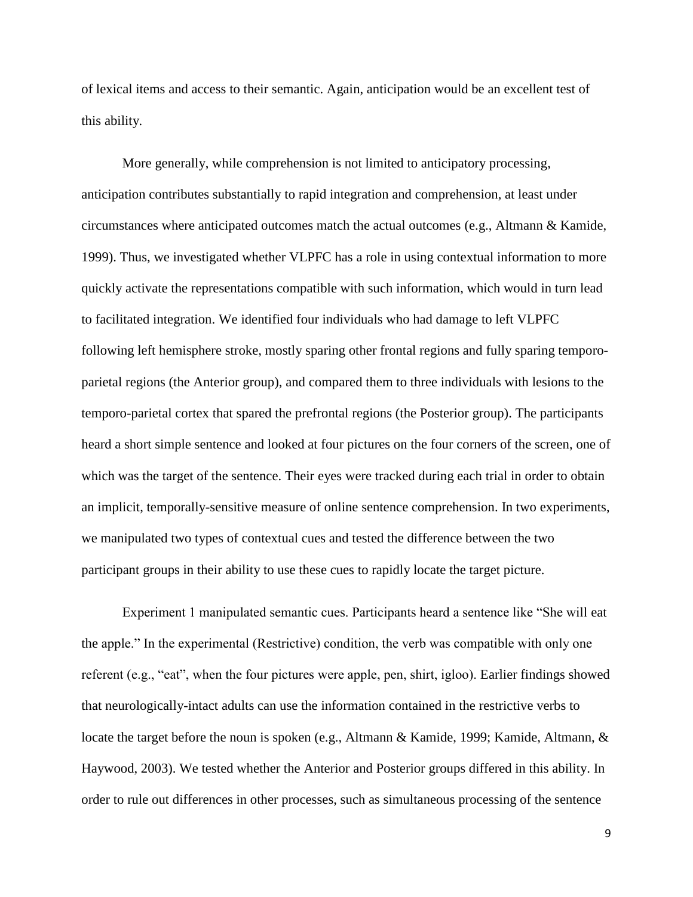of lexical items and access to their semantic. Again, anticipation would be an excellent test of this ability.

More generally, while comprehension is not limited to anticipatory processing, anticipation contributes substantially to rapid integration and comprehension, at least under circumstances where anticipated outcomes match the actual outcomes (e.g., Altmann & Kamide, 1999). Thus, we investigated whether VLPFC has a role in using contextual information to more quickly activate the representations compatible with such information, which would in turn lead to facilitated integration. We identified four individuals who had damage to left VLPFC following left hemisphere stroke, mostly sparing other frontal regions and fully sparing temporo-parietal regions (the Anterior group), and compared them to three individuals with lesions to the temporo-parietal cortex that spared the prefrontal regions (the Posterior group). The participants heard a short simple sentence and looked at four pictures on the four corners of the screen, one of which was the target of the sentence. Their eyes were tracked during each trial in order to obtain an implicit, temporally-sensitive measure of online sentence comprehension. In two experiments, we manipulated two types of contextual cues and tested the difference between the two participant groups in their ability to use these cues to rapidly locate the target picture.

Experiment 1 manipulated semantic cues. Participants heard a sentence like "She will eat the apple." In the experimental (Restrictive) condition, the verb was compatible with only one referent (e.g., "eat", when the four pictures were apple, pen, shirt, igloo). Earlier findings showed that neurologically-intact adults can use the information contained in the restrictive verbs to locate the target before the noun is spoken (e.g., Altmann & Kamide, 1999; Kamide, Altmann, & Haywood, 2003). We tested whether the Anterior and Posterior groups differed in this ability. In order to rule out differences in other processes, such as simultaneous processing of the sentence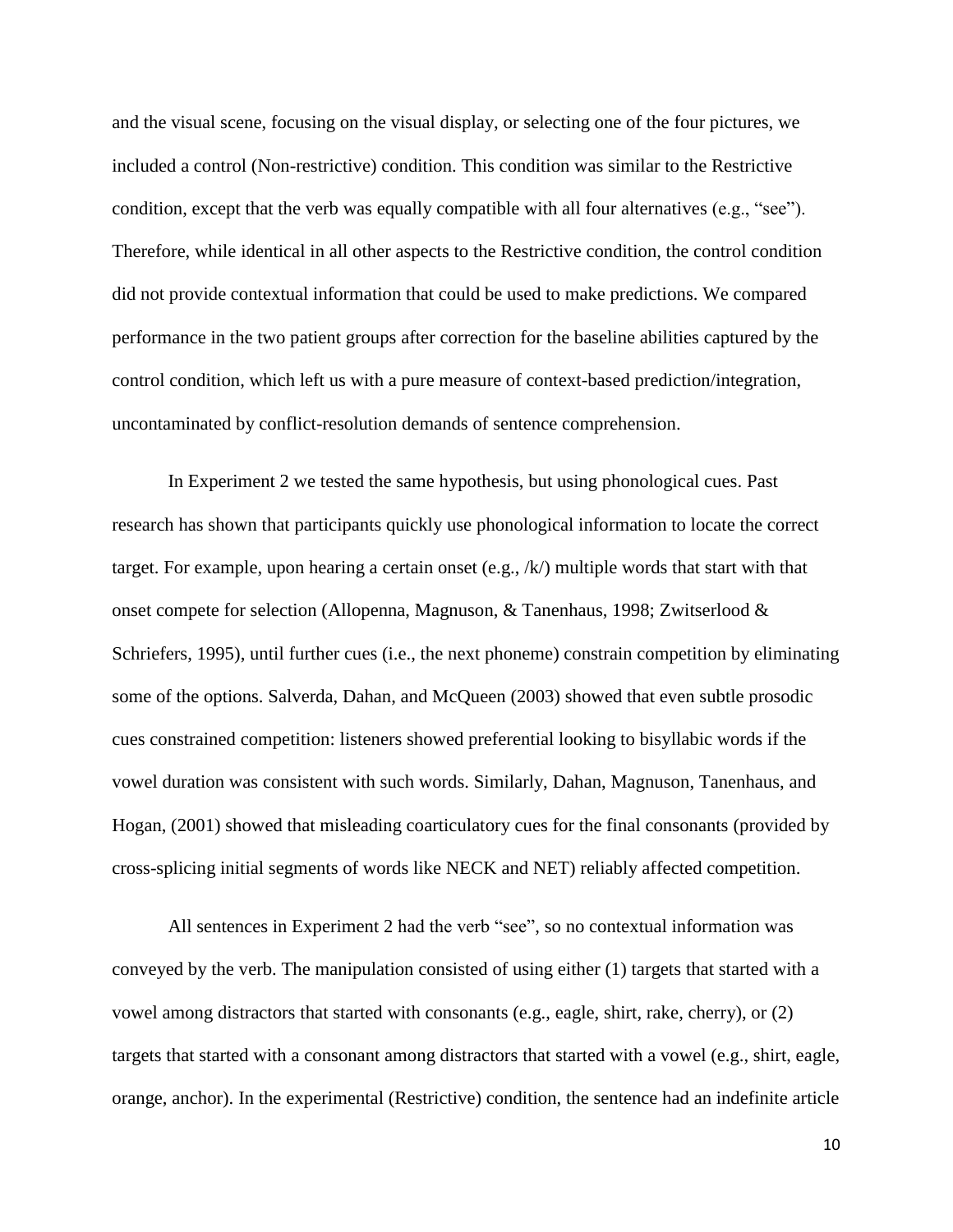and the visual scene, focusing on the visual display, or selecting one of the four pictures, we included a control (Non-restrictive) condition. This condition was similar to the Restrictive condition, except that the verb was equally compatible with all four alternatives (e.g., "see"). Therefore, while identical in all other aspects to the Restrictive condition, the control condition did not provide contextual information that could be used to make predictions. We compared performance in the two patient groups after correction for the baseline abilities captured by the control condition, which left us with a pure measure of context-based prediction/integration, uncontaminated by conflict-resolution demands of sentence comprehension.

In Experiment 2 we tested the same hypothesis, but using phonological cues. Past research has shown that participants quickly use phonological information to locate the correct target. For example, upon hearing a certain onset (e.g., /k/) multiple words that start with that onset compete for selection (Allopenna, Magnuson, & Tanenhaus, 1998; Zwitserlood & Schriefers, 1995), until further cues (i.e., the next phoneme) constrain competition by eliminating some of the options. Salverda, Dahan, and McQueen (2003) showed that even subtle prosodic cues constrained competition: listeners showed preferential looking to bisyllabic words if the vowel duration was consistent with such words. Similarly, Dahan, Magnuson, Tanenhaus, and Hogan, (2001) showed that misleading coarticulatory cues for the final consonants (provided by cross-splicing initial segments of words like NECK and NET) reliably affected competition.

All sentences in Experiment 2 had the verb "see", so no contextual information was conveyed by the verb. The manipulation consisted of using either (1) targets that started with a vowel among distractors that started with consonants (e.g., eagle, shirt, rake, cherry), or (2) targets that started with a consonant among distractors that started with a vowel (e.g., shirt, eagle, orange, anchor). In the experimental (Restrictive) condition, the sentence had an indefinite article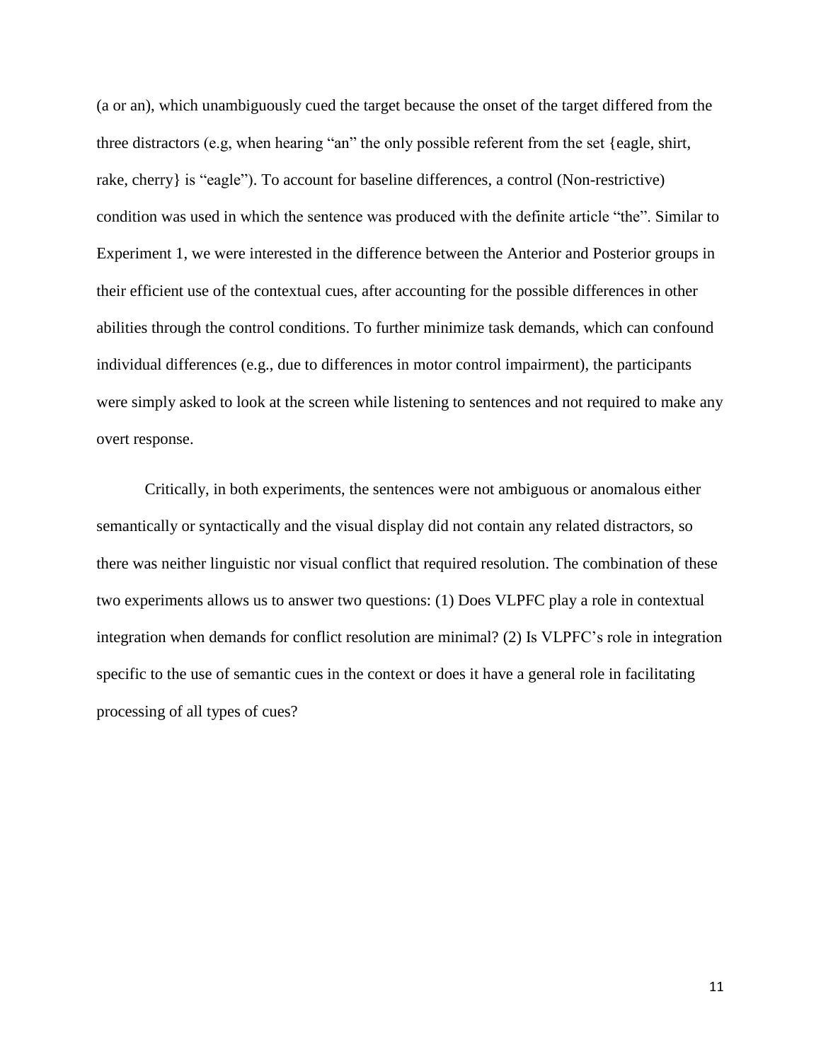(a or an), which unambiguously cued the target because the onset of the target differed from the three distractors (e.g, when hearing "an" the only possible referent from the set {eagle, shirt, rake, cherry} is "eagle"). To account for baseline differences, a control (Non-restrictive) condition was used in which the sentence was produced with the definite article "the". Similar to Experiment 1, we were interested in the difference between the Anterior and Posterior groups in their efficient use of the contextual cues, after accounting for the possible differences in other abilities through the control conditions. To further minimize task demands, which can confound individual differences (e.g., due to differences in motor control impairment), the participants were simply asked to look at the screen while listening to sentences and not required to make any overt response.

Critically, in both experiments, the sentences were not ambiguous or anomalous either semantically or syntactically and the visual display did not contain any related distractors, so there was neither linguistic nor visual conflict that required resolution. The combination of these two experiments allows us to answer two questions: (1) Does VLPFC play a role in contextual integration when demands for conflict resolution are minimal? (2) Is VLPFC's role in integration specific to the use of semantic cues in the context or does it have a general role in facilitating processing of all types of cues?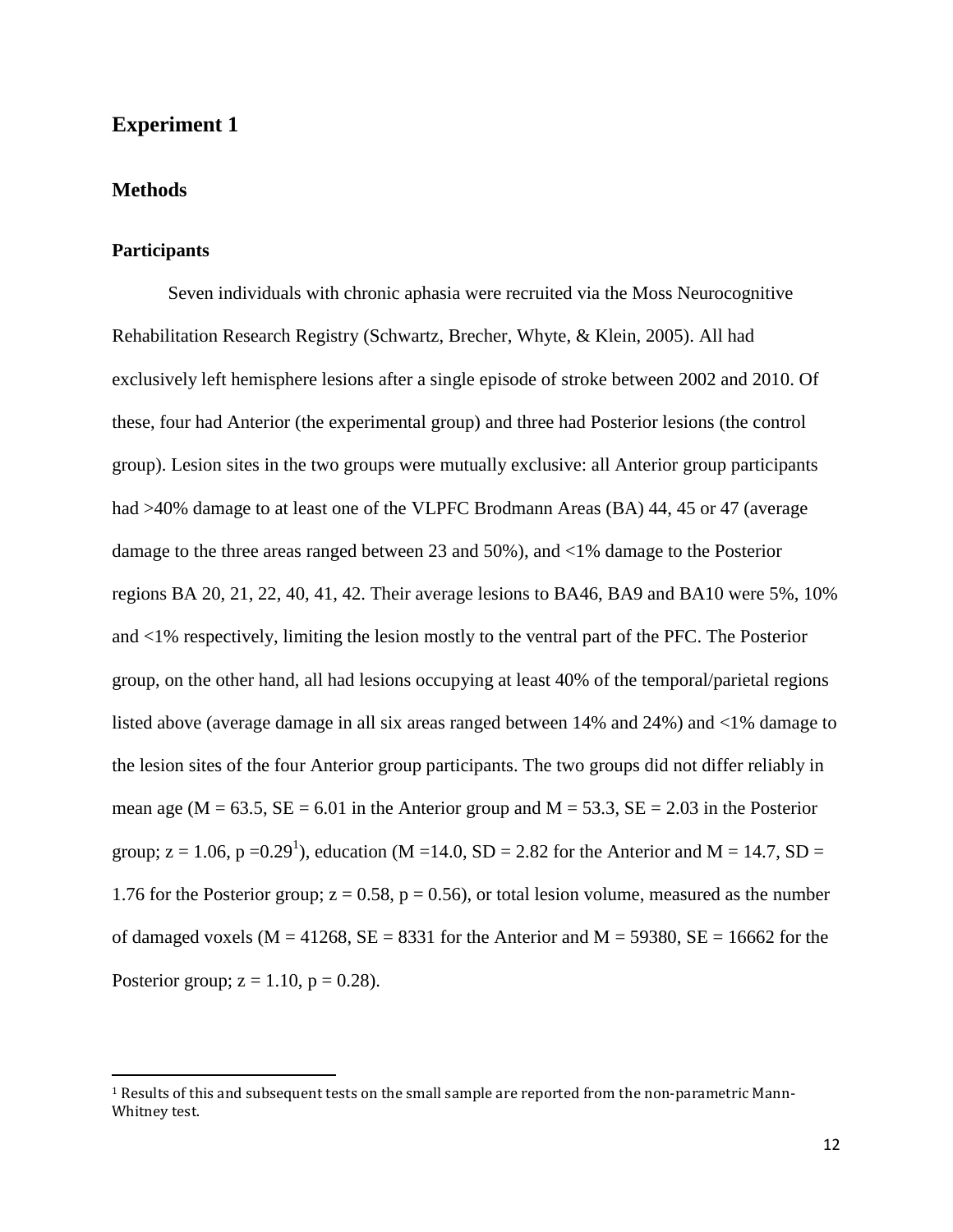## Experiment 1

### Methods

#### Participants

Seven individuals with chronic aphasia were recruited via the Moss Neurocognitive Rehabilitation Research Registry (Schwartz, Brecher, Whyte, & Klein, 2005). All had exclusively left hemisphere lesions after a single episode of stroke between 2002 and 2010. Of these, four had Anterior (the experimental group) and three had Posterior lesions (the control group). Lesion sites in the two groups were mutually exclusive: all Anterior group participants had >40% damage to at least one of the VLPFC Brodmann Areas (BA) 44, 45 or 47 (average damage to the three areas ranged between 23 and 50%), and <1% damage to the Posterior regions BA 20, 21, 22, 40, 41, 42. Their average lesions to BA46, BA9 and BA10 were 5%, 10% and <1% respectively, limiting the lesion mostly to the ventral part of the PFC. The Posterior group, on the other hand, all had lesions occupying at least 40% of the temporal/parietal regions listed above (average damage in all six areas ranged between 14% and 24%) and <1% damage to the lesion sites of the four Anterior group participants. The two groups did not differ reliably in mean age ($M = 63.5$, $SE = 6.01$ in the Anterior group and $M = 53.3$, $SE = 2.03$ in the Posterior group; $z = 1.06$, $p = 0.29$[1]), education ($M = 14.0$, $SD = 2.82$ for the Anterior and $M = 14.7$, $SD = 1.76$ for the Posterior group; $z = 0.58$, $p = 0.56$), or total lesion volume, measured as the number of damaged voxels ($M = 41268$, $SE = 8331$ for the Anterior and $M = 59380$, $SE = 16662$ for the Posterior group; $z = 1.10$, $p = 0.28$).

[1] Results of this and subsequent tests on the small sample are reported from the non-parametric Mann-Whitney test.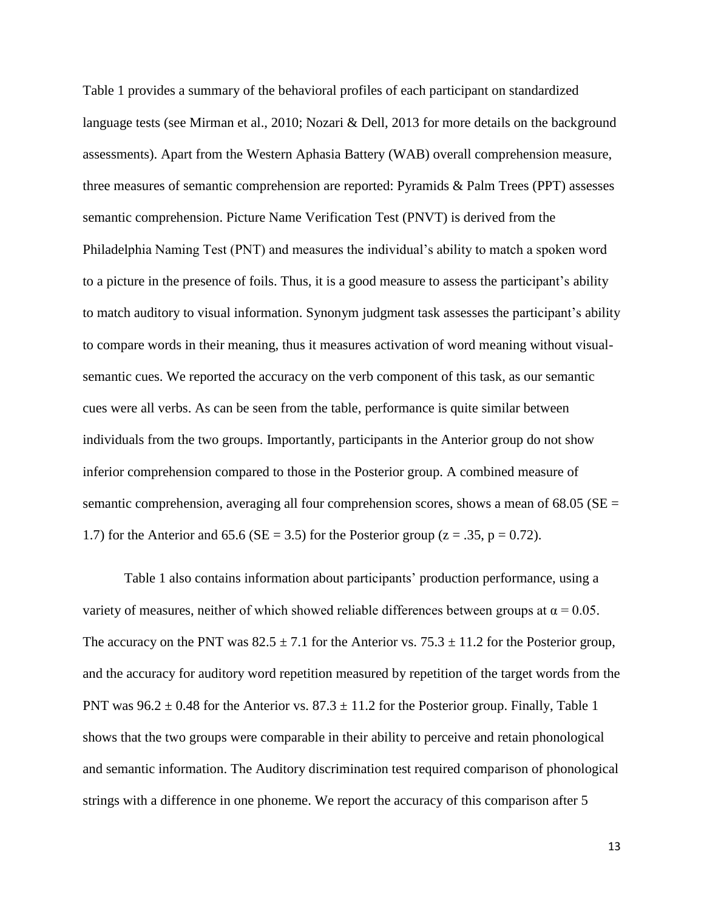Table 1 provides a summary of the behavioral profiles of each participant on standardized language tests (see Mirman et al., 2010; Nozari & Dell, 2013 for more details on the background assessments). Apart from the Western Aphasia Battery (WAB) overall comprehension measure, three measures of semantic comprehension are reported: Pyramids & Palm Trees (PPT) assesses semantic comprehension. Picture Name Verification Test (PNVT) is derived from the Philadelphia Naming Test (PNT) and measures the individual's ability to match a spoken word to a picture in the presence of foils. Thus, it is a good measure to assess the participant's ability to match auditory to visual information. Synonym judgment task assesses the participant's ability to compare words in their meaning, thus it measures activation of word meaning without visual-semantic cues. We reported the accuracy on the verb component of this task, as our semantic cues were all verbs. As can be seen from the table, performance is quite similar between individuals from the two groups. Importantly, participants in the Anterior group do not show inferior comprehension compared to those in the Posterior group. A combined measure of semantic comprehension, averaging all four comprehension scores, shows a mean of 68.05 (SE = 1.7) for the Anterior and 65.6 (SE = 3.5) for the Posterior group ($z = .35$, $p = 0.72$).

Table 1 also contains information about participants' production performance, using a variety of measures, neither of which showed reliable differences between groups at $\alpha = 0.05$. The accuracy on the PNT was $82.5 \pm 7.1$ for the Anterior vs. $75.3 \pm 11.2$ for the Posterior group, and the accuracy for auditory word repetition measured by repetition of the target words from the PNT was $96.2 \pm 0.48$ for the Anterior vs. $87.3 \pm 11.2$ for the Posterior group. Finally, Table 1 shows that the two groups were comparable in their ability to perceive and retain phonological and semantic information. The Auditory discrimination test required comparison of phonological strings with a difference in one phoneme. We report the accuracy of this comparison after 5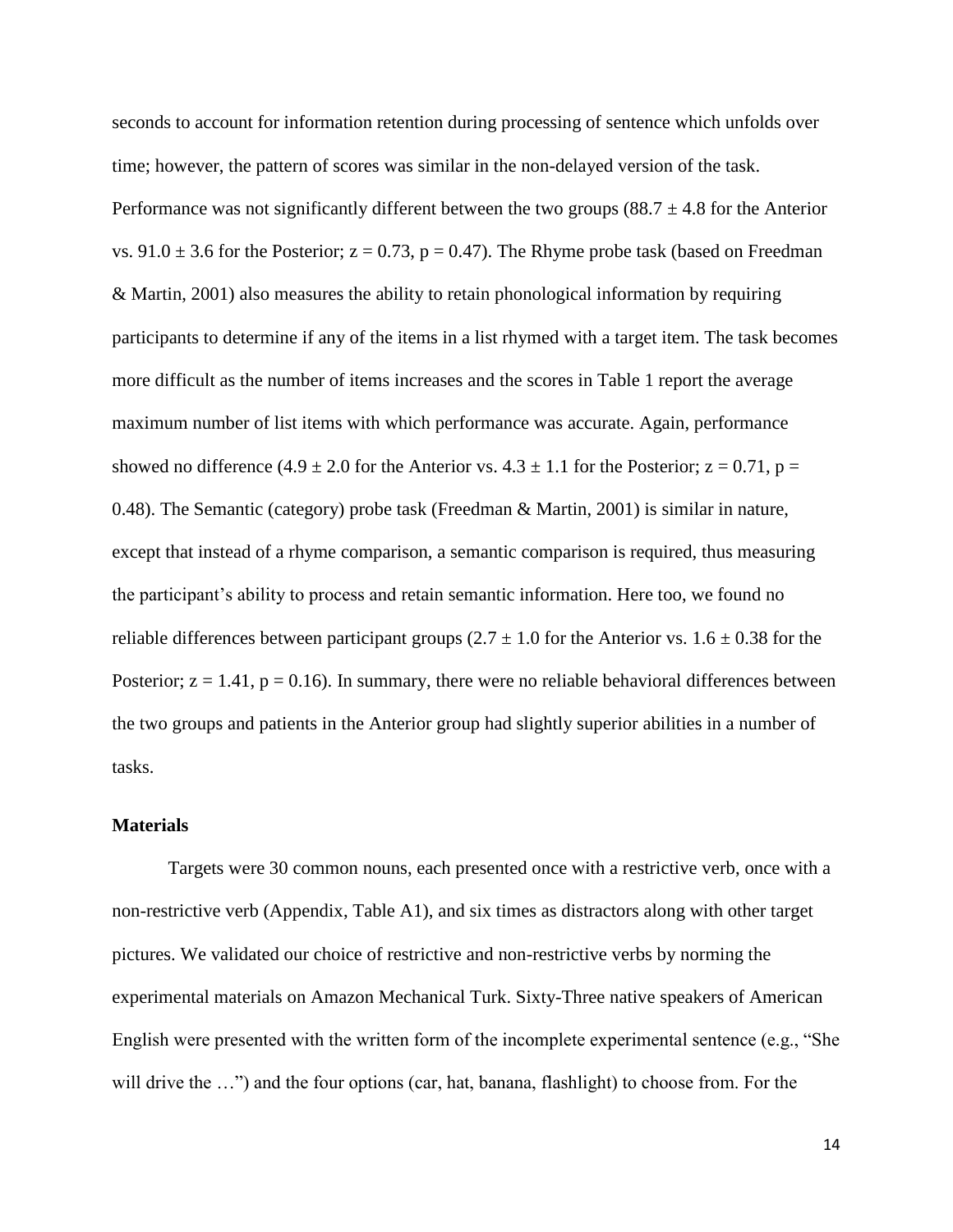seconds to account for information retention during processing of sentence which unfolds over time; however, the pattern of scores was similar in the non-delayed version of the task. Performance was not significantly different between the two groups (88.7 ± 4.8 for the Anterior vs. 91.0 ± 3.6 for the Posterior; $z = 0.73$, $p = 0.47$). The Rhyme probe task (based on Freedman & Martin, 2001) also measures the ability to retain phonological information by requiring participants to determine if any of the items in a list rhymed with a target item. The task becomes more difficult as the number of items increases and the scores in Table 1 report the average maximum number of list items with which performance was accurate. Again, performance showed no difference (4.9 ± 2.0 for the Anterior vs. 4.3 ± 1.1 for the Posterior; $z = 0.71$, $p = 0.48$). The Semantic (category) probe task (Freedman & Martin, 2001) is similar in nature, except that instead of a rhyme comparison, a semantic comparison is required, thus measuring the participant's ability to process and retain semantic information. Here too, we found no reliable differences between participant groups (2.7 ± 1.0 for the Anterior vs. 1.6 ± 0.38 for the Posterior; $z = 1.41$, $p = 0.16$). In summary, there were no reliable behavioral differences between the two groups and patients in the Anterior group had slightly superior abilities in a number of tasks.

**Materials**

Targets were 30 common nouns, each presented once with a restrictive verb, once with a non-restrictive verb (Appendix, Table A1), and six times as distractors along with other target pictures. We validated our choice of restrictive and non-restrictive verbs by norming the experimental materials on Amazon Mechanical Turk. Sixty-Three native speakers of American English were presented with the written form of the incomplete experimental sentence (e.g., "She will drive the …") and the four options (car, hat, banana, flashlight) to choose from. For the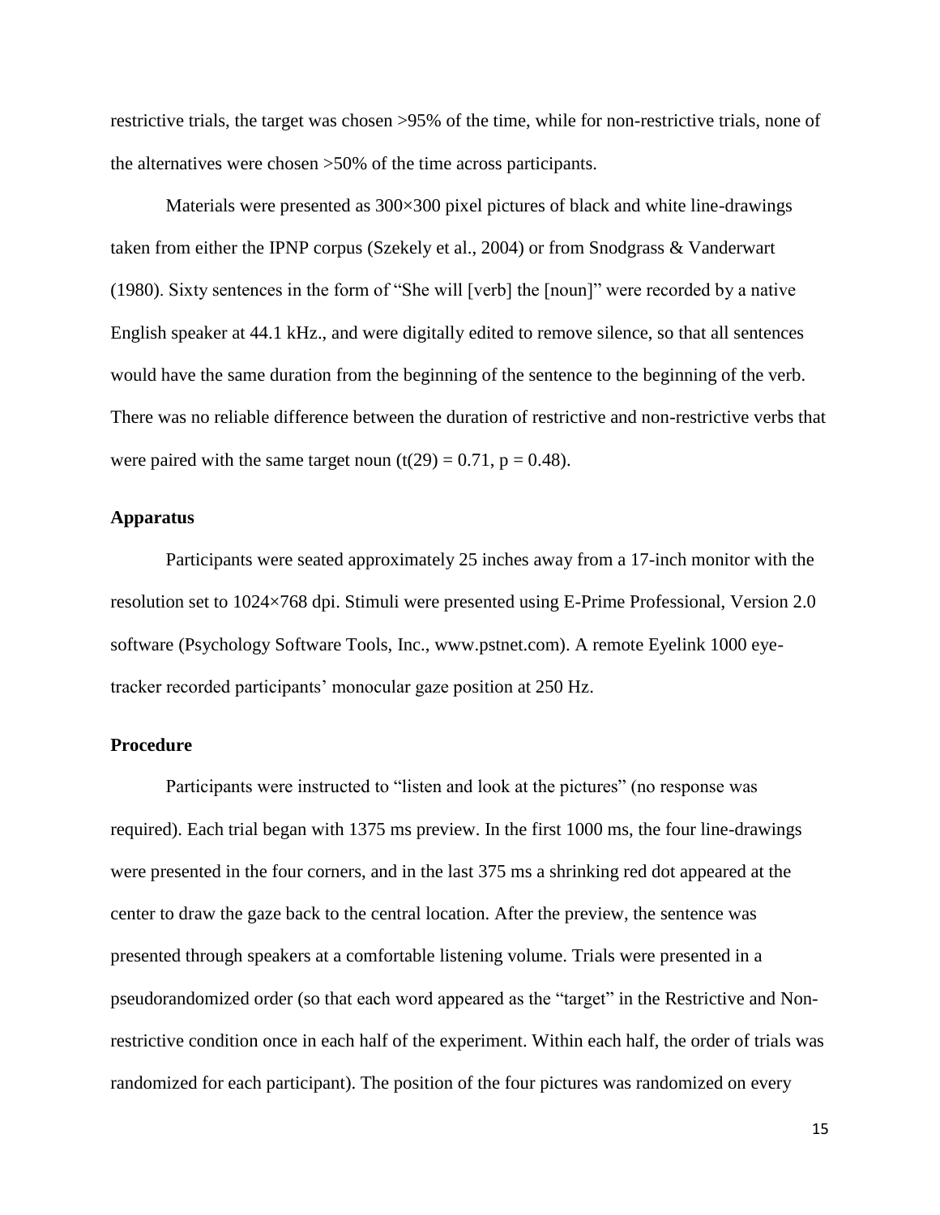restrictive trials, the target was chosen >95% of the time, while for non-restrictive trials, none of the alternatives were chosen >50% of the time across participants.

Materials were presented as 300×300 pixel pictures of black and white line-drawings taken from either the IPNP corpus (Szekely et al., 2004) or from Snodgrass & Vanderwart (1980). Sixty sentences in the form of "She will [verb] the [noun]" were recorded by a native English speaker at 44.1 kHz., and were digitally edited to remove silence, so that all sentences would have the same duration from the beginning of the sentence to the beginning of the verb. There was no reliable difference between the duration of restrictive and non-restrictive verbs that were paired with the same target noun ($t(29) = 0.71$, $p = 0.48$).

## Apparatus

Participants were seated approximately 25 inches away from a 17-inch monitor with the resolution set to 1024×768 dpi. Stimuli were presented using E-Prime Professional, Version 2.0 software (Psychology Software Tools, Inc., www.pstnet.com). A remote Eyelink 1000 eye-tracker recorded participants' monocular gaze position at 250 Hz.

## Procedure

Participants were instructed to "listen and look at the pictures" (no response was required). Each trial began with 1375 ms preview. In the first 1000 ms, the four line-drawings were presented in the four corners, and in the last 375 ms a shrinking red dot appeared at the center to draw the gaze back to the central location. After the preview, the sentence was presented through speakers at a comfortable listening volume. Trials were presented in a pseudorandomized order (so that each word appeared as the "target" in the Restrictive and Non-restrictive condition once in each half of the experiment. Within each half, the order of trials was randomized for each participant). The position of the four pictures was randomized on every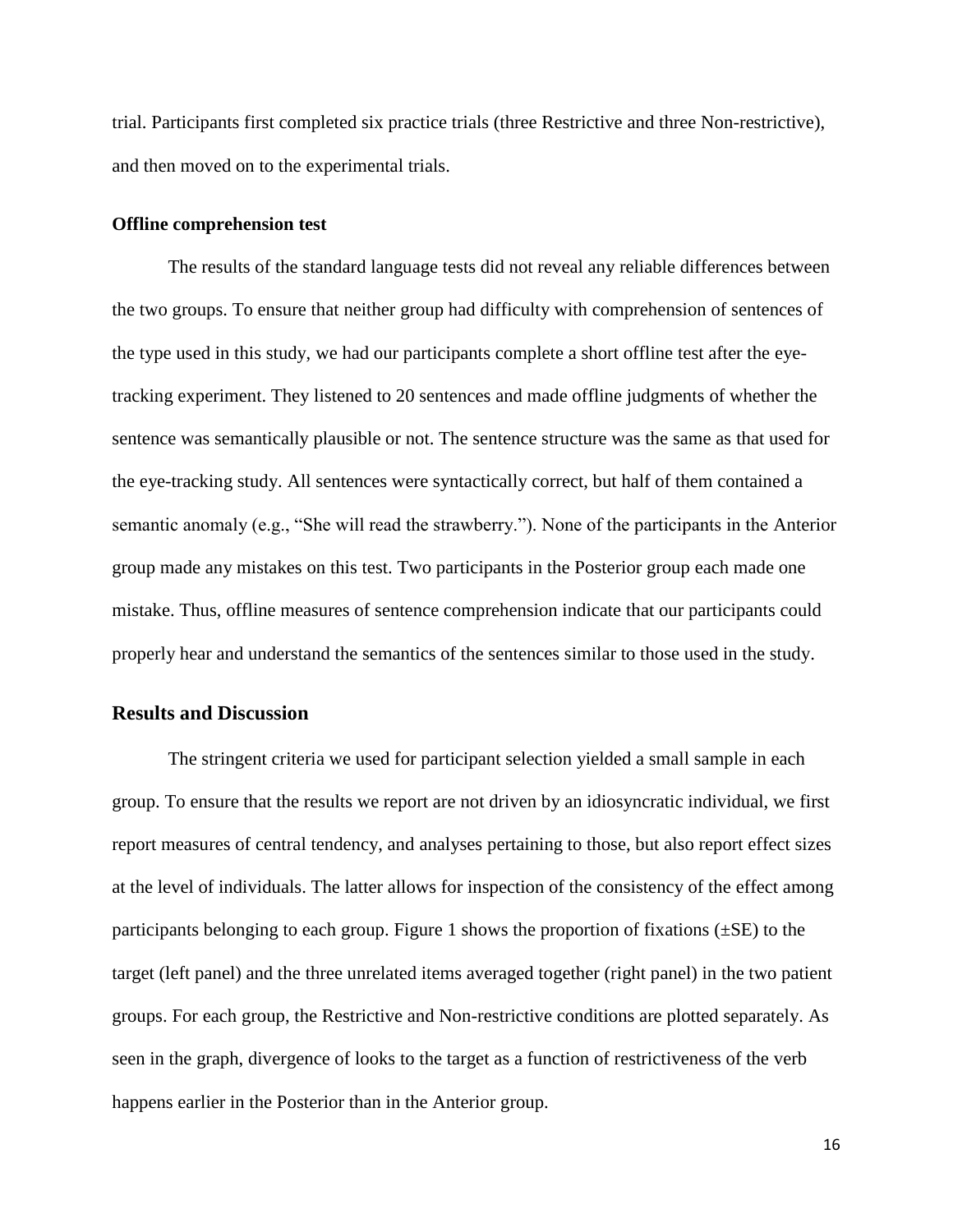trial. Participants first completed six practice trials (three Restrictive and three Non-restrictive), and then moved on to the experimental trials.

### Offline comprehension test

The results of the standard language tests did not reveal any reliable differences between the two groups. To ensure that neither group had difficulty with comprehension of sentences of the type used in this study, we had our participants complete a short offline test after the eye-tracking experiment. They listened to 20 sentences and made offline judgments of whether the sentence was semantically plausible or not. The sentence structure was the same as that used for the eye-tracking study. All sentences were syntactically correct, but half of them contained a semantic anomaly (e.g., "She will read the strawberry."). None of the participants in the Anterior group made any mistakes on this test. Two participants in the Posterior group each made one mistake. Thus, offline measures of sentence comprehension indicate that our participants could properly hear and understand the semantics of the sentences similar to those used in the study.

## Results and Discussion

The stringent criteria we used for participant selection yielded a small sample in each group. To ensure that the results we report are not driven by an idiosyncratic individual, we first report measures of central tendency, and analyses pertaining to those, but also report effect sizes at the level of individuals. The latter allows for inspection of the consistency of the effect among participants belonging to each group. Figure 1 shows the proportion of fixations (±SE) to the target (left panel) and the three unrelated items averaged together (right panel) in the two patient groups. For each group, the Restrictive and Non-restrictive conditions are plotted separately. As seen in the graph, divergence of looks to the target as a function of restrictiveness of the verb happens earlier in the Posterior than in the Anterior group.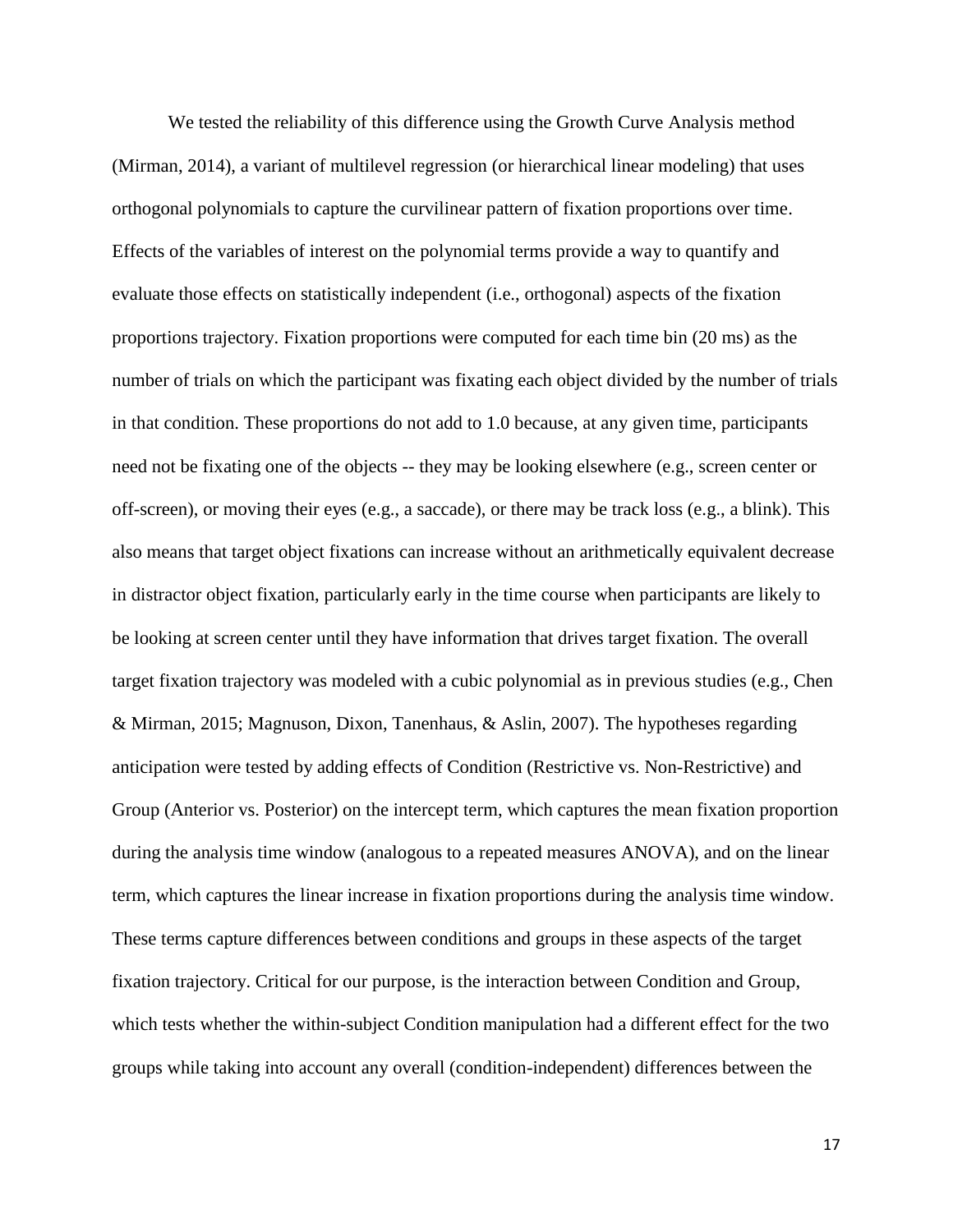We tested the reliability of this difference using the Growth Curve Analysis method (Mirman, 2014), a variant of multilevel regression (or hierarchical linear modeling) that uses orthogonal polynomials to capture the curvilinear pattern of fixation proportions over time. Effects of the variables of interest on the polynomial terms provide a way to quantify and evaluate those effects on statistically independent (i.e., orthogonal) aspects of the fixation proportions trajectory. Fixation proportions were computed for each time bin (20 ms) as the number of trials on which the participant was fixating each object divided by the number of trials in that condition. These proportions do not add to 1.0 because, at any given time, participants need not be fixating one of the objects -- they may be looking elsewhere (e.g., screen center or off-screen), or moving their eyes (e.g., a saccade), or there may be track loss (e.g., a blink). This also means that target object fixations can increase without an arithmetically equivalent decrease in distractor object fixation, particularly early in the time course when participants are likely to be looking at screen center until they have information that drives target fixation. The overall target fixation trajectory was modeled with a cubic polynomial as in previous studies (e.g., Chen & Mirman, 2015; Magnuson, Dixon, Tanenhaus, & Aslin, 2007). The hypotheses regarding anticipation were tested by adding effects of Condition (Restrictive vs. Non-Restrictive) and Group (Anterior vs. Posterior) on the intercept term, which captures the mean fixation proportion during the analysis time window (analogous to a repeated measures ANOVA), and on the linear term, which captures the linear increase in fixation proportions during the analysis time window. These terms capture differences between conditions and groups in these aspects of the target fixation trajectory. Critical for our purpose, is the interaction between Condition and Group, which tests whether the within-subject Condition manipulation had a different effect for the two groups while taking into account any overall (condition-independent) differences between the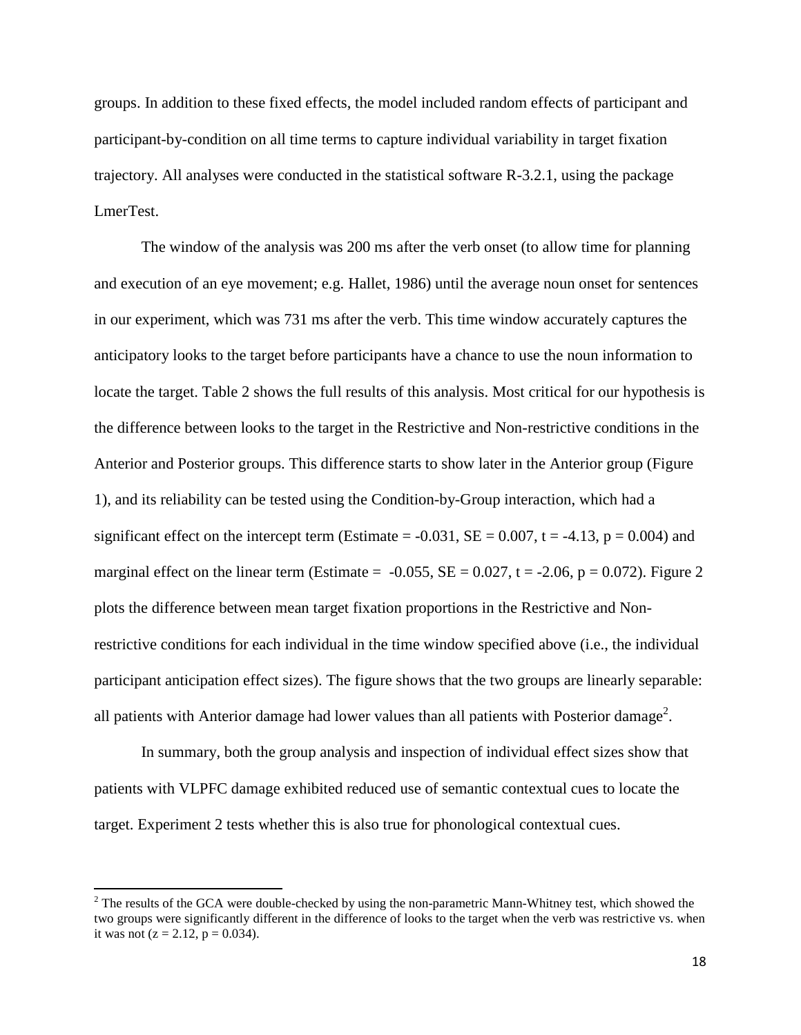groups. In addition to these fixed effects, the model included random effects of participant and participant-by-condition on all time terms to capture individual variability in target fixation trajectory. All analyses were conducted in the statistical software R-3.2.1, using the package LmerTest.

The window of the analysis was 200 ms after the verb onset (to allow time for planning and execution of an eye movement; e.g. Hallet, 1986) until the average noun onset for sentences in our experiment, which was 731 ms after the verb. This time window accurately captures the anticipatory looks to the target before participants have a chance to use the noun information to locate the target. Table 2 shows the full results of this analysis. Most critical for our hypothesis is the difference between looks to the target in the Restrictive and Non-restrictive conditions in the Anterior and Posterior groups. This difference starts to show later in the Anterior group (Figure 1), and its reliability can be tested using the Condition-by-Group interaction, which had a significant effect on the intercept term (Estimate = -0.031, SE = 0.007, $t = -4.13$, $p = 0.004$) and marginal effect on the linear term (Estimate = -0.055, SE = 0.027, $t = -2.06$, $p = 0.072$). Figure 2 plots the difference between mean target fixation proportions in the Restrictive and Non-restrictive conditions for each individual in the time window specified above (i.e., the individual participant anticipation effect sizes). The figure shows that the two groups are linearly separable: all patients with Anterior damage had lower values than all patients with Posterior damage[2].

In summary, both the group analysis and inspection of individual effect sizes show that patients with VLPFC damage exhibited reduced use of semantic contextual cues to locate the target. Experiment 2 tests whether this is also true for phonological contextual cues.

[2] The results of the GCA were double-checked by using the non-parametric Mann-Whitney test, which showed the two groups were significantly different in the difference of looks to the target when the verb was restrictive vs. when it was not ($z = 2.12$, $p = 0.034$).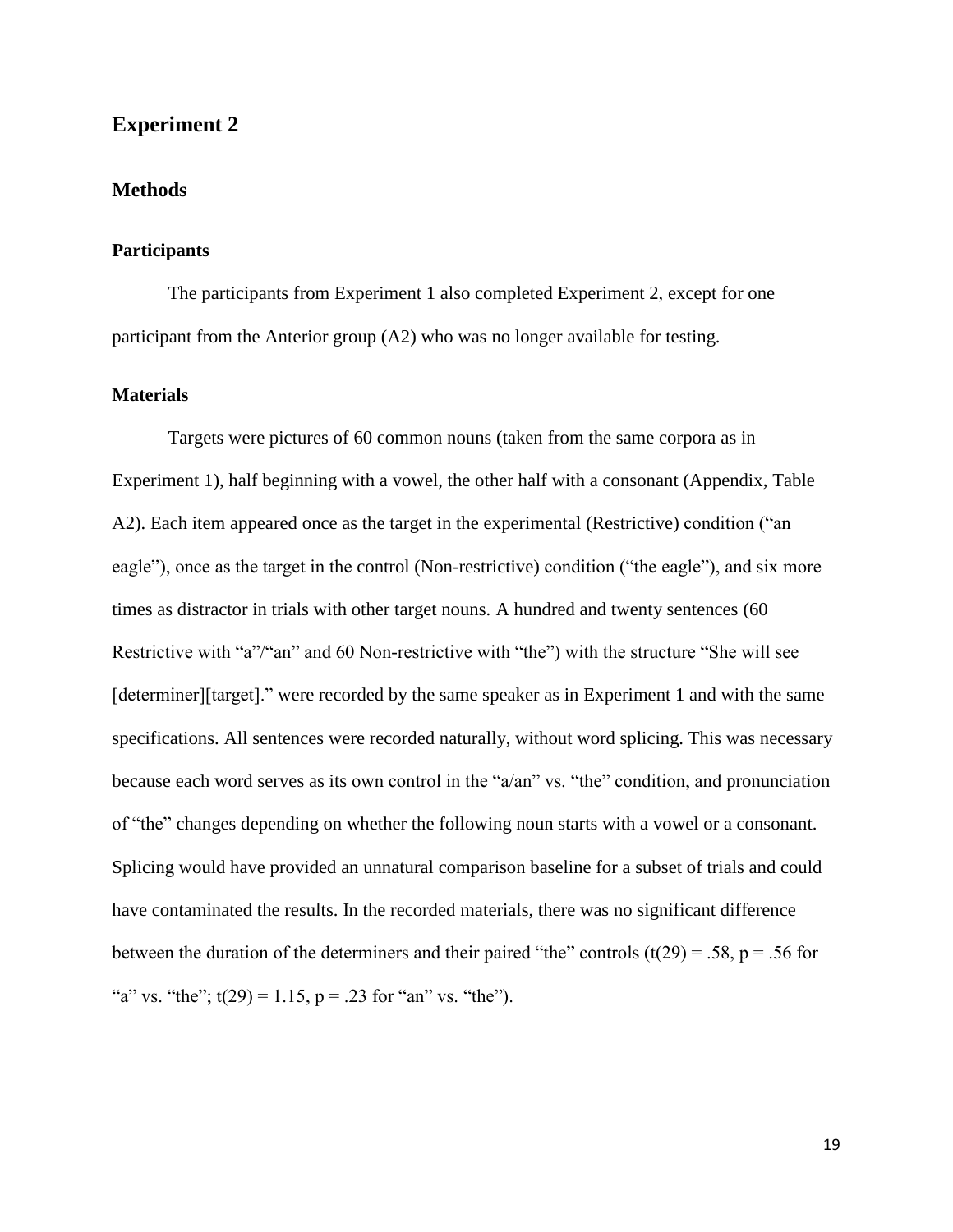## Experiment 2

### Methods

#### Participants

The participants from Experiment 1 also completed Experiment 2, except for one participant from the Anterior group (A2) who was no longer available for testing.

#### Materials

Targets were pictures of 60 common nouns (taken from the same corpora as in Experiment 1), half beginning with a vowel, the other half with a consonant (Appendix, Table A2). Each item appeared once as the target in the experimental (Restrictive) condition ("an eagle"), once as the target in the control (Non-restrictive) condition ("the eagle"), and six more times as distractor in trials with other target nouns. A hundred and twenty sentences (60 Restrictive with "a"/"an" and 60 Non-restrictive with "the") with the structure "She will see [determiner][target]." were recorded by the same speaker as in Experiment 1 and with the same specifications. All sentences were recorded naturally, without word splicing. This was necessary because each word serves as its own control in the "a/an" vs. "the" condition, and pronunciation of "the" changes depending on whether the following noun starts with a vowel or a consonant. Splicing would have provided an unnatural comparison baseline for a subset of trials and could have contaminated the results. In the recorded materials, there was no significant difference between the duration of the determiners and their paired "the" controls ($t(29) = .58$, $p = .56$ for "a" vs. "the"; $t(29) = 1.15$, $p = .23$ for "an" vs. "the").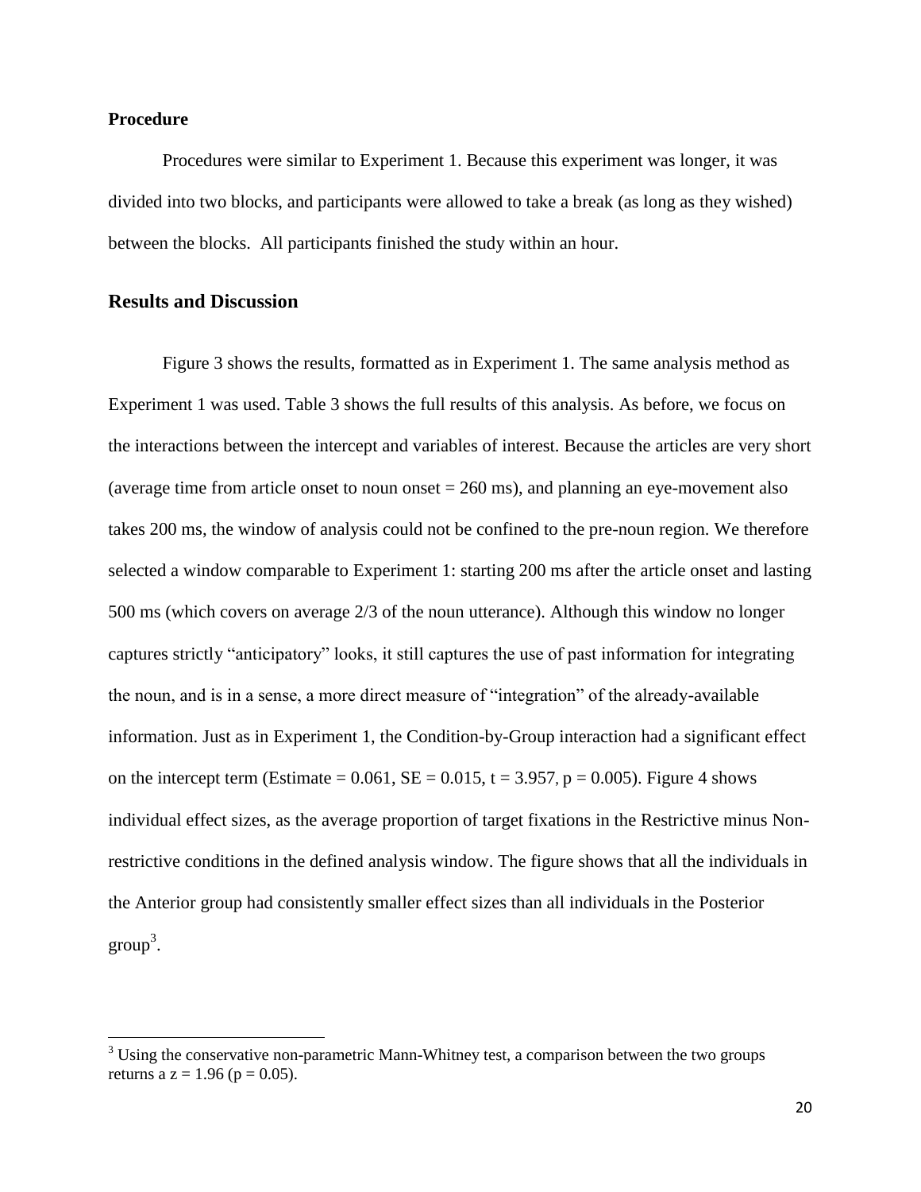### Procedure

Procedures were similar to Experiment 1. Because this experiment was longer, it was divided into two blocks, and participants were allowed to take a break (as long as they wished) between the blocks. All participants finished the study within an hour.

## Results and Discussion

Figure 3 shows the results, formatted as in Experiment 1. The same analysis method as Experiment 1 was used. Table 3 shows the full results of this analysis. As before, we focus on the interactions between the intercept and variables of interest. Because the articles are very short (average time from article onset to noun onset = 260 ms), and planning an eye-movement also takes 200 ms, the window of analysis could not be confined to the pre-noun region. We therefore selected a window comparable to Experiment 1: starting 200 ms after the article onset and lasting 500 ms (which covers on average 2/3 of the noun utterance). Although this window no longer captures strictly "anticipatory" looks, it still captures the use of past information for integrating the noun, and is in a sense, a more direct measure of "integration" of the already-available information. Just as in Experiment 1, the Condition-by-Group interaction had a significant effect on the intercept term (Estimate = 0.061, SE = 0.015, $t = 3.957$, $p = 0.005$). Figure 4 shows individual effect sizes, as the average proportion of target fixations in the Restrictive minus Non-restrictive conditions in the defined analysis window. The figure shows that all the individuals in the Anterior group had consistently smaller effect sizes than all individuals in the Posterior group[3].

[3] Using the conservative non-parametric Mann-Whitney test, a comparison between the two groups returns a $z = 1.96$ ($p = 0.05$).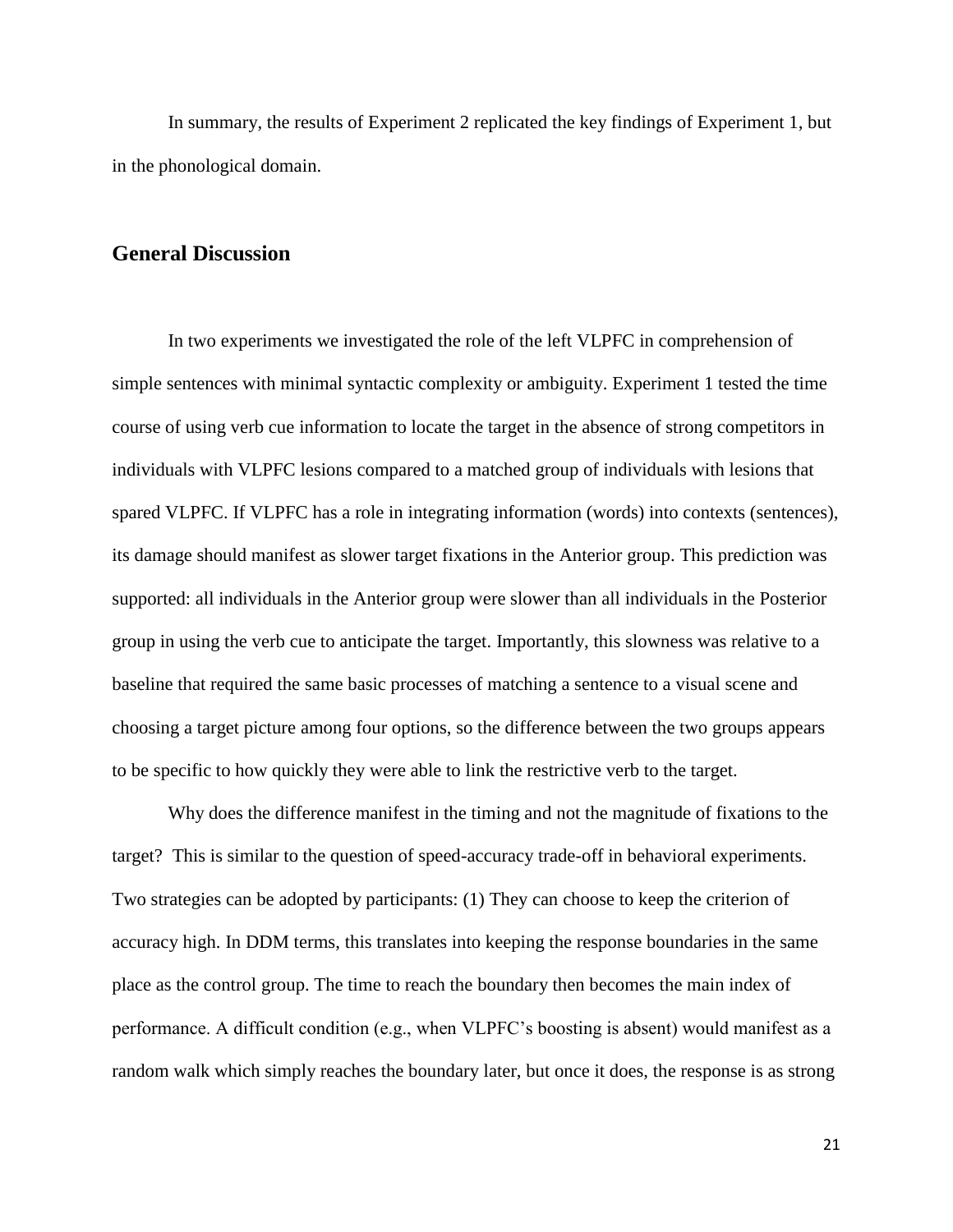In summary, the results of Experiment 2 replicated the key findings of Experiment 1, but in the phonological domain.

## General Discussion

In two experiments we investigated the role of the left VLPFC in comprehension of simple sentences with minimal syntactic complexity or ambiguity. Experiment 1 tested the time course of using verb cue information to locate the target in the absence of strong competitors in individuals with VLPFC lesions compared to a matched group of individuals with lesions that spared VLPFC. If VLPFC has a role in integrating information (words) into contexts (sentences), its damage should manifest as slower target fixations in the Anterior group. This prediction was supported: all individuals in the Anterior group were slower than all individuals in the Posterior group in using the verb cue to anticipate the target. Importantly, this slowness was relative to a baseline that required the same basic processes of matching a sentence to a visual scene and choosing a target picture among four options, so the difference between the two groups appears to be specific to how quickly they were able to link the restrictive verb to the target.

Why does the difference manifest in the timing and not the magnitude of fixations to the target? This is similar to the question of speed-accuracy trade-off in behavioral experiments. Two strategies can be adopted by participants: (1) They can choose to keep the criterion of accuracy high. In DDM terms, this translates into keeping the response boundaries in the same place as the control group. The time to reach the boundary then becomes the main index of performance. A difficult condition (e.g., when VLPFC's boosting is absent) would manifest as a random walk which simply reaches the boundary later, but once it does, the response is as strong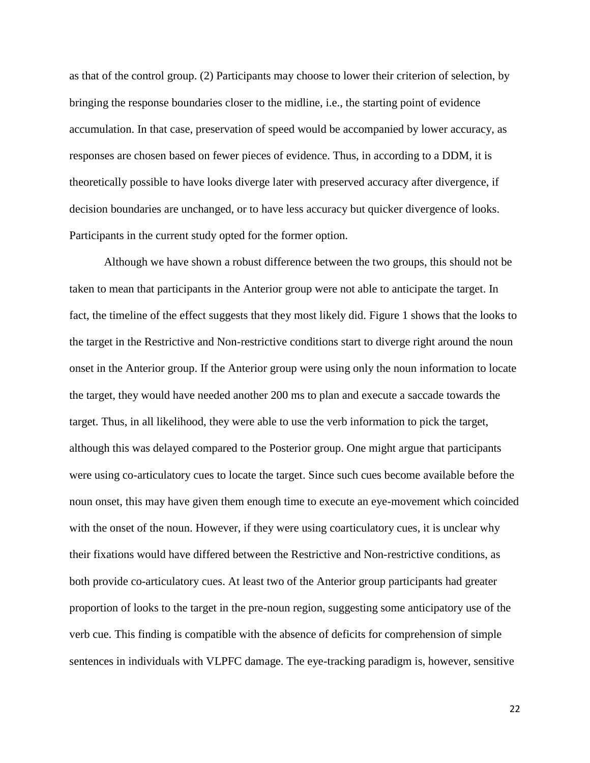as that of the control group. (2) Participants may choose to lower their criterion of selection, by bringing the response boundaries closer to the midline, i.e., the starting point of evidence accumulation. In that case, preservation of speed would be accompanied by lower accuracy, as responses are chosen based on fewer pieces of evidence. Thus, in according to a DDM, it is theoretically possible to have looks diverge later with preserved accuracy after divergence, if decision boundaries are unchanged, or to have less accuracy but quicker divergence of looks. Participants in the current study opted for the former option.

Although we have shown a robust difference between the two groups, this should not be taken to mean that participants in the Anterior group were not able to anticipate the target. In fact, the timeline of the effect suggests that they most likely did. Figure 1 shows that the looks to the target in the Restrictive and Non-restrictive conditions start to diverge right around the noun onset in the Anterior group. If the Anterior group were using only the noun information to locate the target, they would have needed another 200 ms to plan and execute a saccade towards the target. Thus, in all likelihood, they were able to use the verb information to pick the target, although this was delayed compared to the Posterior group. One might argue that participants were using co-articulatory cues to locate the target. Since such cues become available before the noun onset, this may have given them enough time to execute an eye-movement which coincided with the onset of the noun. However, if they were using coarticulatory cues, it is unclear why their fixations would have differed between the Restrictive and Non-restrictive conditions, as both provide co-articulatory cues. At least two of the Anterior group participants had greater proportion of looks to the target in the pre-noun region, suggesting some anticipatory use of the verb cue. This finding is compatible with the absence of deficits for comprehension of simple sentences in individuals with VLPFC damage. The eye-tracking paradigm is, however, sensitive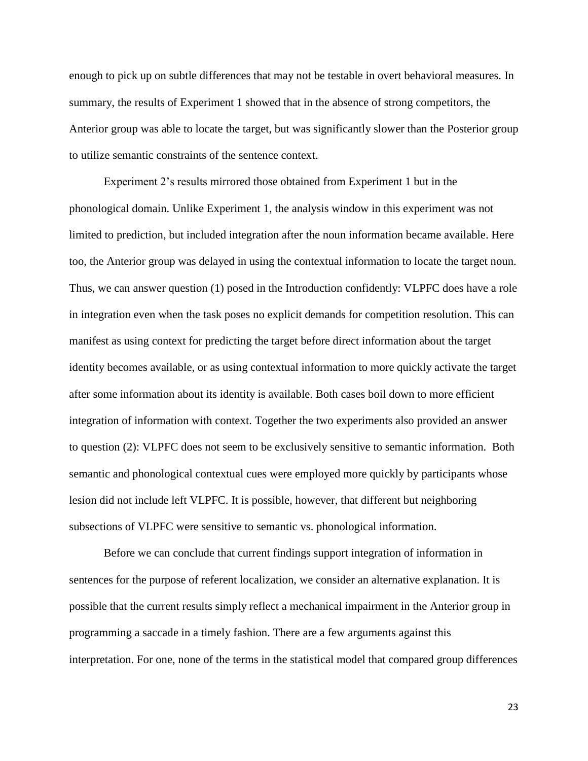enough to pick up on subtle differences that may not be testable in overt behavioral measures. In summary, the results of Experiment 1 showed that in the absence of strong competitors, the Anterior group was able to locate the target, but was significantly slower than the Posterior group to utilize semantic constraints of the sentence context.

Experiment 2's results mirrored those obtained from Experiment 1 but in the phonological domain. Unlike Experiment 1, the analysis window in this experiment was not limited to prediction, but included integration after the noun information became available. Here too, the Anterior group was delayed in using the contextual information to locate the target noun. Thus, we can answer question (1) posed in the Introduction confidently: VLPFC does have a role in integration even when the task poses no explicit demands for competition resolution. This can manifest as using context for predicting the target before direct information about the target identity becomes available, or as using contextual information to more quickly activate the target after some information about its identity is available. Both cases boil down to more efficient integration of information with context. Together the two experiments also provided an answer to question (2): VLPFC does not seem to be exclusively sensitive to semantic information. Both semantic and phonological contextual cues were employed more quickly by participants whose lesion did not include left VLPFC. It is possible, however, that different but neighboring subsections of VLPFC were sensitive to semantic vs. phonological information.

Before we can conclude that current findings support integration of information in sentences for the purpose of referent localization, we consider an alternative explanation. It is possible that the current results simply reflect a mechanical impairment in the Anterior group in programming a saccade in a timely fashion. There are a few arguments against this interpretation. For one, none of the terms in the statistical model that compared group differences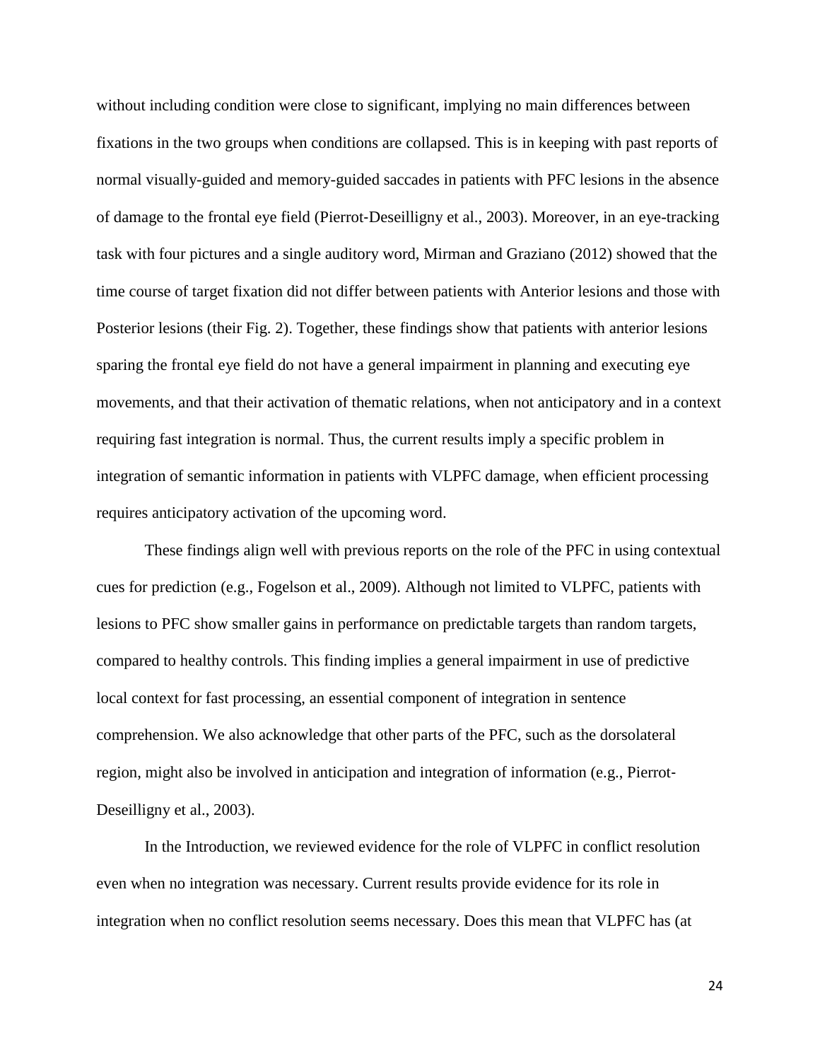without including condition were close to significant, implying no main differences between fixations in the two groups when conditions are collapsed. This is in keeping with past reports of normal visually-guided and memory-guided saccades in patients with PFC lesions in the absence of damage to the frontal eye field (Pierrot-Deseilligny et al., 2003). Moreover, in an eye-tracking task with four pictures and a single auditory word, Mirman and Graziano (2012) showed that the time course of target fixation did not differ between patients with Anterior lesions and those with Posterior lesions (their Fig. 2). Together, these findings show that patients with anterior lesions sparing the frontal eye field do not have a general impairment in planning and executing eye movements, and that their activation of thematic relations, when not anticipatory and in a context requiring fast integration is normal. Thus, the current results imply a specific problem in integration of semantic information in patients with VLPFC damage, when efficient processing requires anticipatory activation of the upcoming word.

These findings align well with previous reports on the role of the PFC in using contextual cues for prediction (e.g., Fogelson et al., 2009). Although not limited to VLPFC, patients with lesions to PFC show smaller gains in performance on predictable targets than random targets, compared to healthy controls. This finding implies a general impairment in use of predictive local context for fast processing, an essential component of integration in sentence comprehension. We also acknowledge that other parts of the PFC, such as the dorsolateral region, might also be involved in anticipation and integration of information (e.g., Pierrot-Deseilligny et al., 2003).

In the Introduction, we reviewed evidence for the role of VLPFC in conflict resolution even when no integration was necessary. Current results provide evidence for its role in integration when no conflict resolution seems necessary. Does this mean that VLPFC has (at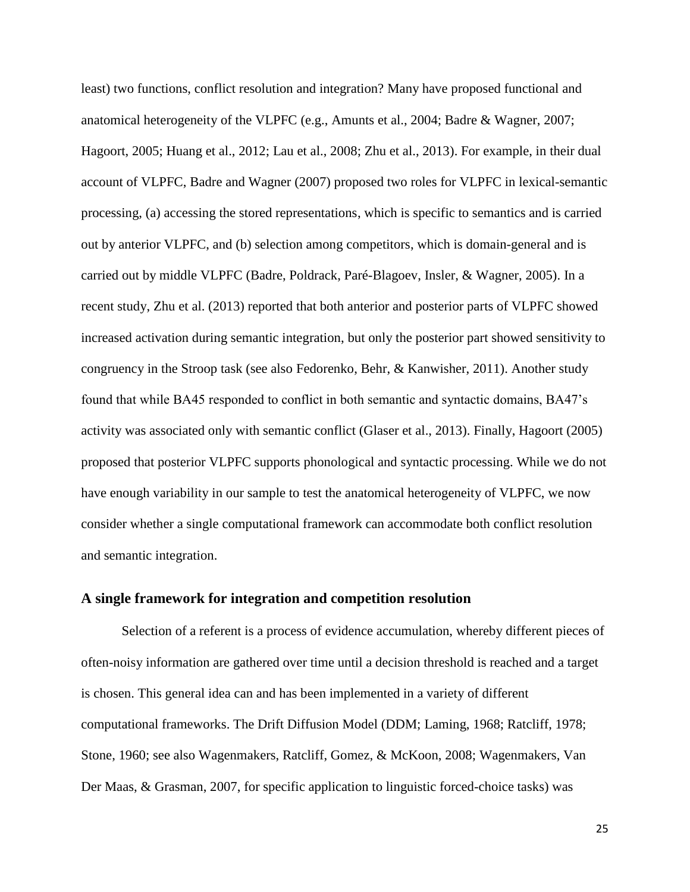least) two functions, conflict resolution and integration? Many have proposed functional and anatomical heterogeneity of the VLPFC (e.g., Amunts et al., 2004; Badre & Wagner, 2007; Hagoort, 2005; Huang et al., 2012; Lau et al., 2008; Zhu et al., 2013). For example, in their dual account of VLPFC, Badre and Wagner (2007) proposed two roles for VLPFC in lexical-semantic processing, (a) accessing the stored representations, which is specific to semantics and is carried out by anterior VLPFC, and (b) selection among competitors, which is domain-general and is carried out by middle VLPFC (Badre, Poldrack, Paré-Blagoev, Insler, & Wagner, 2005). In a recent study, Zhu et al. (2013) reported that both anterior and posterior parts of VLPFC showed increased activation during semantic integration, but only the posterior part showed sensitivity to congruency in the Stroop task (see also Fedorenko, Behr, & Kanwisher, 2011). Another study found that while BA45 responded to conflict in both semantic and syntactic domains, BA47's activity was associated only with semantic conflict (Glaser et al., 2013). Finally, Hagoort (2005) proposed that posterior VLPFC supports phonological and syntactic processing. While we do not have enough variability in our sample to test the anatomical heterogeneity of VLPFC, we now consider whether a single computational framework can accommodate both conflict resolution and semantic integration.

## A single framework for integration and competition resolution

Selection of a referent is a process of evidence accumulation, whereby different pieces of often-noisy information are gathered over time until a decision threshold is reached and a target is chosen. This general idea can and has been implemented in a variety of different computational frameworks. The Drift Diffusion Model (DDM; Laming, 1968; Ratcliff, 1978; Stone, 1960; see also Wagenmakers, Ratcliff, Gomez, & McKoon, 2008; Wagenmakers, Van Der Maas, & Grasman, 2007, for specific application to linguistic forced-choice tasks) was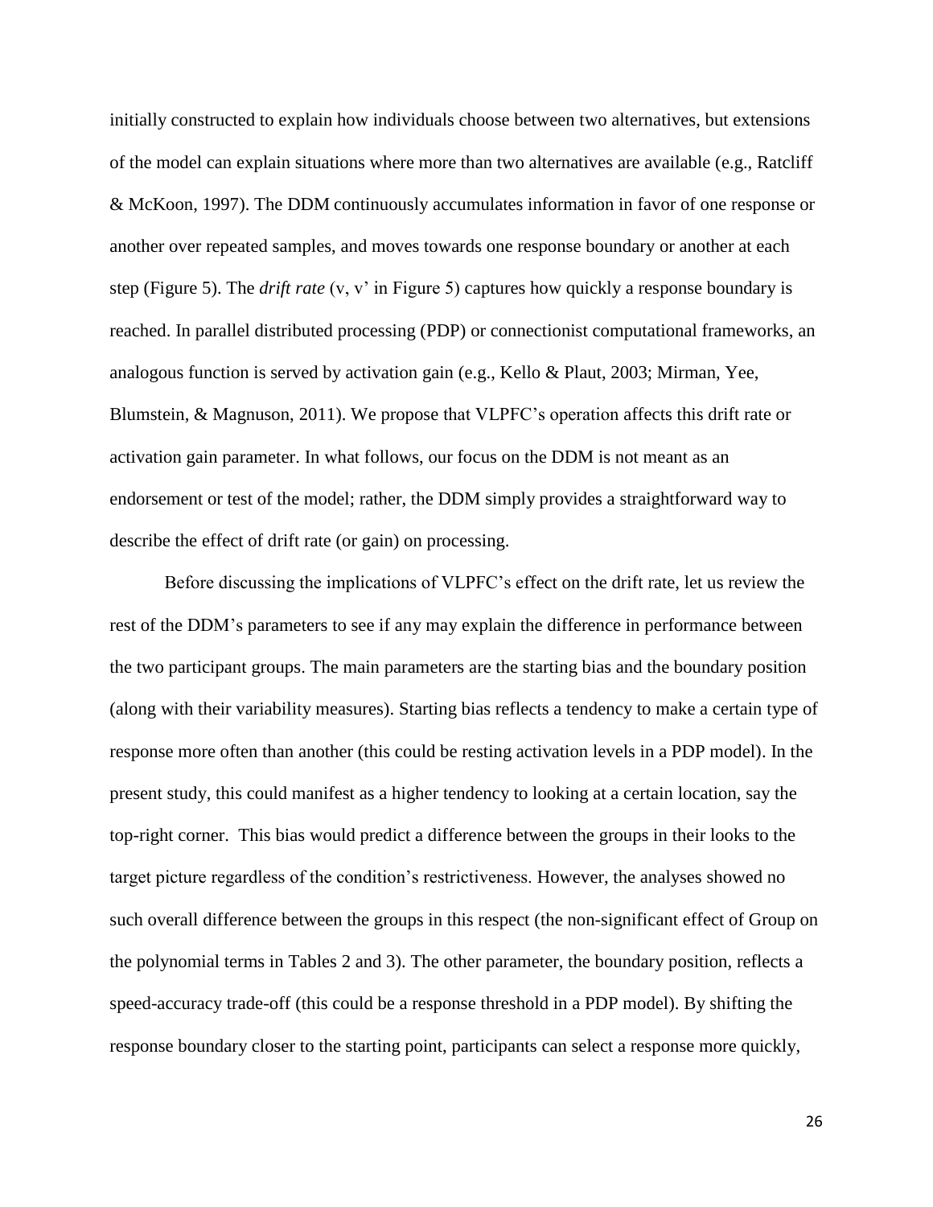initially constructed to explain how individuals choose between two alternatives, but extensions of the model can explain situations where more than two alternatives are available (e.g., Ratcliff & McKoon, 1997). The DDM continuously accumulates information in favor of one response or another over repeated samples, and moves towards one response boundary or another at each step (Figure 5). The *drift rate* (v, v' in Figure 5) captures how quickly a response boundary is reached. In parallel distributed processing (PDP) or connectionist computational frameworks, an analogous function is served by activation gain (e.g., Kello & Plaut, 2003; Mirman, Yee, Blumstein, & Magnuson, 2011). We propose that VLPFC's operation affects this drift rate or activation gain parameter. In what follows, our focus on the DDM is not meant as an endorsement or test of the model; rather, the DDM simply provides a straightforward way to describe the effect of drift rate (or gain) on processing.

Before discussing the implications of VLPFC's effect on the drift rate, let us review the rest of the DDM's parameters to see if any may explain the difference in performance between the two participant groups. The main parameters are the starting bias and the boundary position (along with their variability measures). Starting bias reflects a tendency to make a certain type of response more often than another (this could be resting activation levels in a PDP model). In the present study, this could manifest as a higher tendency to looking at a certain location, say the top-right corner. This bias would predict a difference between the groups in their looks to the target picture regardless of the condition's restrictiveness. However, the analyses showed no such overall difference between the groups in this respect (the non-significant effect of Group on the polynomial terms in Tables 2 and 3). The other parameter, the boundary position, reflects a speed-accuracy trade-off (this could be a response threshold in a PDP model). By shifting the response boundary closer to the starting point, participants can select a response more quickly,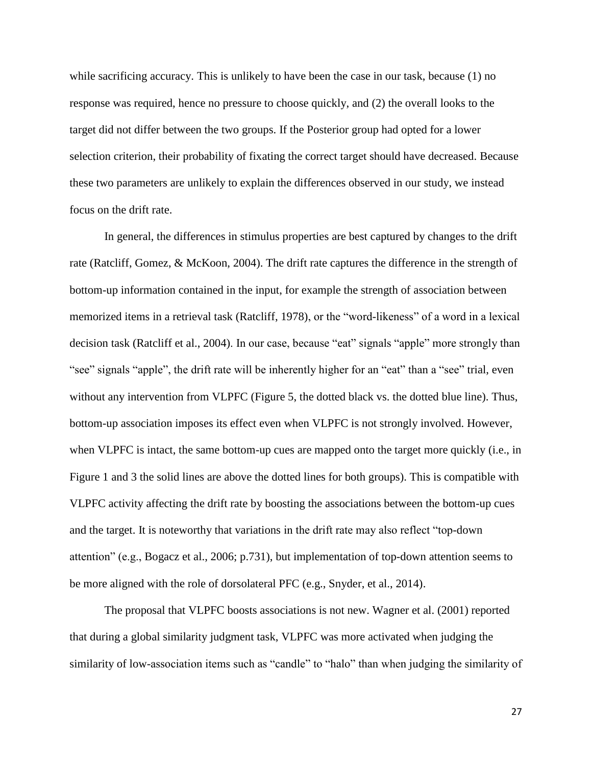while sacrificing accuracy. This is unlikely to have been the case in our task, because (1) no response was required, hence no pressure to choose quickly, and (2) the overall looks to the target did not differ between the two groups. If the Posterior group had opted for a lower selection criterion, their probability of fixating the correct target should have decreased. Because these two parameters are unlikely to explain the differences observed in our study, we instead focus on the drift rate.

In general, the differences in stimulus properties are best captured by changes to the drift rate (Ratcliff, Gomez, & McKoon, 2004). The drift rate captures the difference in the strength of bottom-up information contained in the input, for example the strength of association between memorized items in a retrieval task (Ratcliff, 1978), or the "word-likeness" of a word in a lexical decision task (Ratcliff et al., 2004). In our case, because "eat" signals "apple" more strongly than "see" signals "apple", the drift rate will be inherently higher for an "eat" than a "see" trial, even without any intervention from VLPFC (Figure 5, the dotted black vs. the dotted blue line). Thus, bottom-up association imposes its effect even when VLPFC is not strongly involved. However, when VLPFC is intact, the same bottom-up cues are mapped onto the target more quickly (i.e., in Figure 1 and 3 the solid lines are above the dotted lines for both groups). This is compatible with VLPFC activity affecting the drift rate by boosting the associations between the bottom-up cues and the target. It is noteworthy that variations in the drift rate may also reflect "top-down attention" (e.g., Bogacz et al., 2006; p.731), but implementation of top-down attention seems to be more aligned with the role of dorsolateral PFC (e.g., Snyder, et al., 2014).

The proposal that VLPFC boosts associations is not new. Wagner et al. (2001) reported that during a global similarity judgment task, VLPFC was more activated when judging the similarity of low-association items such as "candle" to "halo" than when judging the similarity of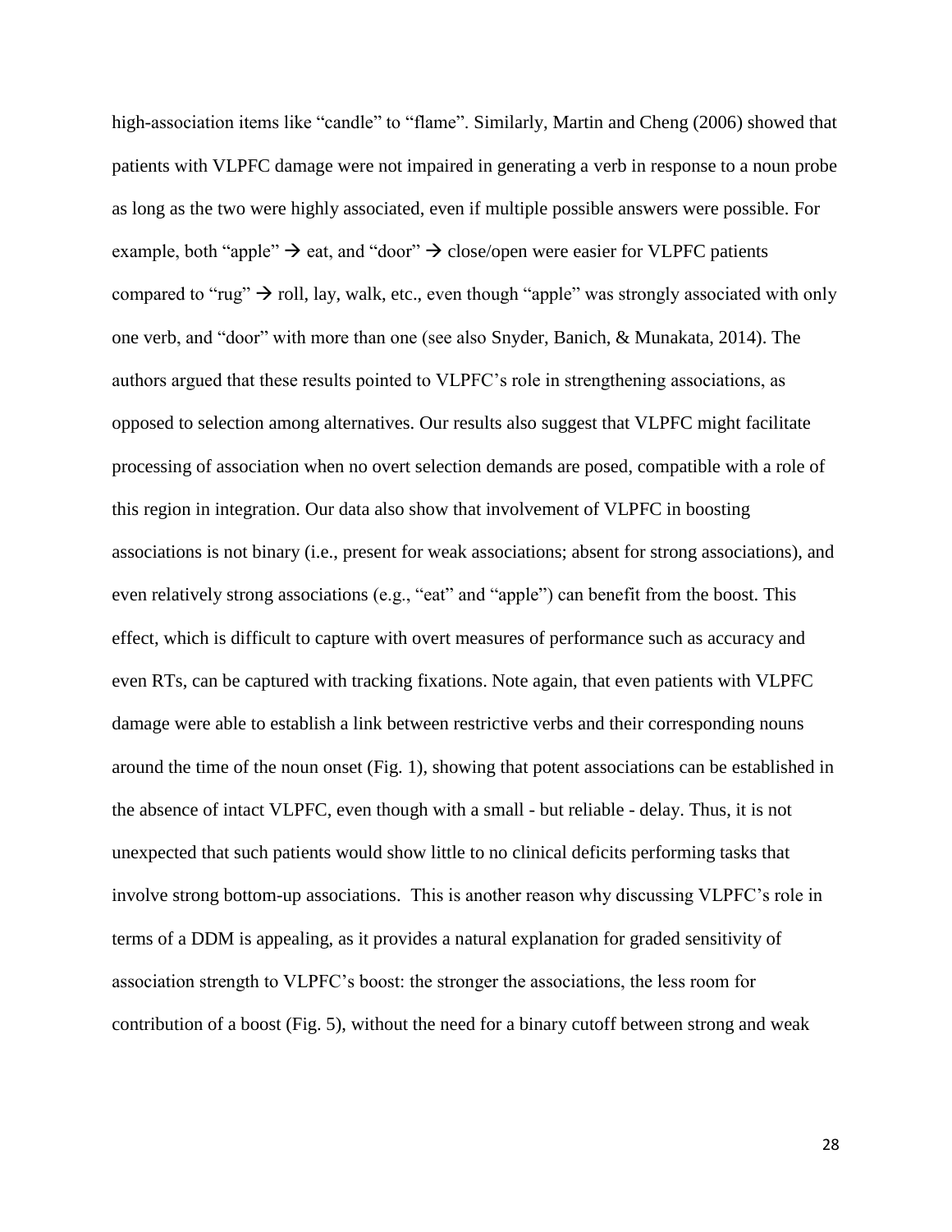high-association items like "candle" to "flame". Similarly, Martin and Cheng (2006) showed that patients with VLPFC damage were not impaired in generating a verb in response to a noun probe as long as the two were highly associated, even if multiple possible answers were possible. For example, both "apple" → eat, and "door" → close/open were easier for VLPFC patients compared to "rug" → roll, lay, walk, etc., even though "apple" was strongly associated with only one verb, and "door" with more than one (see also Snyder, Banich, & Munakata, 2014). The authors argued that these results pointed to VLPFC's role in strengthening associations, as opposed to selection among alternatives. Our results also suggest that VLPFC might facilitate processing of association when no overt selection demands are posed, compatible with a role of this region in integration. Our data also show that involvement of VLPFC in boosting associations is not binary (i.e., present for weak associations; absent for strong associations), and even relatively strong associations (e.g., "eat" and "apple") can benefit from the boost. This effect, which is difficult to capture with overt measures of performance such as accuracy and even RTs, can be captured with tracking fixations. Note again, that even patients with VLPFC damage were able to establish a link between restrictive verbs and their corresponding nouns around the time of the noun onset (Fig. 1), showing that potent associations can be established in the absence of intact VLPFC, even though with a small - but reliable - delay. Thus, it is not unexpected that such patients would show little to no clinical deficits performing tasks that involve strong bottom-up associations. This is another reason why discussing VLPFC's role in terms of a DDM is appealing, as it provides a natural explanation for graded sensitivity of association strength to VLPFC's boost: the stronger the associations, the less room for contribution of a boost (Fig. 5), without the need for a binary cutoff between strong and weak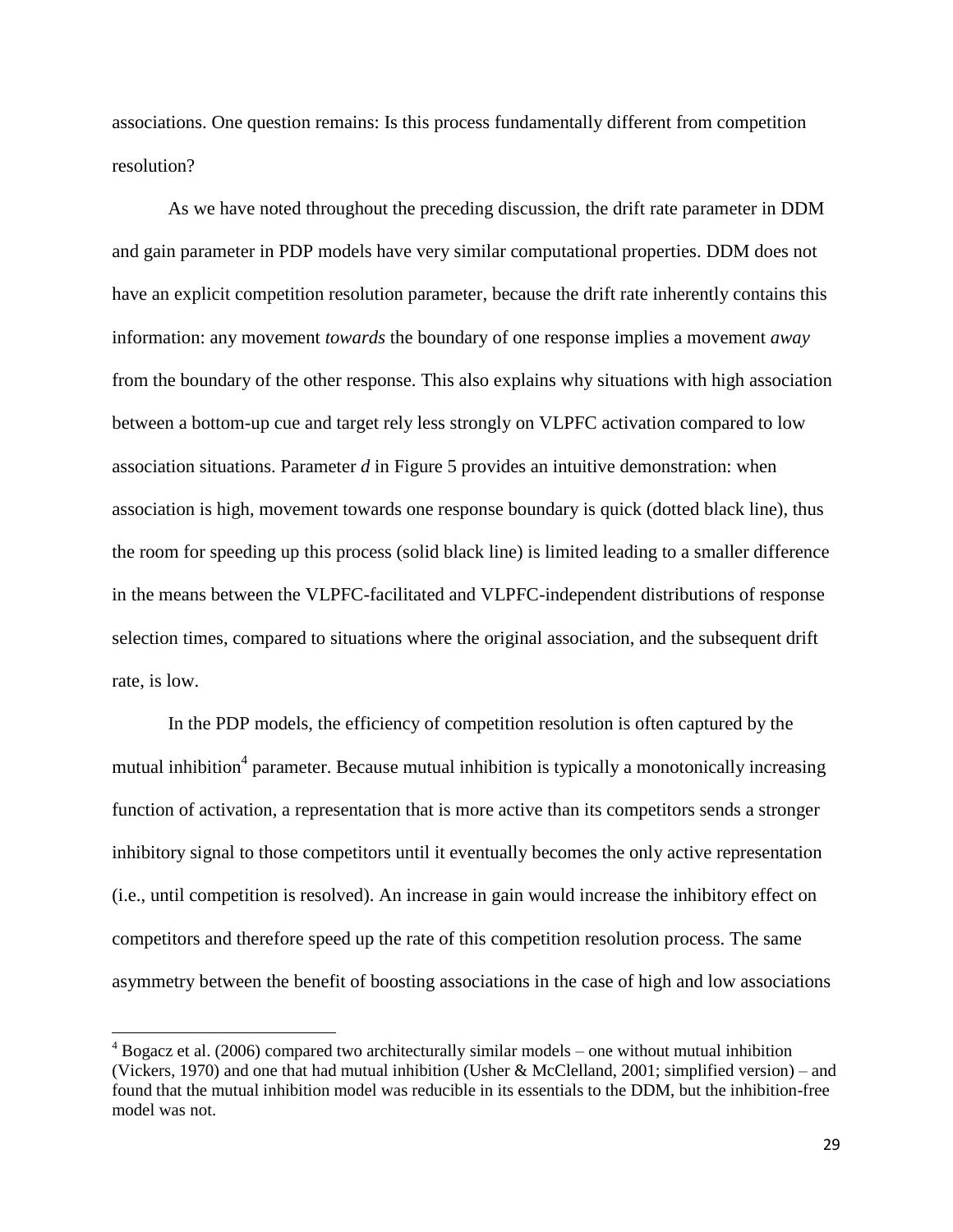associations. One question remains: Is this process fundamentally different from competition resolution?

As we have noted throughout the preceding discussion, the drift rate parameter in DDM and gain parameter in PDP models have very similar computational properties. DDM does not have an explicit competition resolution parameter, because the drift rate inherently contains this information: any movement *towards* the boundary of one response implies a movement *away* from the boundary of the other response. This also explains why situations with high association between a bottom-up cue and target rely less strongly on VLPFC activation compared to low association situations. Parameter *d* in Figure 5 provides an intuitive demonstration: when association is high, movement towards one response boundary is quick (dotted black line), thus the room for speeding up this process (solid black line) is limited leading to a smaller difference in the means between the VLPFC-facilitated and VLPFC-independent distributions of response selection times, compared to situations where the original association, and the subsequent drift rate, is low.

In the PDP models, the efficiency of competition resolution is often captured by the mutual inhibition[4] parameter. Because mutual inhibition is typically a monotonically increasing function of activation, a representation that is more active than its competitors sends a stronger inhibitory signal to those competitors until it eventually becomes the only active representation (i.e., until competition is resolved). An increase in gain would increase the inhibitory effect on competitors and therefore speed up the rate of this competition resolution process. The same asymmetry between the benefit of boosting associations in the case of high and low associations

[4] Bogacz et al. (2006) compared two architecturally similar models – one without mutual inhibition (Vickers, 1970) and one that had mutual inhibition (Usher & McClelland, 2001; simplified version) – and found that the mutual inhibition model was reducible in its essentials to the DDM, but the inhibition-free model was not.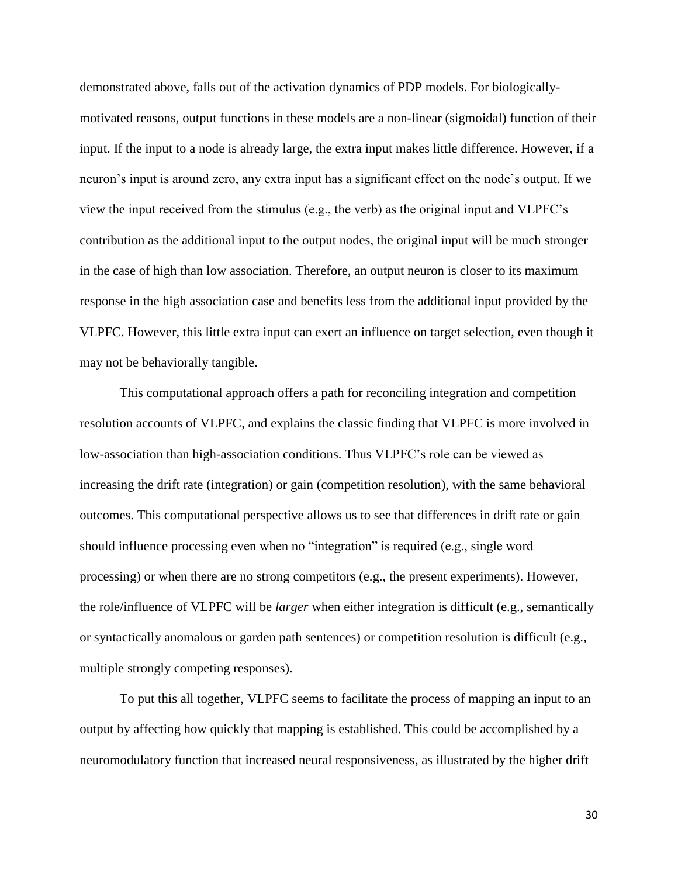demonstrated above, falls out of the activation dynamics of PDP models. For biologically-motivated reasons, output functions in these models are a non-linear (sigmoidal) function of their input. If the input to a node is already large, the extra input makes little difference. However, if a neuron's input is around zero, any extra input has a significant effect on the node's output. If we view the input received from the stimulus (e.g., the verb) as the original input and VLPFC's contribution as the additional input to the output nodes, the original input will be much stronger in the case of high than low association. Therefore, an output neuron is closer to its maximum response in the high association case and benefits less from the additional input provided by the VLPFC. However, this little extra input can exert an influence on target selection, even though it may not be behaviorally tangible.

This computational approach offers a path for reconciling integration and competition resolution accounts of VLPFC, and explains the classic finding that VLPFC is more involved in low-association than high-association conditions. Thus VLPFC's role can be viewed as increasing the drift rate (integration) or gain (competition resolution), with the same behavioral outcomes. This computational perspective allows us to see that differences in drift rate or gain should influence processing even when no "integration" is required (e.g., single word processing) or when there are no strong competitors (e.g., the present experiments). However, the role/influence of VLPFC will be *larger* when either integration is difficult (e.g., semantically or syntactically anomalous or garden path sentences) or competition resolution is difficult (e.g., multiple strongly competing responses).

To put this all together, VLPFC seems to facilitate the process of mapping an input to an output by affecting how quickly that mapping is established. This could be accomplished by a neuromodulatory function that increased neural responsiveness, as illustrated by the higher drift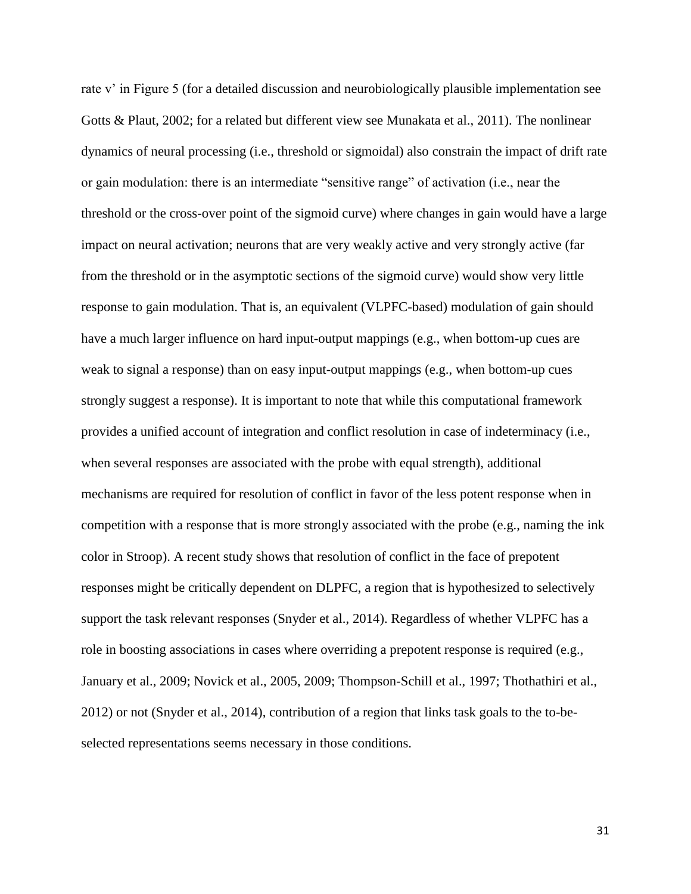rate v' in Figure 5 (for a detailed discussion and neurobiologically plausible implementation see Gotts & Plaut, 2002; for a related but different view see Munakata et al., 2011). The nonlinear dynamics of neural processing (i.e., threshold or sigmoidal) also constrain the impact of drift rate or gain modulation: there is an intermediate "sensitive range" of activation (i.e., near the threshold or the cross-over point of the sigmoid curve) where changes in gain would have a large impact on neural activation; neurons that are very weakly active and very strongly active (far from the threshold or in the asymptotic sections of the sigmoid curve) would show very little response to gain modulation. That is, an equivalent (VLPFC-based) modulation of gain should have a much larger influence on hard input-output mappings (e.g., when bottom-up cues are weak to signal a response) than on easy input-output mappings (e.g., when bottom-up cues strongly suggest a response). It is important to note that while this computational framework provides a unified account of integration and conflict resolution in case of indeterminacy (i.e., when several responses are associated with the probe with equal strength), additional mechanisms are required for resolution of conflict in favor of the less potent response when in competition with a response that is more strongly associated with the probe (e.g., naming the ink color in Stroop). A recent study shows that resolution of conflict in the face of prepotent responses might be critically dependent on DLPFC, a region that is hypothesized to selectively support the task relevant responses (Snyder et al., 2014). Regardless of whether VLPFC has a role in boosting associations in cases where overriding a prepotent response is required (e.g., January et al., 2009; Novick et al., 2005, 2009; Thompson-Schill et al., 1997; Thothathiri et al., 2012) or not (Snyder et al., 2014), contribution of a region that links task goals to the to-be-selected representations seems necessary in those conditions.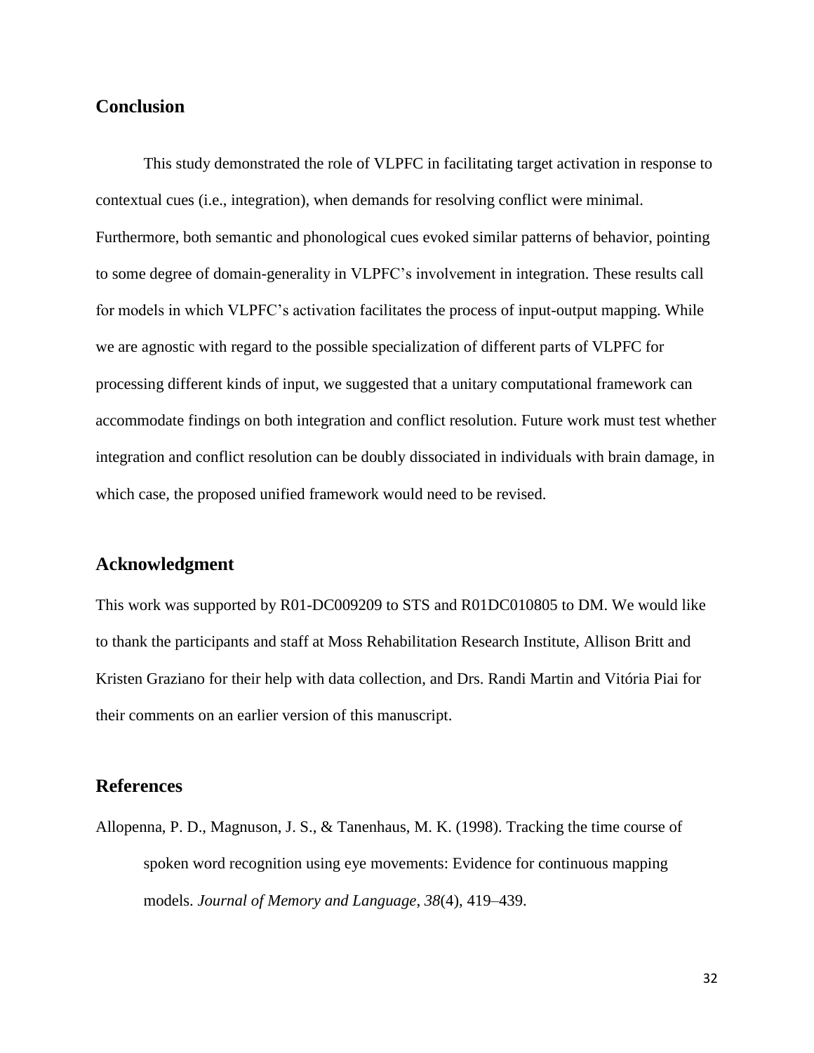## Conclusion

This study demonstrated the role of VLPFC in facilitating target activation in response to contextual cues (i.e., integration), when demands for resolving conflict were minimal. Furthermore, both semantic and phonological cues evoked similar patterns of behavior, pointing to some degree of domain-generality in VLPFC's involvement in integration. These results call for models in which VLPFC's activation facilitates the process of input-output mapping. While we are agnostic with regard to the possible specialization of different parts of VLPFC for processing different kinds of input, we suggested that a unitary computational framework can accommodate findings on both integration and conflict resolution. Future work must test whether integration and conflict resolution can be doubly dissociated in individuals with brain damage, in which case, the proposed unified framework would need to be revised.

## Acknowledgment

This work was supported by R01-DC009209 to STS and R01DC010805 to DM. We would like to thank the participants and staff at Moss Rehabilitation Research Institute, Allison Britt and Kristen Graziano for their help with data collection, and Drs. Randi Martin and Vitória Piai for their comments on an earlier version of this manuscript.

## References

Allopenna, P. D., Magnuson, J. S., & Tanenhaus, M. K. (1998). Tracking the time course of spoken word recognition using eye movements: Evidence for continuous mapping models. *Journal of Memory and Language*, *38*(4), 419–439.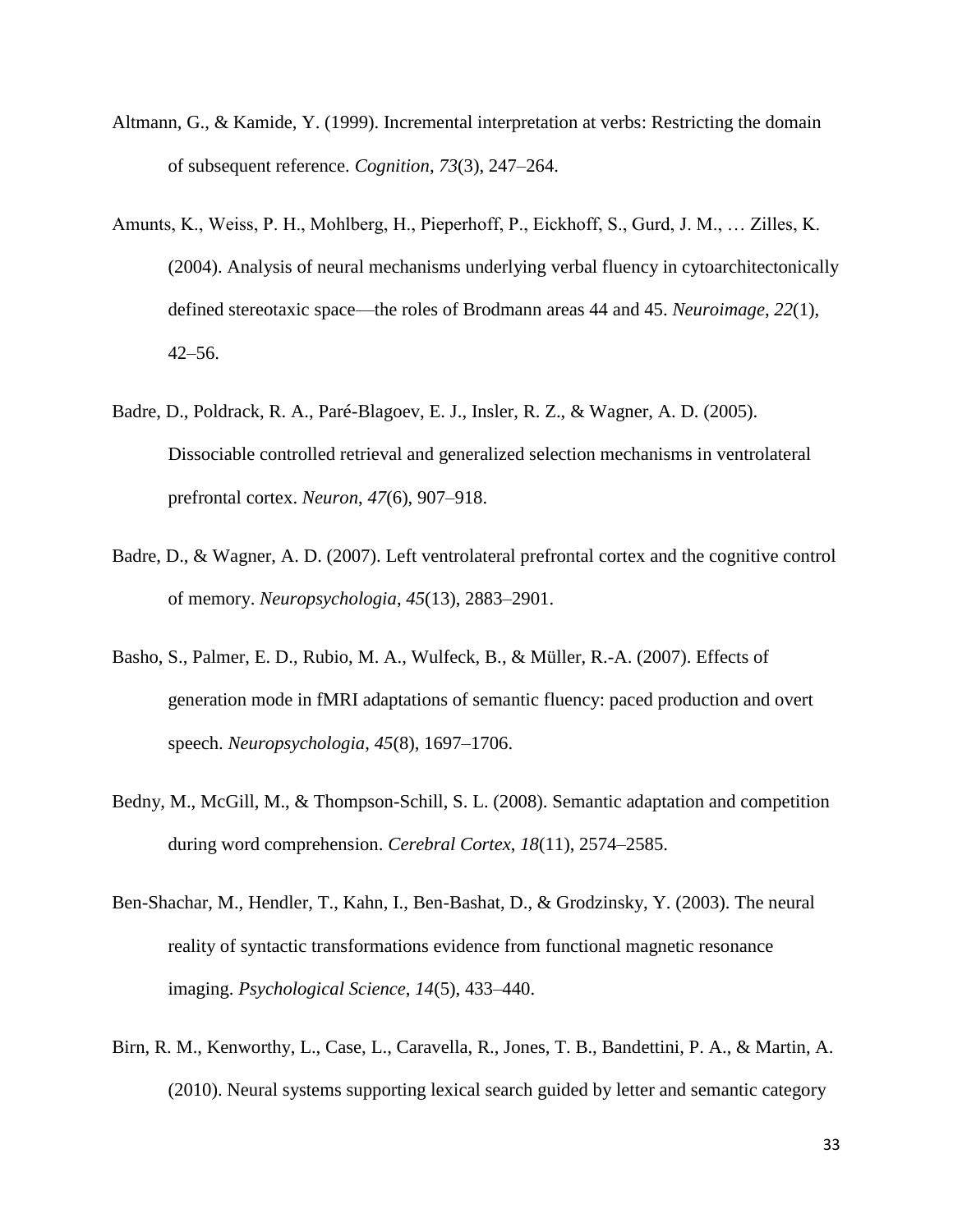Altmann, G., & Kamide, Y. (1999). Incremental interpretation at verbs: Restricting the domain of subsequent reference. *Cognition*, *73*(3), 247–264.

Amunts, K., Weiss, P. H., Mohlberg, H., Pieperhoff, P., Eickhoff, S., Gurd, J. M., … Zilles, K. (2004). Analysis of neural mechanisms underlying verbal fluency in cytoarchitectonically defined stereotaxic space—the roles of Brodmann areas 44 and 45. *Neuroimage*, *22*(1), 42–56.

Badre, D., Poldrack, R. A., Paré-Blagoev, E. J., Insler, R. Z., & Wagner, A. D. (2005). Dissociable controlled retrieval and generalized selection mechanisms in ventrolateral prefrontal cortex. *Neuron*, *47*(6), 907–918.

Badre, D., & Wagner, A. D. (2007). Left ventrolateral prefrontal cortex and the cognitive control of memory. *Neuropsychologia*, *45*(13), 2883–2901.

Basho, S., Palmer, E. D., Rubio, M. A., Wulfeck, B., & Müller, R.-A. (2007). Effects of generation mode in fMRI adaptations of semantic fluency: paced production and overt speech. *Neuropsychologia*, *45*(8), 1697–1706.

Bedny, M., McGill, M., & Thompson-Schill, S. L. (2008). Semantic adaptation and competition during word comprehension. *Cerebral Cortex*, *18*(11), 2574–2585.

Ben-Shachar, M., Hendler, T., Kahn, I., Ben-Bashat, D., & Grodzinsky, Y. (2003). The neural reality of syntactic transformations evidence from functional magnetic resonance imaging. *Psychological Science*, *14*(5), 433–440.

Birn, R. M., Kenworthy, L., Case, L., Caravella, R., Jones, T. B., Bandettini, P. A., & Martin, A. (2010). Neural systems supporting lexical search guided by letter and semantic category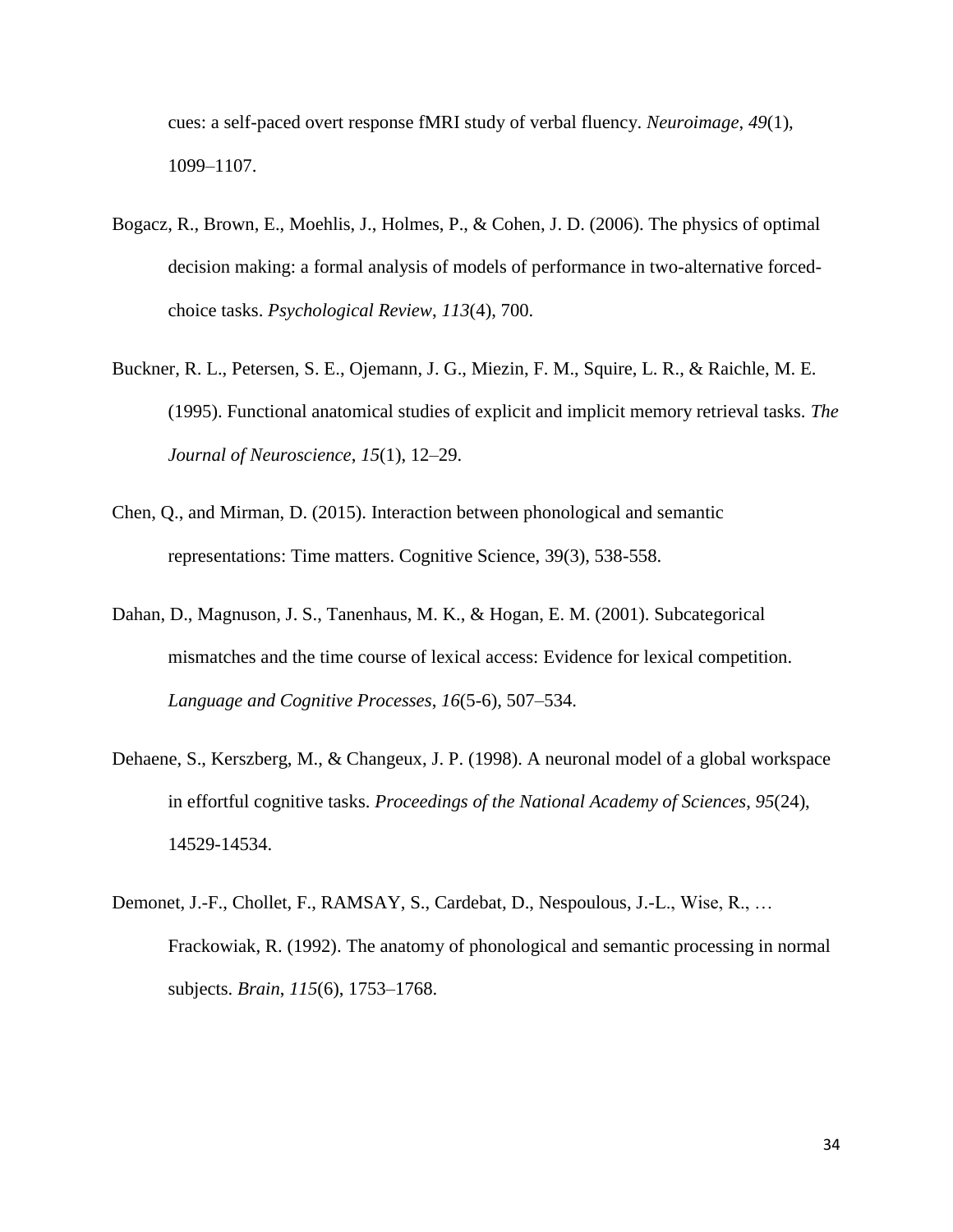cues: a self-paced overt response fMRI study of verbal fluency. *Neuroimage*, *49*(1), 1099–1107.

Bogacz, R., Brown, E., Moehlis, J., Holmes, P., & Cohen, J. D. (2006). The physics of optimal decision making: a formal analysis of models of performance in two-alternative forced-choice tasks. *Psychological Review*, *113*(4), 700.

Buckner, R. L., Petersen, S. E., Ojemann, J. G., Miezin, F. M., Squire, L. R., & Raichle, M. E. (1995). Functional anatomical studies of explicit and implicit memory retrieval tasks. *The Journal of Neuroscience*, *15*(1), 12–29.

Chen, Q., and Mirman, D. (2015). Interaction between phonological and semantic representations: Time matters. Cognitive Science, 39(3), 538-558.

Dahan, D., Magnuson, J. S., Tanenhaus, M. K., & Hogan, E. M. (2001). Subcategorical mismatches and the time course of lexical access: Evidence for lexical competition. *Language and Cognitive Processes*, *16*(5-6), 507–534.

Dehaene, S., Kerszberg, M., & Changeux, J. P. (1998). A neuronal model of a global workspace in effortful cognitive tasks. *Proceedings of the National Academy of Sciences*, *95*(24), 14529-14534.

Demonet, J.-F., Chollet, F., RAMSAY, S., Cardebat, D., Nespoulous, J.-L., Wise, R., … Frackowiak, R. (1992). The anatomy of phonological and semantic processing in normal subjects. *Brain*, *115*(6), 1753–1768.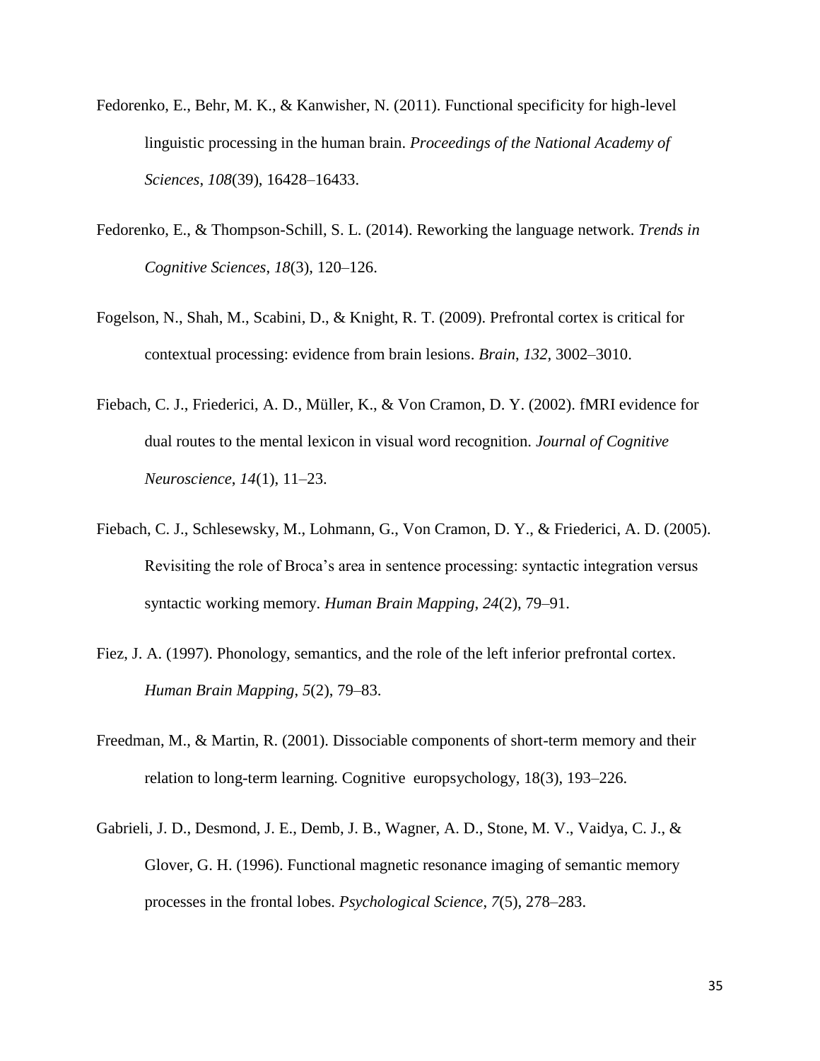Fedorenko, E., Behr, M. K., & Kanwisher, N. (2011). Functional specificity for high-level linguistic processing in the human brain. *Proceedings of the National Academy of Sciences*, *108*(39), 16428–16433.

Fedorenko, E., & Thompson-Schill, S. L. (2014). Reworking the language network. *Trends in Cognitive Sciences*, *18*(3), 120–126.

Fogelson, N., Shah, M., Scabini, D., & Knight, R. T. (2009). Prefrontal cortex is critical for contextual processing: evidence from brain lesions. *Brain*, *132,* 3002–3010.

Fiebach, C. J., Friederici, A. D., Müller, K., & Von Cramon, D. Y. (2002). fMRI evidence for dual routes to the mental lexicon in visual word recognition. *Journal of Cognitive Neuroscience*, *14*(1), 11–23.

Fiebach, C. J., Schlesewsky, M., Lohmann, G., Von Cramon, D. Y., & Friederici, A. D. (2005). Revisiting the role of Broca's area in sentence processing: syntactic integration versus syntactic working memory. *Human Brain Mapping*, *24*(2), 79–91.

Fiez, J. A. (1997). Phonology, semantics, and the role of the left inferior prefrontal cortex. *Human Brain Mapping*, *5*(2), 79–83.

Freedman, M., & Martin, R. (2001). Dissociable components of short-term memory and their relation to long-term learning. Cognitive europsychology, 18(3), 193–226.

Gabrieli, J. D., Desmond, J. E., Demb, J. B., Wagner, A. D., Stone, M. V., Vaidya, C. J., & Glover, G. H. (1996). Functional magnetic resonance imaging of semantic memory processes in the frontal lobes. *Psychological Science*, *7*(5), 278–283.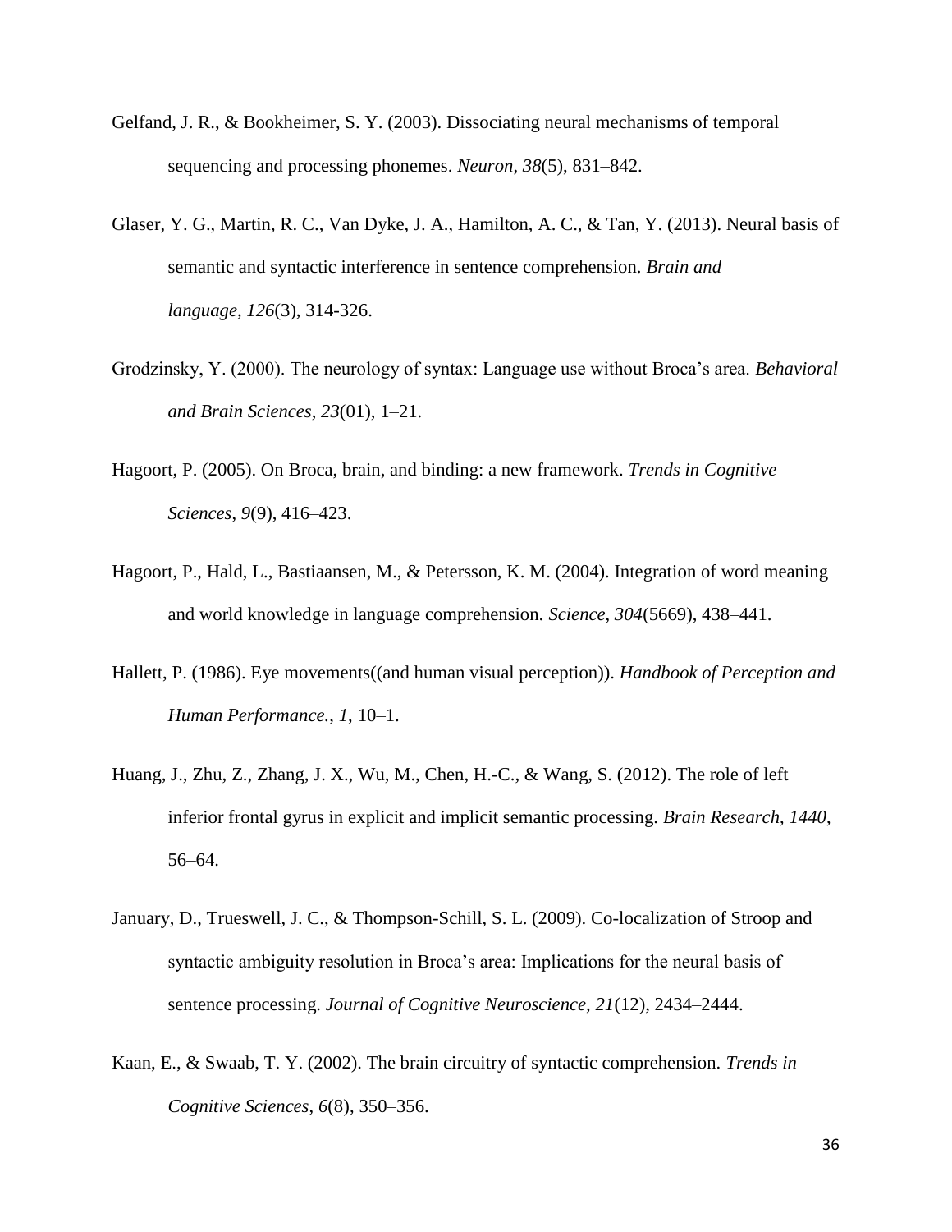Gelfand, J. R., & Bookheimer, S. Y. (2003). Dissociating neural mechanisms of temporal sequencing and processing phonemes. *Neuron*, *38*(5), 831–842.

Glaser, Y. G., Martin, R. C., Van Dyke, J. A., Hamilton, A. C., & Tan, Y. (2013). Neural basis of semantic and syntactic interference in sentence comprehension. *Brain and language*, *126*(3), 314-326.

Grodzinsky, Y. (2000). The neurology of syntax: Language use without Broca's area. *Behavioral and Brain Sciences*, *23*(01), 1–21.

Hagoort, P. (2005). On Broca, brain, and binding: a new framework. *Trends in Cognitive Sciences*, *9*(9), 416–423.

Hagoort, P., Hald, L., Bastiaansen, M., & Petersson, K. M. (2004). Integration of word meaning and world knowledge in language comprehension. *Science*, *304*(5669), 438–441.

Hallett, P. (1986). Eye movements((and human visual perception)). *Handbook of Perception and Human Performance.*, *1*, 10–1.

Huang, J., Zhu, Z., Zhang, J. X., Wu, M., Chen, H.-C., & Wang, S. (2012). The role of left inferior frontal gyrus in explicit and implicit semantic processing. *Brain Research*, *1440*, 56–64.

January, D., Trueswell, J. C., & Thompson-Schill, S. L. (2009). Co-localization of Stroop and syntactic ambiguity resolution in Broca's area: Implications for the neural basis of sentence processing. *Journal of Cognitive Neuroscience*, *21*(12), 2434–2444.

Kaan, E., & Swaab, T. Y. (2002). The brain circuitry of syntactic comprehension. *Trends in Cognitive Sciences*, *6*(8), 350–356.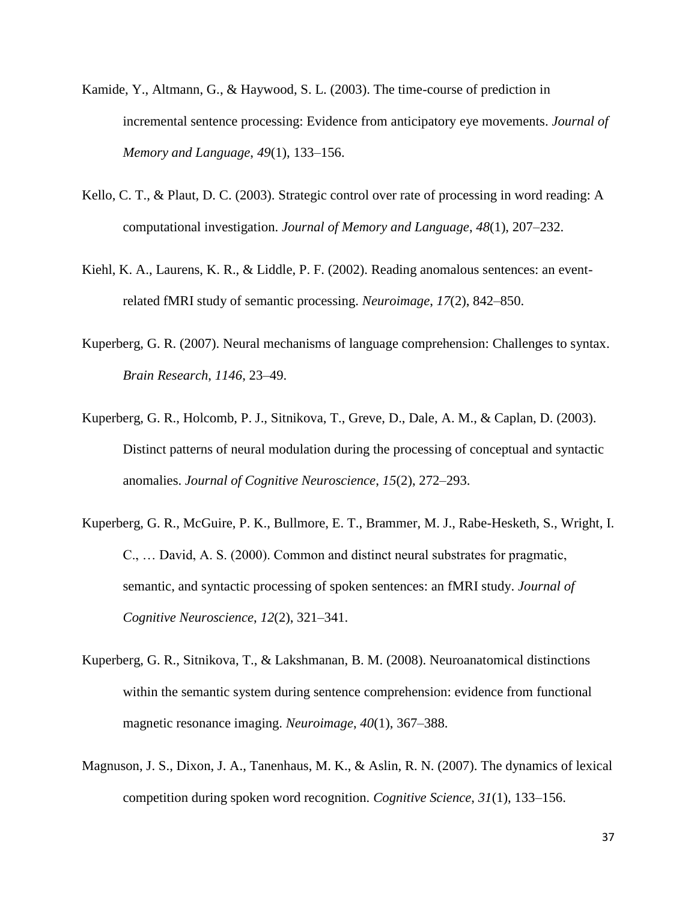Kamide, Y., Altmann, G., & Haywood, S. L. (2003). The time-course of prediction in incremental sentence processing: Evidence from anticipatory eye movements. *Journal of Memory and Language*, *49*(1), 133–156.

Kello, C. T., & Plaut, D. C. (2003). Strategic control over rate of processing in word reading: A computational investigation. *Journal of Memory and Language*, *48*(1), 207–232.

Kiehl, K. A., Laurens, K. R., & Liddle, P. F. (2002). Reading anomalous sentences: an event-related fMRI study of semantic processing. *Neuroimage*, *17*(2), 842–850.

Kuperberg, G. R. (2007). Neural mechanisms of language comprehension: Challenges to syntax. *Brain Research*, *1146*, 23–49.

Kuperberg, G. R., Holcomb, P. J., Sitnikova, T., Greve, D., Dale, A. M., & Caplan, D. (2003). Distinct patterns of neural modulation during the processing of conceptual and syntactic anomalies. *Journal of Cognitive Neuroscience*, *15*(2), 272–293.

Kuperberg, G. R., McGuire, P. K., Bullmore, E. T., Brammer, M. J., Rabe-Hesketh, S., Wright, I. C., … David, A. S. (2000). Common and distinct neural substrates for pragmatic, semantic, and syntactic processing of spoken sentences: an fMRI study. *Journal of Cognitive Neuroscience*, *12*(2), 321–341.

Kuperberg, G. R., Sitnikova, T., & Lakshmanan, B. M. (2008). Neuroanatomical distinctions within the semantic system during sentence comprehension: evidence from functional magnetic resonance imaging. *Neuroimage*, *40*(1), 367–388.

Magnuson, J. S., Dixon, J. A., Tanenhaus, M. K., & Aslin, R. N. (2007). The dynamics of lexical competition during spoken word recognition. *Cognitive Science*, *31*(1), 133–156.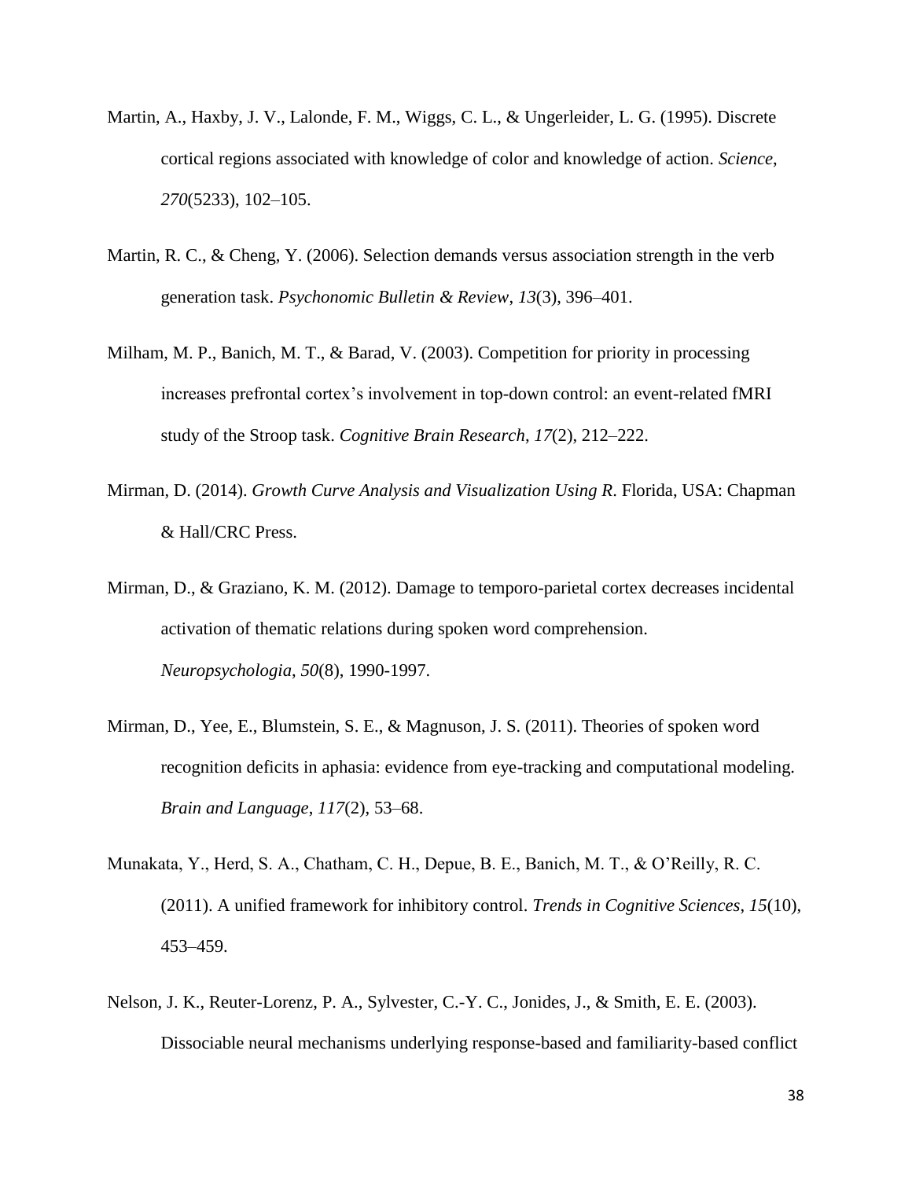Martin, A., Haxby, J. V., Lalonde, F. M., Wiggs, C. L., & Ungerleider, L. G. (1995). Discrete cortical regions associated with knowledge of color and knowledge of action. *Science*, *270*(5233), 102–105.

Martin, R. C., & Cheng, Y. (2006). Selection demands versus association strength in the verb generation task. *Psychonomic Bulletin & Review*, *13*(3), 396–401.

Milham, M. P., Banich, M. T., & Barad, V. (2003). Competition for priority in processing increases prefrontal cortex's involvement in top-down control: an event-related fMRI study of the Stroop task. *Cognitive Brain Research*, *17*(2), 212–222.

Mirman, D. (2014). *Growth Curve Analysis and Visualization Using R*. Florida, USA: Chapman & Hall/CRC Press.

Mirman, D., & Graziano, K. M. (2012). Damage to temporo-parietal cortex decreases incidental activation of thematic relations during spoken word comprehension. *Neuropsychologia*, *50*(8), 1990-1997.

Mirman, D., Yee, E., Blumstein, S. E., & Magnuson, J. S. (2011). Theories of spoken word recognition deficits in aphasia: evidence from eye-tracking and computational modeling. *Brain and Language*, *117*(2), 53–68.

Munakata, Y., Herd, S. A., Chatham, C. H., Depue, B. E., Banich, M. T., & O'Reilly, R. C. (2011). A unified framework for inhibitory control. *Trends in Cognitive Sciences*, *15*(10), 453–459.

Nelson, J. K., Reuter-Lorenz, P. A., Sylvester, C.-Y. C., Jonides, J., & Smith, E. E. (2003). Dissociable neural mechanisms underlying response-based and familiarity-based conflict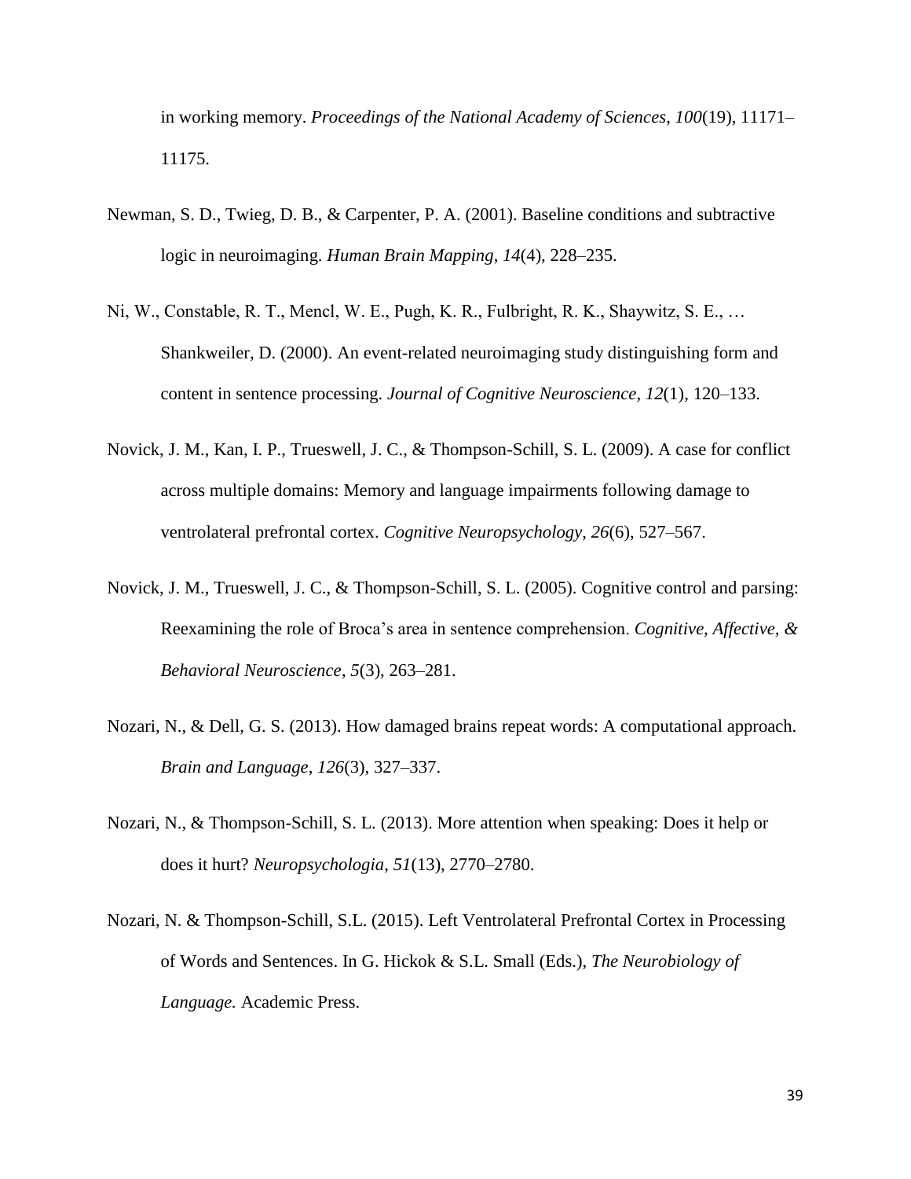in working memory. *Proceedings of the National Academy of Sciences*, *100*(19), 11171–11175.

Newman, S. D., Twieg, D. B., & Carpenter, P. A. (2001). Baseline conditions and subtractive logic in neuroimaging. *Human Brain Mapping*, *14*(4), 228–235.

Ni, W., Constable, R. T., Mencl, W. E., Pugh, K. R., Fulbright, R. K., Shaywitz, S. E., … Shankweiler, D. (2000). An event-related neuroimaging study distinguishing form and content in sentence processing. *Journal of Cognitive Neuroscience*, *12*(1), 120–133.

Novick, J. M., Kan, I. P., Trueswell, J. C., & Thompson-Schill, S. L. (2009). A case for conflict across multiple domains: Memory and language impairments following damage to ventrolateral prefrontal cortex. *Cognitive Neuropsychology*, *26*(6), 527–567.

Novick, J. M., Trueswell, J. C., & Thompson-Schill, S. L. (2005). Cognitive control and parsing: Reexamining the role of Broca's area in sentence comprehension. *Cognitive, Affective, & Behavioral Neuroscience*, *5*(3), 263–281.

Nozari, N., & Dell, G. S. (2013). How damaged brains repeat words: A computational approach. *Brain and Language*, *126*(3), 327–337.

Nozari, N., & Thompson-Schill, S. L. (2013). More attention when speaking: Does it help or does it hurt? *Neuropsychologia*, *51*(13), 2770–2780.

Nozari, N. & Thompson-Schill, S.L. (2015). Left Ventrolateral Prefrontal Cortex in Processing of Words and Sentences. In G. Hickok & S.L. Small (Eds.), *The Neurobiology of Language.* Academic Press.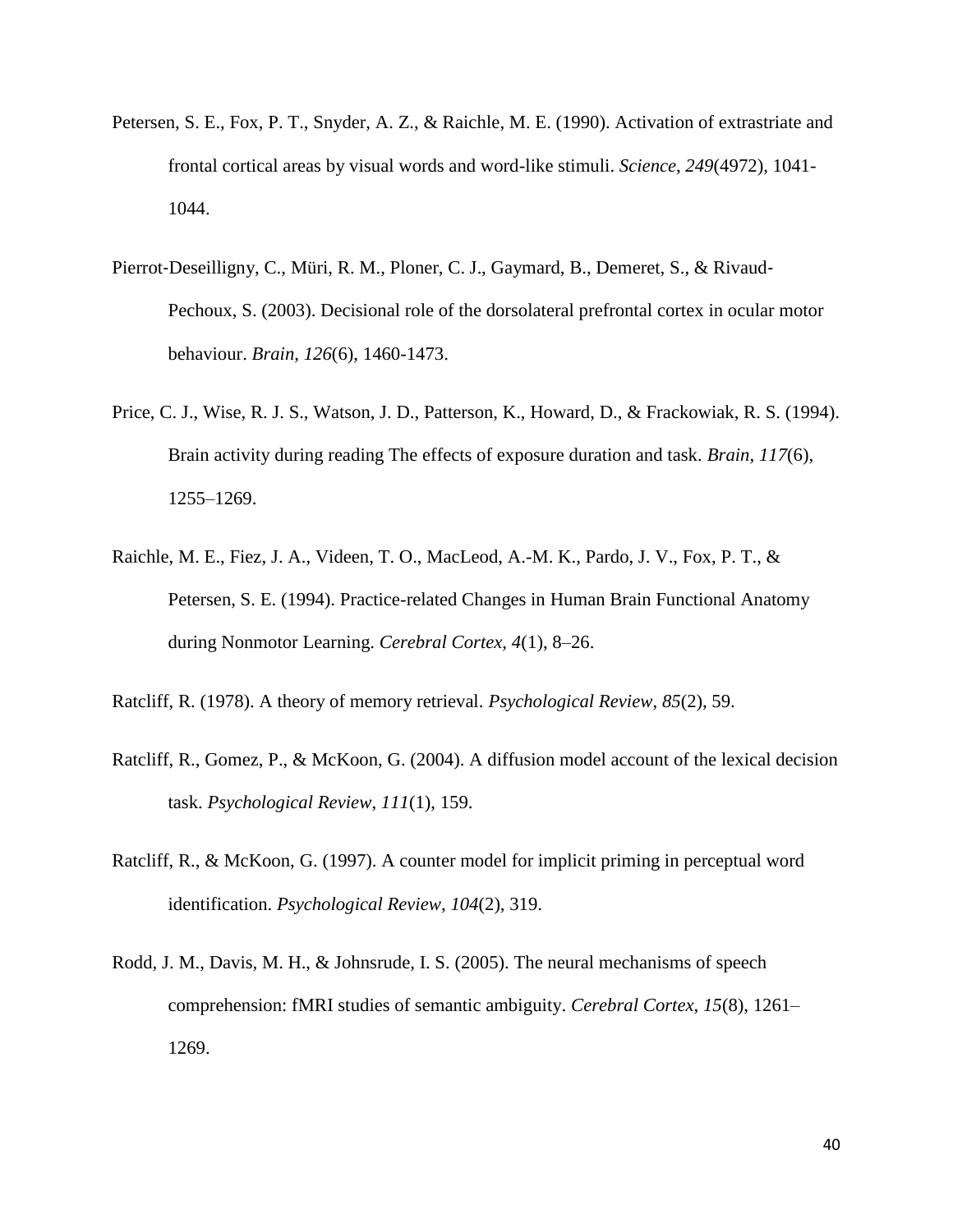Petersen, S. E., Fox, P. T., Snyder, A. Z., & Raichle, M. E. (1990). Activation of extrastriate and frontal cortical areas by visual words and word-like stimuli. *Science*, *249*(4972), 1041-1044.

Pierrot-Deseilligny, C., Müri, R. M., Ploner, C. J., Gaymard, B., Demeret, S., & Rivaud-Pechoux, S. (2003). Decisional role of the dorsolateral prefrontal cortex in ocular motor behaviour. *Brain*, *126*(6), 1460-1473.

Price, C. J., Wise, R. J. S., Watson, J. D., Patterson, K., Howard, D., & Frackowiak, R. S. (1994). Brain activity during reading The effects of exposure duration and task. *Brain*, *117*(6), 1255–1269.

Raichle, M. E., Fiez, J. A., Videen, T. O., MacLeod, A.-M. K., Pardo, J. V., Fox, P. T., & Petersen, S. E. (1994). Practice-related Changes in Human Brain Functional Anatomy during Nonmotor Learning. *Cerebral Cortex*, *4*(1), 8–26.

Ratcliff, R. (1978). A theory of memory retrieval. *Psychological Review*, *85*(2), 59.

Ratcliff, R., Gomez, P., & McKoon, G. (2004). A diffusion model account of the lexical decision task. *Psychological Review*, *111*(1), 159.

Ratcliff, R., & McKoon, G. (1997). A counter model for implicit priming in perceptual word identification. *Psychological Review*, *104*(2), 319.

Rodd, J. M., Davis, M. H., & Johnsrude, I. S. (2005). The neural mechanisms of speech comprehension: fMRI studies of semantic ambiguity. *Cerebral Cortex*, *15*(8), 1261–1269.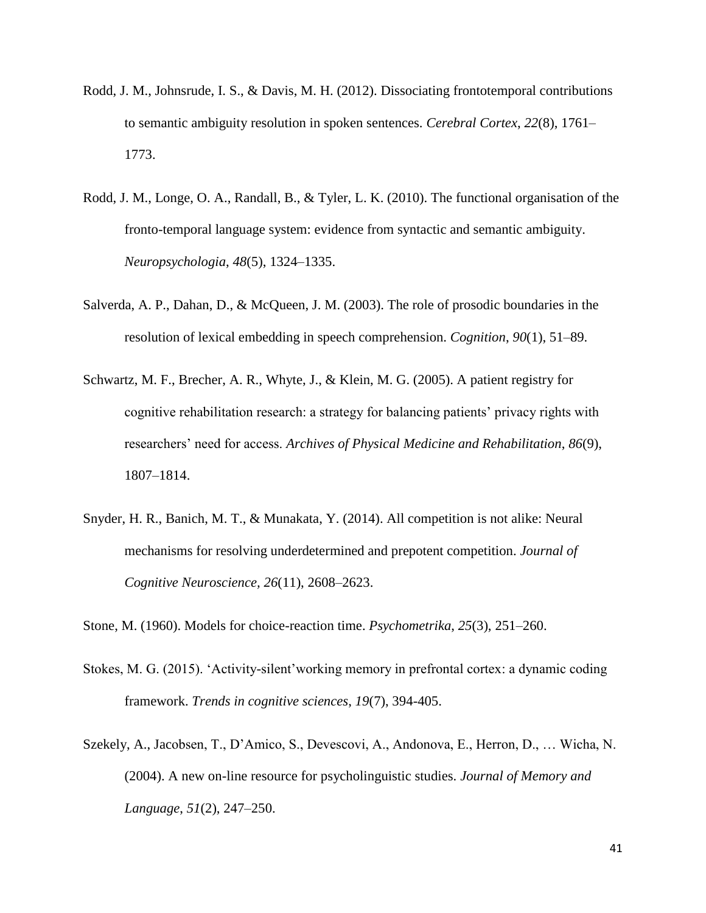Rodd, J. M., Johnsrude, I. S., & Davis, M. H. (2012). Dissociating frontotemporal contributions to semantic ambiguity resolution in spoken sentences. *Cerebral Cortex*, *22*(8), 1761–1773.

Rodd, J. M., Longe, O. A., Randall, B., & Tyler, L. K. (2010). The functional organisation of the fronto-temporal language system: evidence from syntactic and semantic ambiguity. *Neuropsychologia*, *48*(5), 1324–1335.

Salverda, A. P., Dahan, D., & McQueen, J. M. (2003). The role of prosodic boundaries in the resolution of lexical embedding in speech comprehension. *Cognition*, *90*(1), 51–89.

Schwartz, M. F., Brecher, A. R., Whyte, J., & Klein, M. G. (2005). A patient registry for cognitive rehabilitation research: a strategy for balancing patients' privacy rights with researchers' need for access. *Archives of Physical Medicine and Rehabilitation*, *86*(9), 1807–1814.

Snyder, H. R., Banich, M. T., & Munakata, Y. (2014). All competition is not alike: Neural mechanisms for resolving underdetermined and prepotent competition. *Journal of Cognitive Neuroscience*, *26*(11), 2608–2623.

Stone, M. (1960). Models for choice-reaction time. *Psychometrika*, *25*(3), 251–260.

Stokes, M. G. (2015). 'Activity-silent'working memory in prefrontal cortex: a dynamic coding framework. *Trends in cognitive sciences*, *19*(7), 394-405.

Szekely, A., Jacobsen, T., D'Amico, S., Devescovi, A., Andonova, E., Herron, D., … Wicha, N. (2004). A new on-line resource for psycholinguistic studies. *Journal of Memory and Language*, *51*(2), 247–250.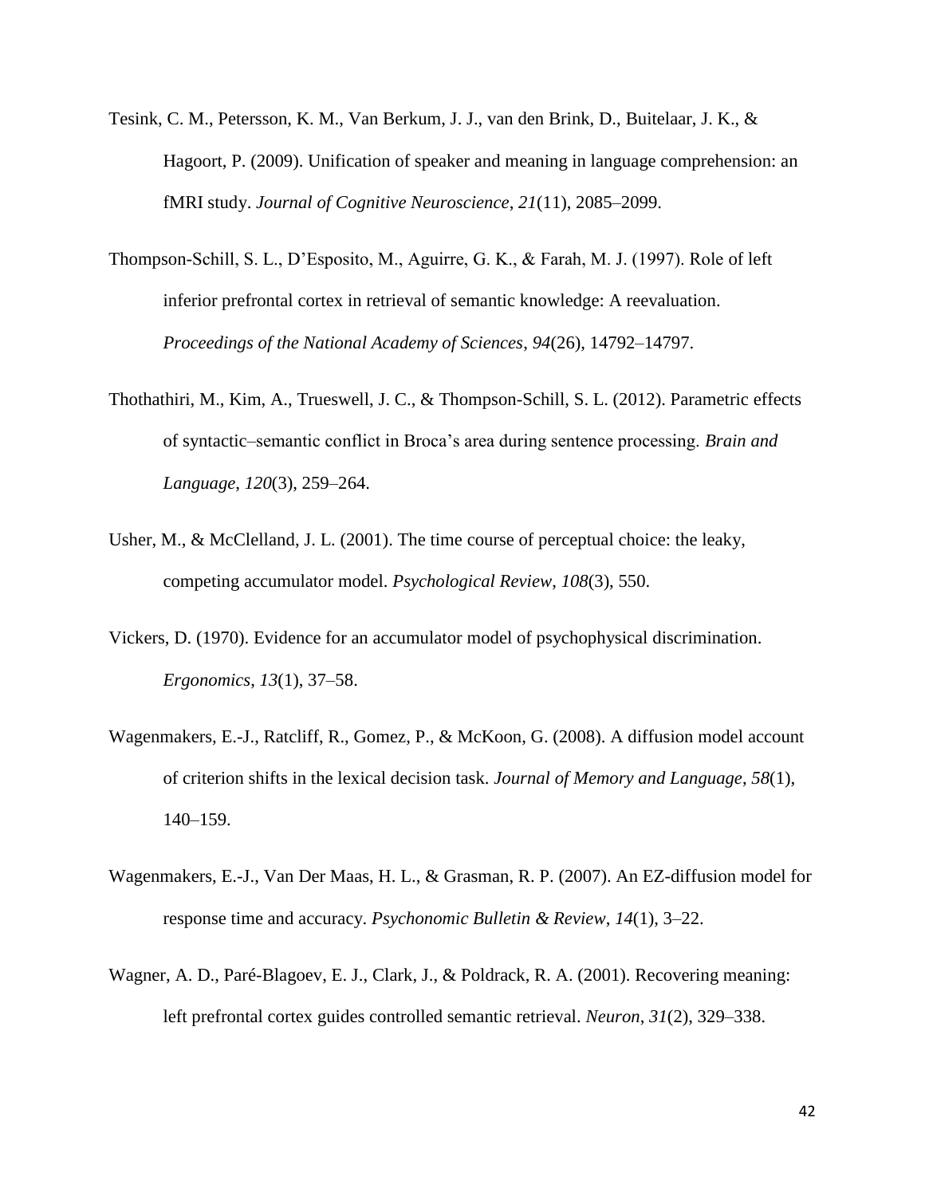Tesink, C. M., Petersson, K. M., Van Berkum, J. J., van den Brink, D., Buitelaar, J. K., & Hagoort, P. (2009). Unification of speaker and meaning in language comprehension: an fMRI study. *Journal of Cognitive Neuroscience*, *21*(11), 2085–2099.

Thompson-Schill, S. L., D'Esposito, M., Aguirre, G. K., & Farah, M. J. (1997). Role of left inferior prefrontal cortex in retrieval of semantic knowledge: A reevaluation. *Proceedings of the National Academy of Sciences*, *94*(26), 14792–14797.

Thothathiri, M., Kim, A., Trueswell, J. C., & Thompson-Schill, S. L. (2012). Parametric effects of syntactic–semantic conflict in Broca's area during sentence processing. *Brain and Language*, *120*(3), 259–264.

Usher, M., & McClelland, J. L. (2001). The time course of perceptual choice: the leaky, competing accumulator model. *Psychological Review*, *108*(3), 550.

Vickers, D. (1970). Evidence for an accumulator model of psychophysical discrimination. *Ergonomics*, *13*(1), 37–58.

Wagenmakers, E.-J., Ratcliff, R., Gomez, P., & McKoon, G. (2008). A diffusion model account of criterion shifts in the lexical decision task. *Journal of Memory and Language*, *58*(1), 140–159.

Wagenmakers, E.-J., Van Der Maas, H. L., & Grasman, R. P. (2007). An EZ-diffusion model for response time and accuracy. *Psychonomic Bulletin & Review*, *14*(1), 3–22.

Wagner, A. D., Paré-Blagoev, E. J., Clark, J., & Poldrack, R. A. (2001). Recovering meaning: left prefrontal cortex guides controlled semantic retrieval. *Neuron*, *31*(2), 329–338.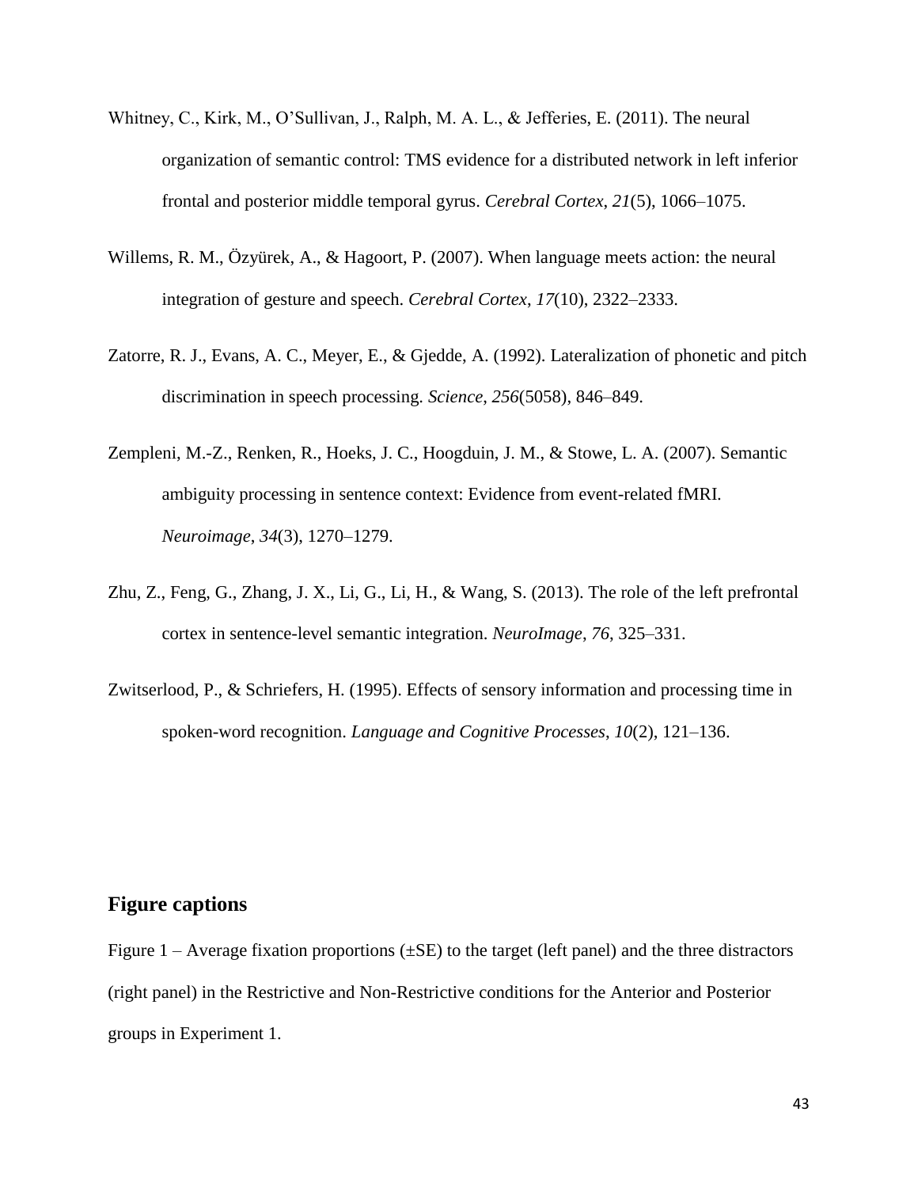Whitney, C., Kirk, M., O'Sullivan, J., Ralph, M. A. L., & Jefferies, E. (2011). The neural organization of semantic control: TMS evidence for a distributed network in left inferior frontal and posterior middle temporal gyrus. *Cerebral Cortex*, *21*(5), 1066–1075.

Willems, R. M., Özyürek, A., & Hagoort, P. (2007). When language meets action: the neural integration of gesture and speech. *Cerebral Cortex*, *17*(10), 2322–2333.

Zatorre, R. J., Evans, A. C., Meyer, E., & Gjedde, A. (1992). Lateralization of phonetic and pitch discrimination in speech processing. *Science*, *256*(5058), 846–849.

Zempleni, M.-Z., Renken, R., Hoeks, J. C., Hoogduin, J. M., & Stowe, L. A. (2007). Semantic ambiguity processing in sentence context: Evidence from event-related fMRI. *Neuroimage*, *34*(3), 1270–1279.

Zhu, Z., Feng, G., Zhang, J. X., Li, G., Li, H., & Wang, S. (2013). The role of the left prefrontal cortex in sentence-level semantic integration. *NeuroImage*, *76*, 325–331.

Zwitserlood, P., & Schriefers, H. (1995). Effects of sensory information and processing time in spoken-word recognition. *Language and Cognitive Processes*, *10*(2), 121–136.

## Figure captions

Figure 1 – Average fixation proportions (±SE) to the target (left panel) and the three distractors (right panel) in the Restrictive and Non-Restrictive conditions for the Anterior and Posterior groups in Experiment 1.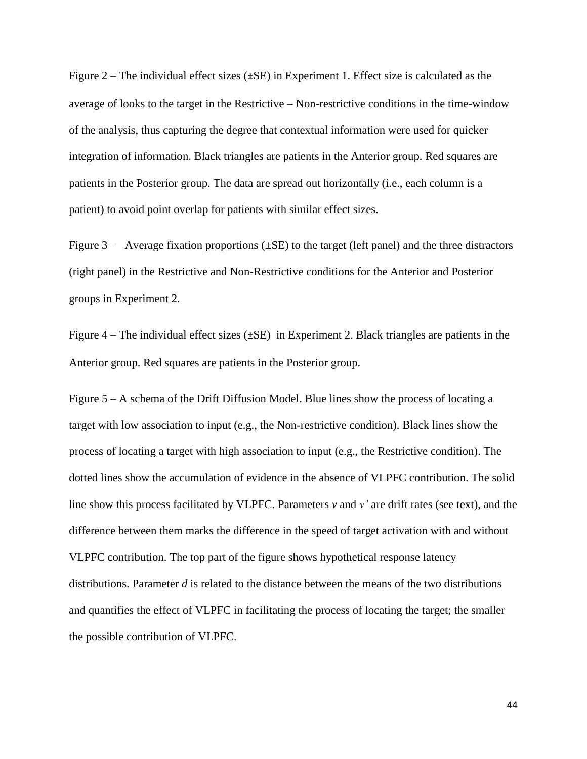Figure 2 – The individual effect sizes (±SE) in Experiment 1. Effect size is calculated as the average of looks to the target in the Restrictive – Non-restrictive conditions in the time-window of the analysis, thus capturing the degree that contextual information were used for quicker integration of information. Black triangles are patients in the Anterior group. Red squares are patients in the Posterior group. The data are spread out horizontally (i.e., each column is a patient) to avoid point overlap for patients with similar effect sizes.

Figure 3 – Average fixation proportions (±SE) to the target (left panel) and the three distractors (right panel) in the Restrictive and Non-Restrictive conditions for the Anterior and Posterior groups in Experiment 2.

Figure 4 – The individual effect sizes (±SE) in Experiment 2. Black triangles are patients in the Anterior group. Red squares are patients in the Posterior group.

Figure 5 – A schema of the Drift Diffusion Model. Blue lines show the process of locating a target with low association to input (e.g., the Non-restrictive condition). Black lines show the process of locating a target with high association to input (e.g., the Restrictive condition). The dotted lines show the accumulation of evidence in the absence of VLPFC contribution. The solid line show this process facilitated by VLPFC. Parameters $v$ and $v'$ are drift rates (see text), and the difference between them marks the difference in the speed of target activation with and without VLPFC contribution. The top part of the figure shows hypothetical response latency distributions. Parameter $d$ is related to the distance between the means of the two distributions and quantifies the effect of VLPFC in facilitating the process of locating the target; the smaller the possible contribution of VLPFC.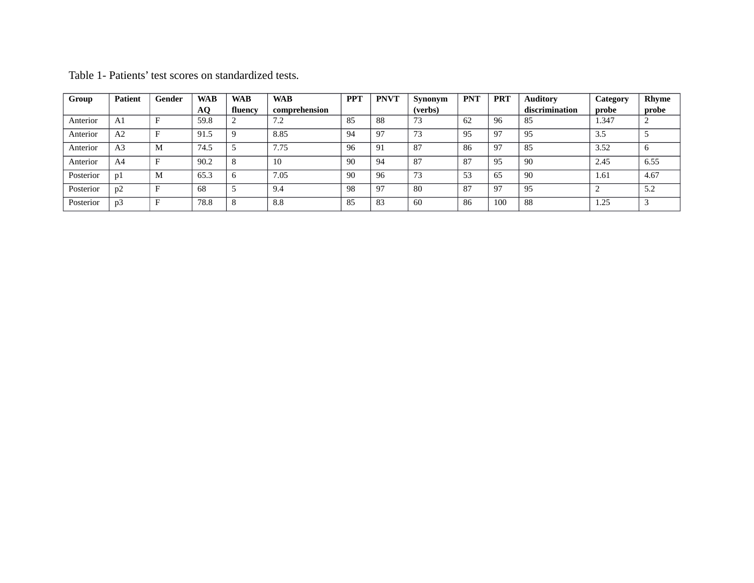Table 1- Patients' test scores on standardized tests.

| Group | Patient | Gender | WAB AQ | WAB fluency | WAB comprehension | PPT | PNVT | Synonym (verbs) | PNT | PRT | Auditory discrimination | Category probe | Rhyme probe |
|---|---|---|---|---|---|---|---|---|---|---|---|---|---|
| Anterior | A1 | F | 59.8 | 2 | 7.2 | 85 | 88 | 73 | 62 | 96 | 85 | 1.347 | 2 |
| Anterior | A2 | F | 91.5 | 9 | 8.85 | 94 | 97 | 73 | 95 | 97 | 95 | 3.5 | 5 |
| Anterior | A3 | M | 74.5 | 5 | 7.75 | 96 | 91 | 87 | 86 | 97 | 85 | 3.52 | 6 |
| Anterior | A4 | F | 90.2 | 8 | 10 | 90 | 94 | 87 | 87 | 95 | 90 | 2.45 | 6.55 |
| Posterior | p1 | M | 65.3 | 6 | 7.05 | 90 | 96 | 73 | 53 | 65 | 90 | 1.61 | 4.67 |
| Posterior | p2 | F | 68 | 5 | 9.4 | 98 | 97 | 80 | 87 | 97 | 95 | 2 | 5.2 |
| Posterior | p3 | F | 78.8 | 8 | 8.8 | 85 | 83 | 60 | 86 | 100 | 88 | 1.25 | 3 |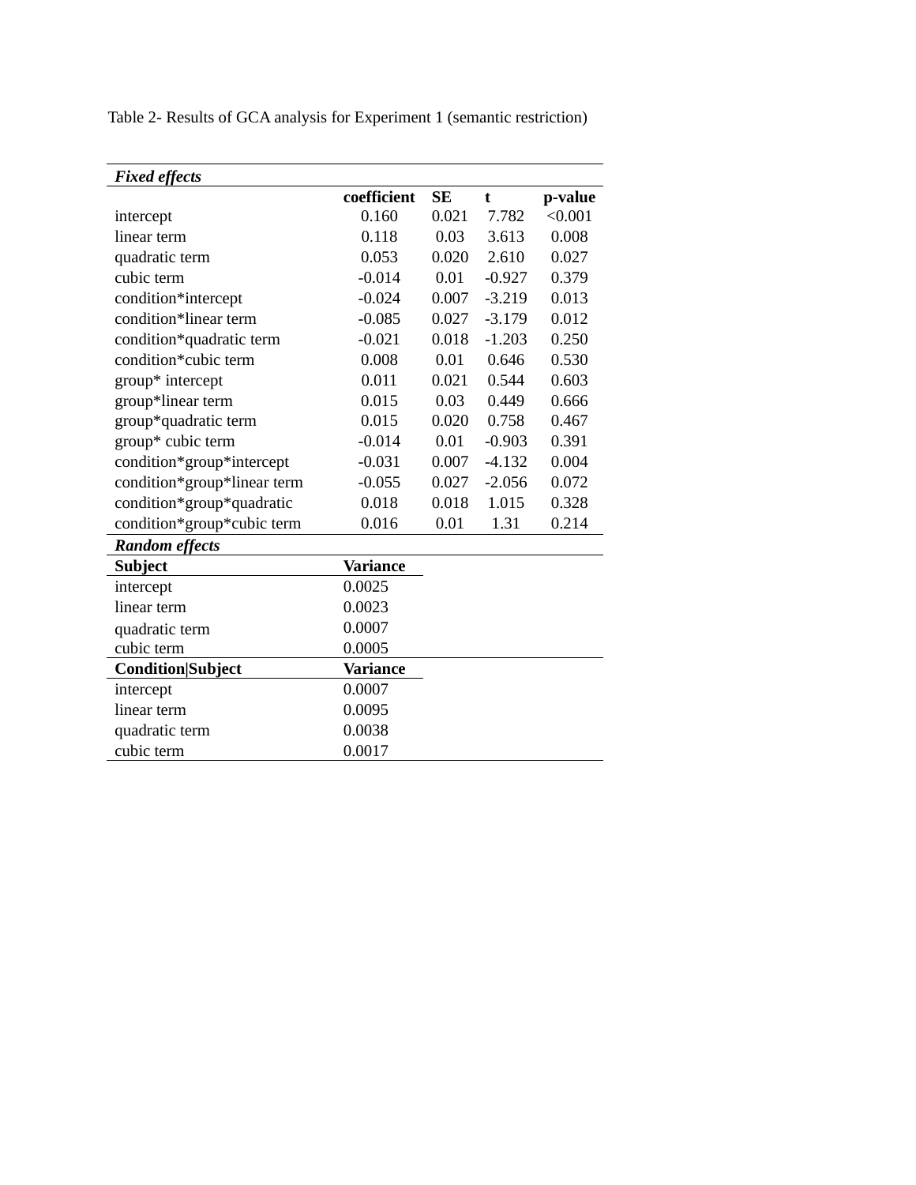Table 2- Results of GCA analysis for Experiment 1 (semantic restriction)

| ***Fixed effects*** | | | | |
|---|---|---|---|---|
| | **coefficient** | **SE** | **t** | **p-value** |
| intercept | 0.160 | 0.021 | 7.782 | <0.001 |
| linear term | 0.118 | 0.03 | 3.613 | 0.008 |
| quadratic term | 0.053 | 0.020 | 2.610 | 0.027 |
| cubic term | -0.014 | 0.01 | -0.927 | 0.379 |
| condition*intercept | -0.024 | 0.007 | -3.219 | 0.013 |
| condition*linear term | -0.085 | 0.027 | -3.179 | 0.012 |
| condition*quadratic term | -0.021 | 0.018 | -1.203 | 0.250 |
| condition*cubic term | 0.008 | 0.01 | 0.646 | 0.530 |
| group* intercept | 0.011 | 0.021 | 0.544 | 0.603 |
| group*linear term | 0.015 | 0.03 | 0.449 | 0.666 |
| group*quadratic term | 0.015 | 0.020 | 0.758 | 0.467 |
| group* cubic term | -0.014 | 0.01 | -0.903 | 0.391 |
| condition*group*intercept | -0.031 | 0.007 | -4.132 | 0.004 |
| condition*group*linear term | -0.055 | 0.027 | -2.056 | 0.072 |
| condition*group*quadratic | 0.018 | 0.018 | 1.015 | 0.328 |
| condition*group*cubic term | 0.016 | 0.01 | 1.31 | 0.214 |
| ***Random effects*** | | | | |
| **Subject** | **Variance** | | | |
| intercept | 0.0025 | | | |
| linear term | 0.0023 | | | |
| quadratic term | 0.0007 | | | |
| cubic term | 0.0005 | | | |
| **Condition\|Subject** | **Variance** | | | |
| intercept | 0.0007 | | | |
| linear term | 0.0095 | | | |
| quadratic term | 0.0038 | | | |
| cubic term | 0.0017 | | | |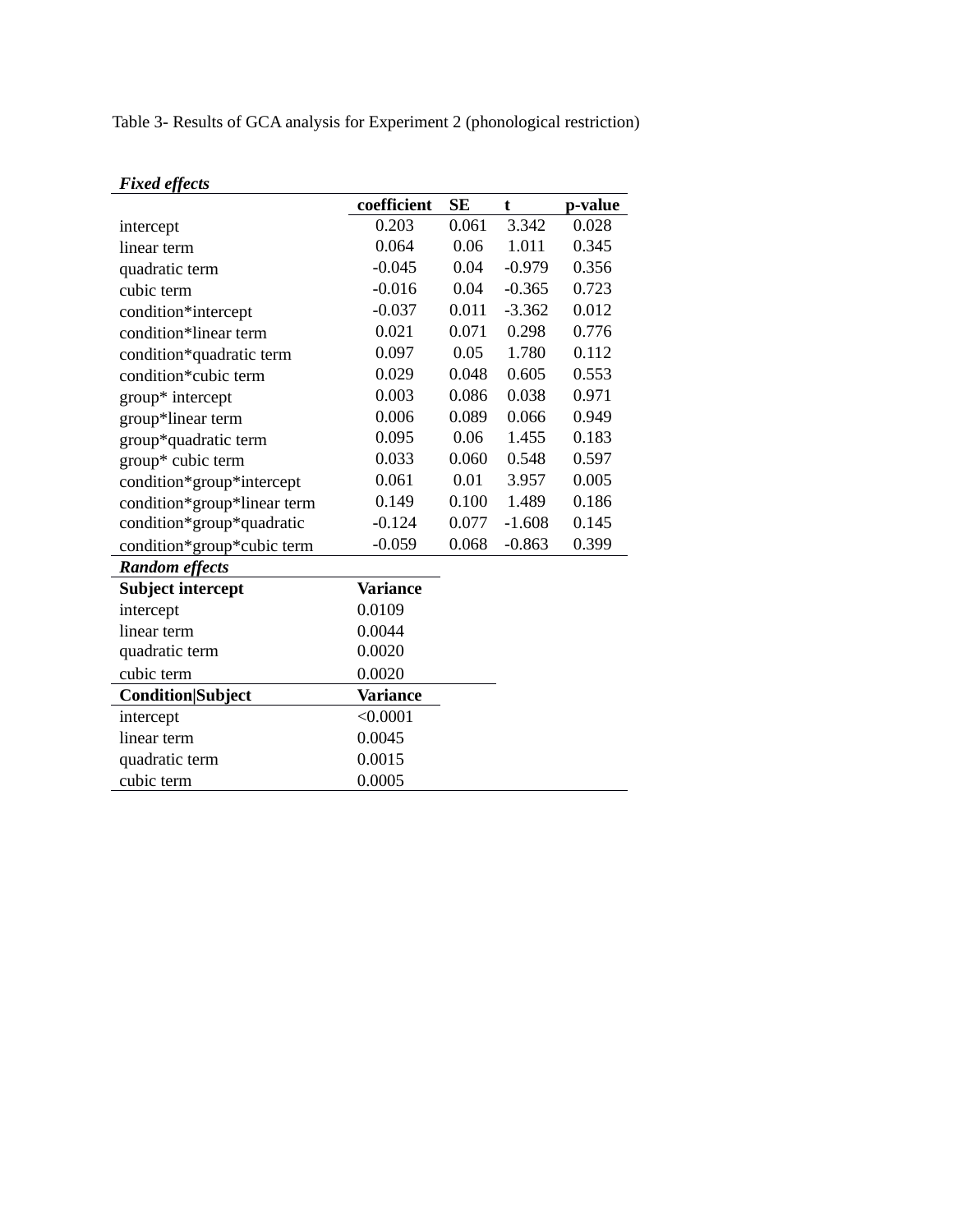Table 3- Results of GCA analysis for Experiment 2 (phonological restriction)

| ***Fixed effects*** | **coefficient** | **SE** | **t** | **p-value** |
|---|---|---|---|---|
| intercept | 0.203 | 0.061 | 3.342 | 0.028 |
| linear term | 0.064 | 0.06 | 1.011 | 0.345 |
| quadratic term | -0.045 | 0.04 | -0.979 | 0.356 |
| cubic term | -0.016 | 0.04 | -0.365 | 0.723 |
| condition*intercept | -0.037 | 0.011 | -3.362 | 0.012 |
| condition*linear term | 0.021 | 0.071 | 0.298 | 0.776 |
| condition*quadratic term | 0.097 | 0.05 | 1.780 | 0.112 |
| condition*cubic term | 0.029 | 0.048 | 0.605 | 0.553 |
| group* intercept | 0.003 | 0.086 | 0.038 | 0.971 |
| group*linear term | 0.006 | 0.089 | 0.066 | 0.949 |
| group*quadratic term | 0.095 | 0.06 | 1.455 | 0.183 |
| group* cubic term | 0.033 | 0.060 | 0.548 | 0.597 |
| condition*group*intercept | 0.061 | 0.01 | 3.957 | 0.005 |
| condition*group*linear term | 0.149 | 0.100 | 1.489 | 0.186 |
| condition*group*quadratic | -0.124 | 0.077 | -1.608 | 0.145 |
| condition*group*cubic term | -0.059 | 0.068 | -0.863 | 0.399 |

| ***Random effects*** | |
|---|---|
| **Subject intercept** | **Variance** |
| intercept | 0.0109 |
| linear term | 0.0044 |
| quadratic term | 0.0020 |
| cubic term | 0.0020 |
| **Condition\|Subject** | **Variance** |
| intercept | <0.0001 |
| linear term | 0.0045 |
| quadratic term | 0.0015 |
| cubic term | 0.0005 |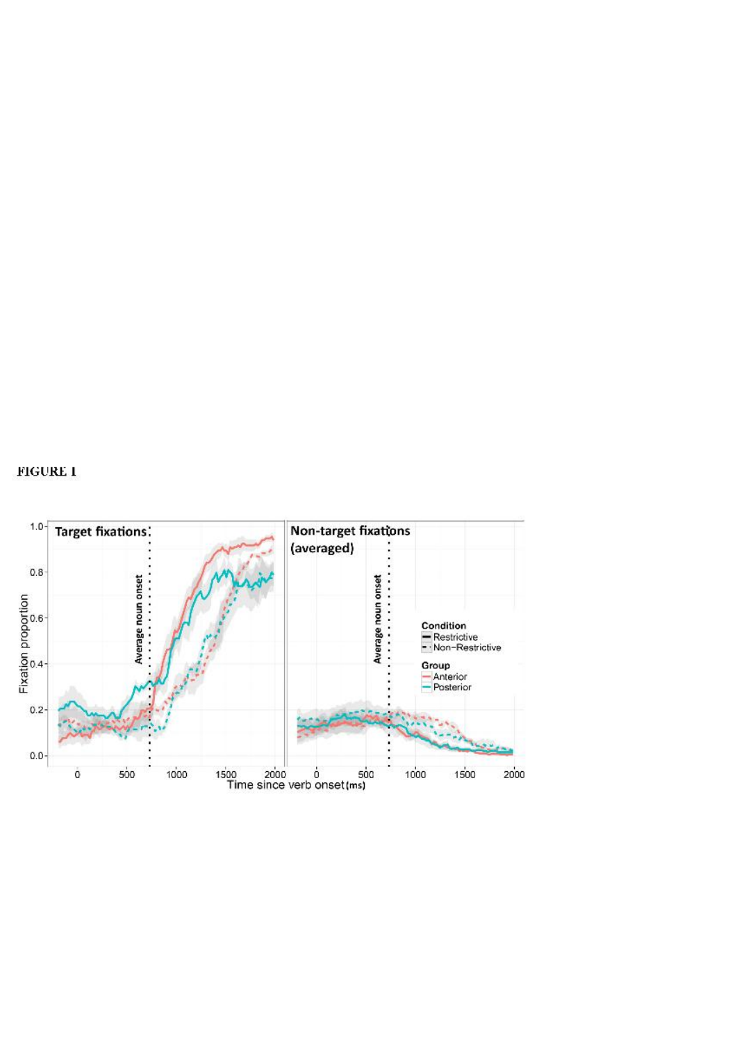FIGURE 1

Target fixations

Non-target fixations
(averaged)

Fixation proportion

1.0
0.8
0.6
0.4
0.2
0.0

Average noun onset

Average noun onset

Condition
Restrictive
Non-Restrictive

Group
Anterior
Posterior

0
500
1000
1500
2000

0
500
1000
1500
2000

Time since verb onset (ms)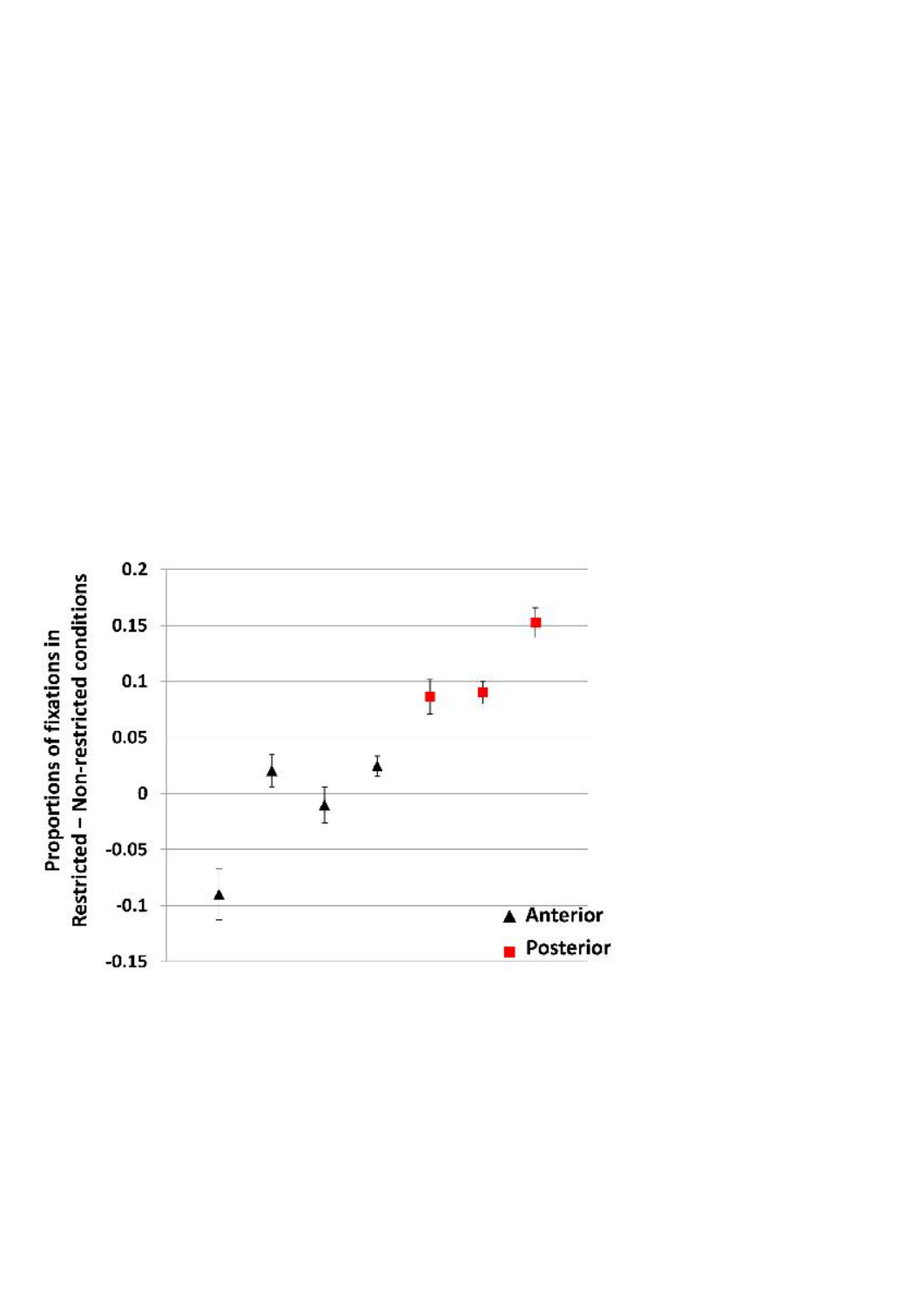Proportions of fixations in Restricted – Non-restricted conditions

0.2

0.15

0.1

0.05

0

-0.05

-0.1

-0.15

▲ Anterior

■ Posterior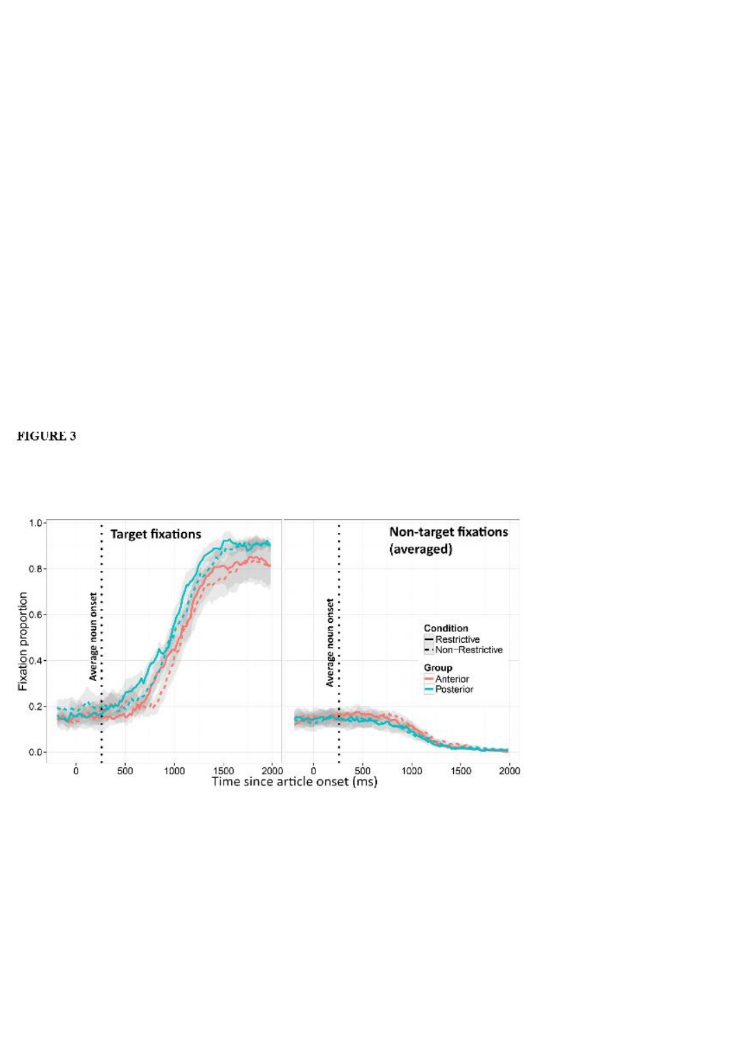FIGURE 3

Target fixations

Non-target fixations
(averaged)

Fixation proportion

1.0
0.8
0.6
0.4
0.2
0.0

Average noun onset

Average noun onset

Condition
Restrictive
Non−Restrictive

Group
Anterior
Posterior

0
500
1000
1500
2000

0
500
1000
1500
2000

Time since article onset (ms)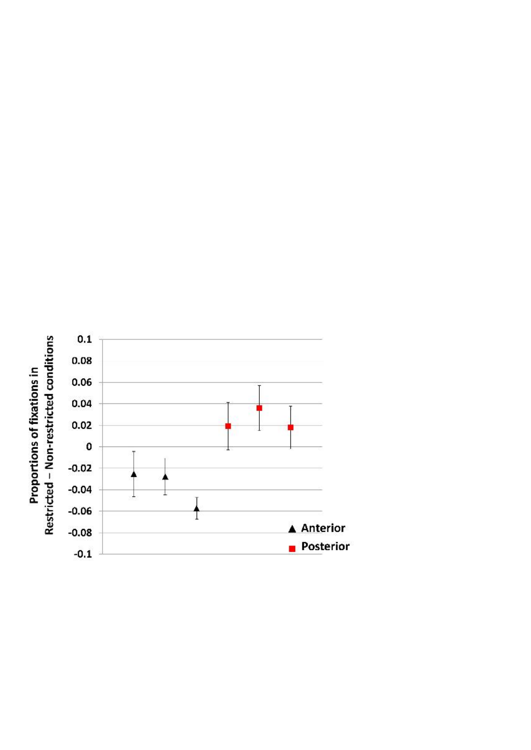Proportions of fixations in
Restricted – Non-restricted conditions

0.1
0.08
0.06
0.04
0.02
0
-0.02
-0.04
-0.06
-0.08
-0.1

▲ Anterior
■ Posterior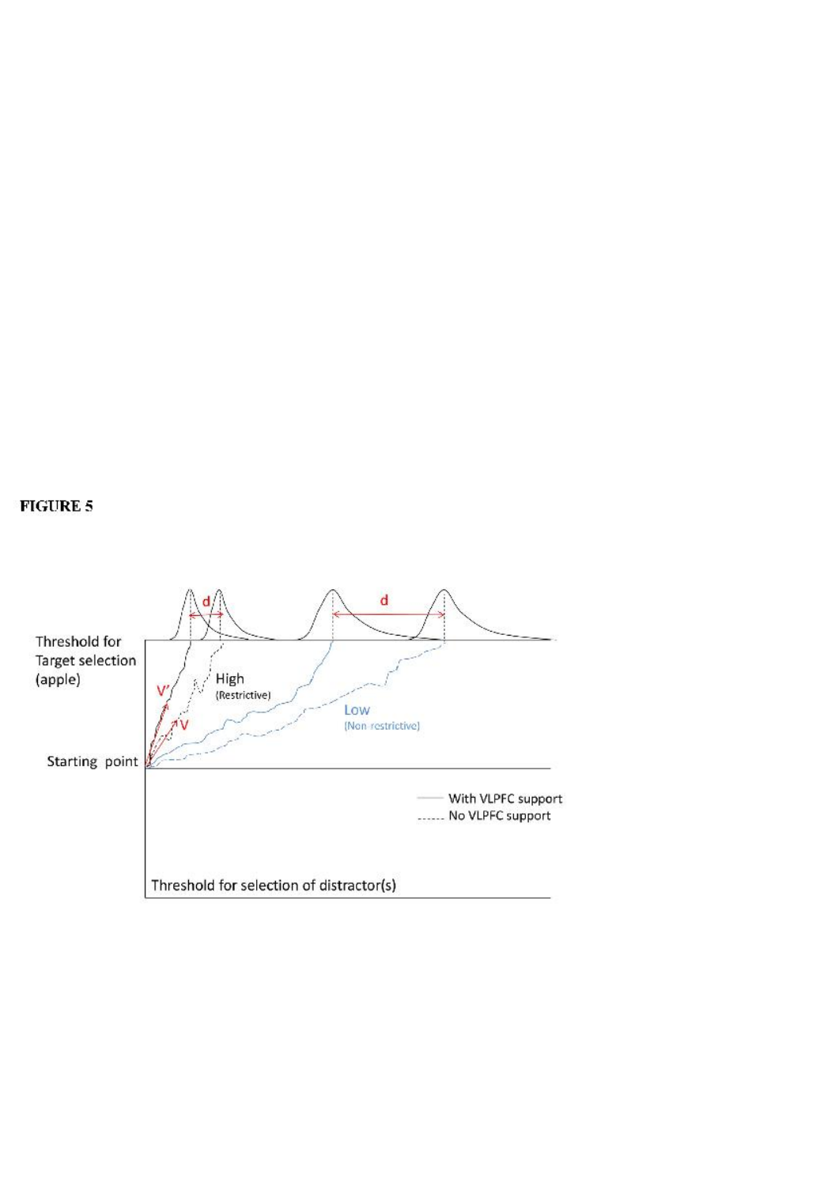**FIGURE 5**

d

d

Threshold for Target selection (apple)

V'

V

High
(Restrictive)

Low
(Non-restrictive)

Starting point

With VLPFC support

No VLPFC support

Threshold for selection of distractor(s)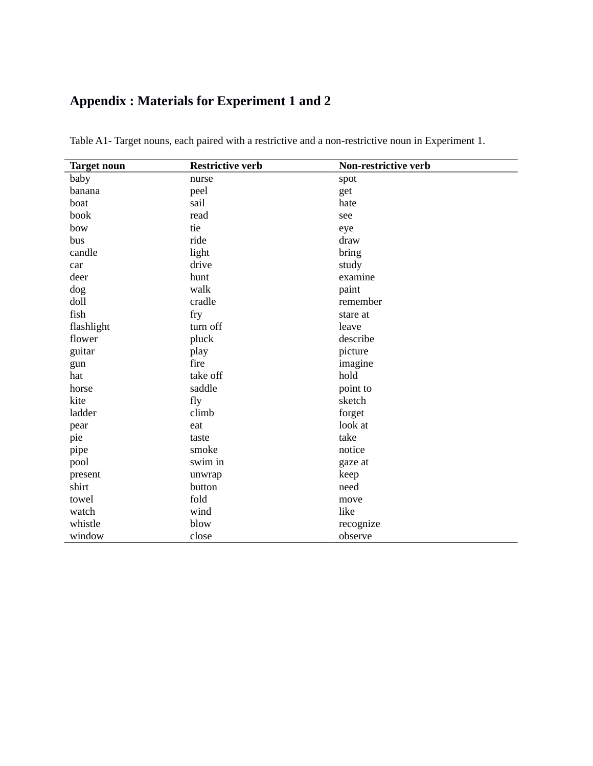## Appendix : Materials for Experiment 1 and 2

Table A1- Target nouns, each paired with a restrictive and a non-restrictive noun in Experiment 1.

| Target noun | Restrictive verb | Non-restrictive verb |
|---|---|---|
| baby | nurse | spot |
| banana | peel | get |
| boat | sail | hate |
| book | read | see |
| bow | tie | eye |
| bus | ride | draw |
| candle | light | bring |
| car | drive | study |
| deer | hunt | examine |
| dog | walk | paint |
| doll | cradle | remember |
| fish | fry | stare at |
| flashlight | turn off | leave |
| flower | pluck | describe |
| guitar | play | picture |
| gun | fire | imagine |
| hat | take off | hold |
| horse | saddle | point to |
| kite | fly | sketch |
| ladder | climb | forget |
| pear | eat | look at |
| pie | taste | take |
| pipe | smoke | notice |
| pool | swim in | gaze at |
| present | unwrap | keep |
| shirt | button | need |
| towel | fold | move |
| watch | wind | like |
| whistle | blow | recognize |
| window | close | observe |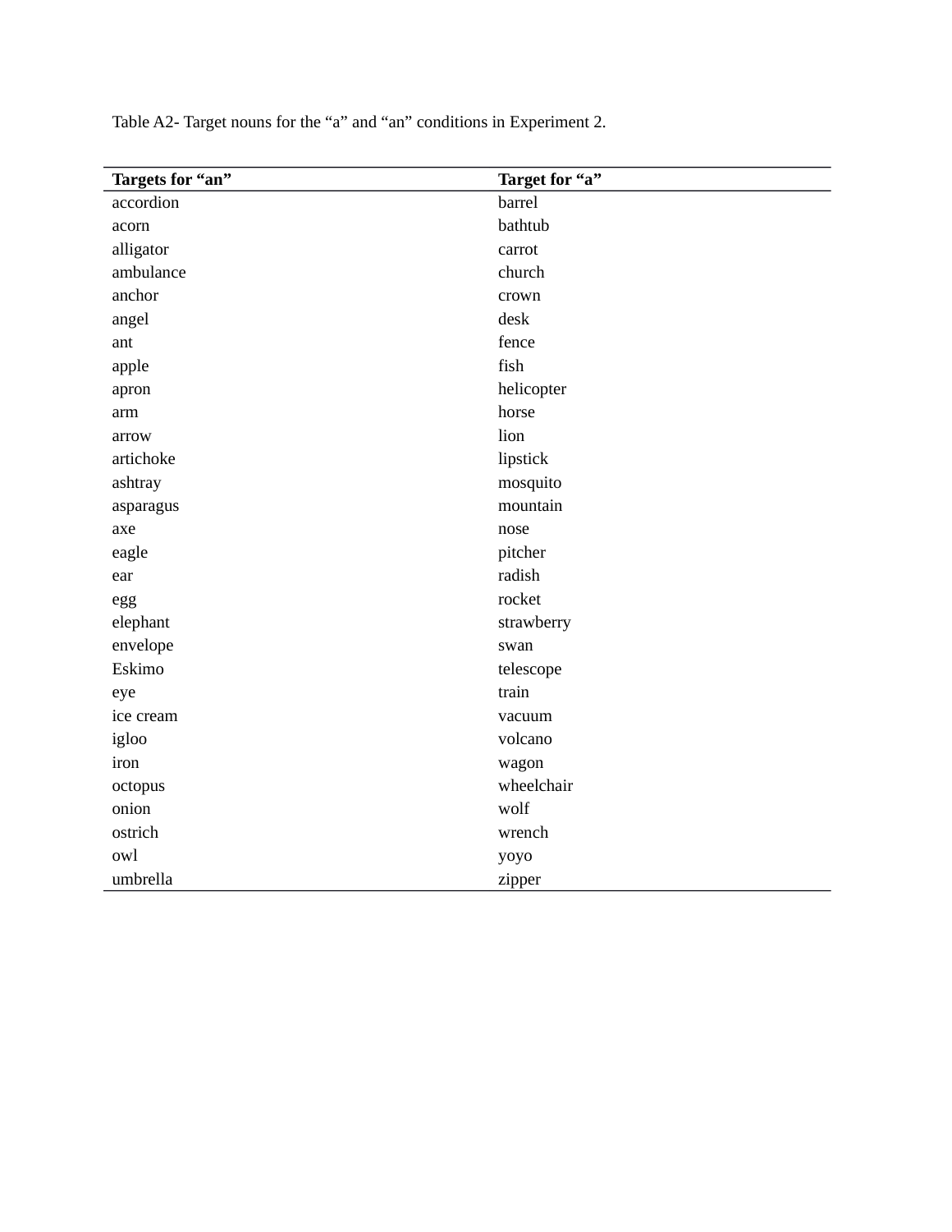Table A2- Target nouns for the “a” and “an” conditions in Experiment 2.

| Targets for “an” | Target for “a” |
|---|---|
| accordion | barrel |
| acorn | bathtub |
| alligator | carrot |
| ambulance | church |
| anchor | crown |
| angel | desk |
| ant | fence |
| apple | fish |
| apron | helicopter |
| arm | horse |
| arrow | lion |
| artichoke | lipstick |
| ashtray | mosquito |
| asparagus | mountain |
| axe | nose |
| eagle | pitcher |
| ear | radish |
| egg | rocket |
| elephant | strawberry |
| envelope | swan |
| Eskimo | telescope |
| eye | train |
| ice cream | vacuum |
| igloo | volcano |
| iron | wagon |
| octopus | wheelchair |
| onion | wolf |
| ostrich | wrench |
| owl | yoyo |
| umbrella | zipper |